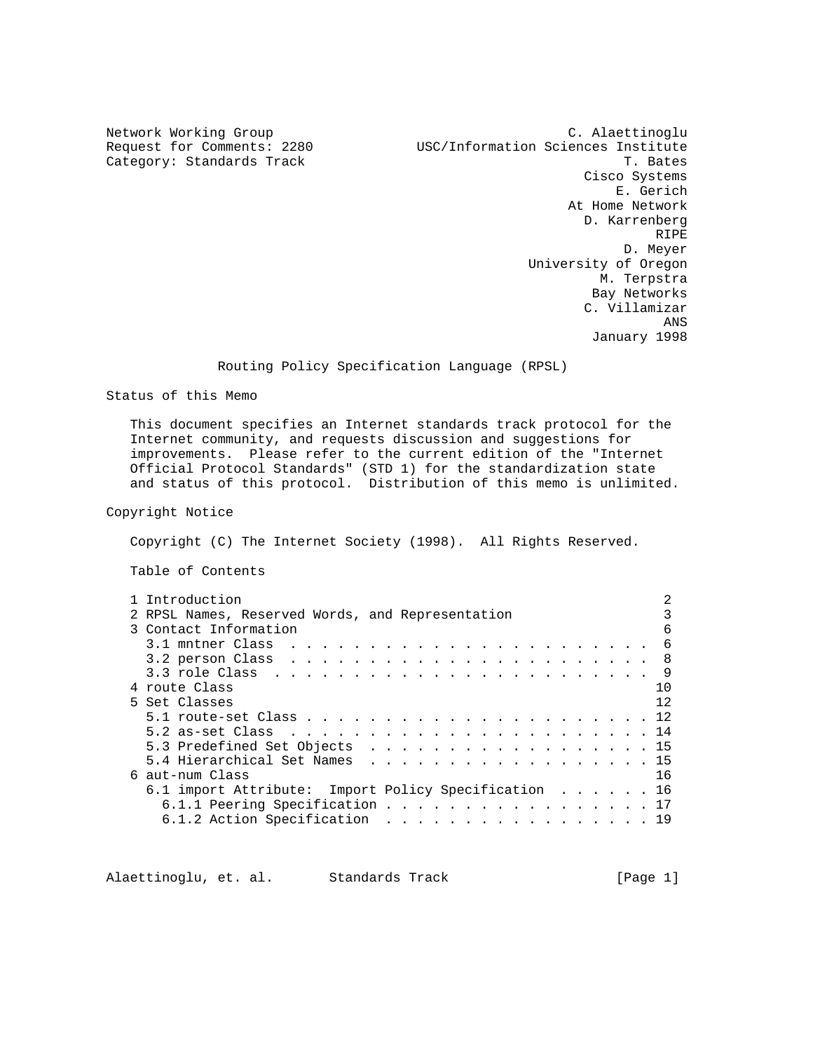Network Working Group — C. Alaettinoglu
Request for Comments: 2280 — USC/Information Sciences Institute
Category: Standards Track — T. Bates, Cisco Systems
E. Gerich, At Home Network
D. Karrenberg, RIPE
D. Meyer, University of Oregon
M. Terpstra, Bay Networks
C. Villamizar, ANS
January 1998

# Routing Policy Specification Language (RPSL)

## Status of this Memo

This document specifies an Internet standards track protocol for the Internet community, and requests discussion and suggestions for improvements. Please refer to the current edition of the "Internet Official Protocol Standards" (STD 1) for the standardization state and status of this protocol. Distribution of this memo is unlimited.

## Copyright Notice

Copyright (C) The Internet Society (1998). All Rights Reserved.

## Table of Contents

```
1 Introduction                                                     2
2 RPSL Names, Reserved Words, and Representation                   3
3 Contact Information                                              6
  3.1 mntner Class  . . . . . . . . . . . . . . . . . . . . . . .  6
  3.2 person Class  . . . . . . . . . . . . . . . . . . . . . . .  8
  3.3 role Class  . . . . . . . . . . . . . . . . . . . . . . . .  9
4 route Class                                                     10
5 Set Classes                                                     12
  5.1 route-set Class . . . . . . . . . . . . . . . . . . . . . . 12
  5.2 as-set Class  . . . . . . . . . . . . . . . . . . . . . . . 14
  5.3 Predefined Set Objects  . . . . . . . . . . . . . . . . . . 15
  5.4 Hierarchical Set Names  . . . . . . . . . . . . . . . . . . 15
6 aut-num Class                                                   16
  6.1 import Attribute:  Import Policy Specification  . . . . . . 16
    6.1.1 Peering Specification . . . . . . . . . . . . . . . . . 17
    6.1.2 Action Specification  . . . . . . . . . . . . . . . . . 19
```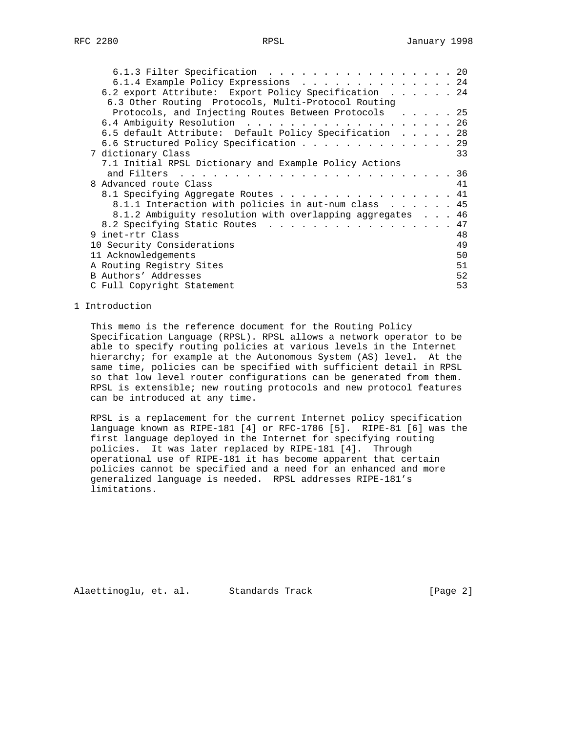```
      6.1.3 Filter Specification . . . . . . . . . . . . . . . . . . 20
      6.1.4 Example Policy Expressions . . . . . . . . . . . . . . . 24
    6.2 export Attribute:  Export Policy Specification  . . . . . . 24
     6.3 Other Routing  Protocols, Multi-Protocol Routing
      Protocols, and Injecting Routes Between Protocols   . . . . . 25
    6.4 Ambiguity Resolution . . . . . . . . . . . . . . . . . . . . 26
    6.5 default Attribute:  Default Policy Specification  . . . . . 28
    6.6 Structured Policy Specification . . . . . . . . . . . . . . 29
  7 dictionary Class                                                33
    7.1 Initial RPSL Dictionary and Example Policy Actions
     and Filters  . . . . . . . . . . . . . . . . . . . . . . . . . 36
  8 Advanced route Class                                            41
    8.1 Specifying Aggregate Routes . . . . . . . . . . . . . . . . 41
      8.1.1 Interaction with policies in aut-num class  . . . . . . 45
      8.1.2 Ambiguity resolution with overlapping aggregates  . . . 46
    8.2 Specifying Static Routes  . . . . . . . . . . . . . . . . . 47
  9 inet-rtr Class                                                  48
  10 Security Considerations                                        49
  11 Acknowledgements                                               50
  A Routing Registry Sites                                          51
  B Authors' Addresses                                              52
  C Full Copyright Statement                                        53
```

# 1 Introduction

This memo is the reference document for the Routing Policy Specification Language (RPSL). RPSL allows a network operator to be able to specify routing policies at various levels in the Internet hierarchy; for example at the Autonomous System (AS) level. At the same time, policies can be specified with sufficient detail in RPSL so that low level router configurations can be generated from them. RPSL is extensible; new routing protocols and new protocol features can be introduced at any time.

RPSL is a replacement for the current Internet policy specification language known as RIPE-181 [4] or RFC-1786 [5]. RIPE-81 [6] was the first language deployed in the Internet for specifying routing policies. It was later replaced by RIPE-181 [4]. Through operational use of RIPE-181 it has become apparent that certain policies cannot be specified and a need for an enhanced and more generalized language is needed. RPSL addresses RIPE-181's limitations.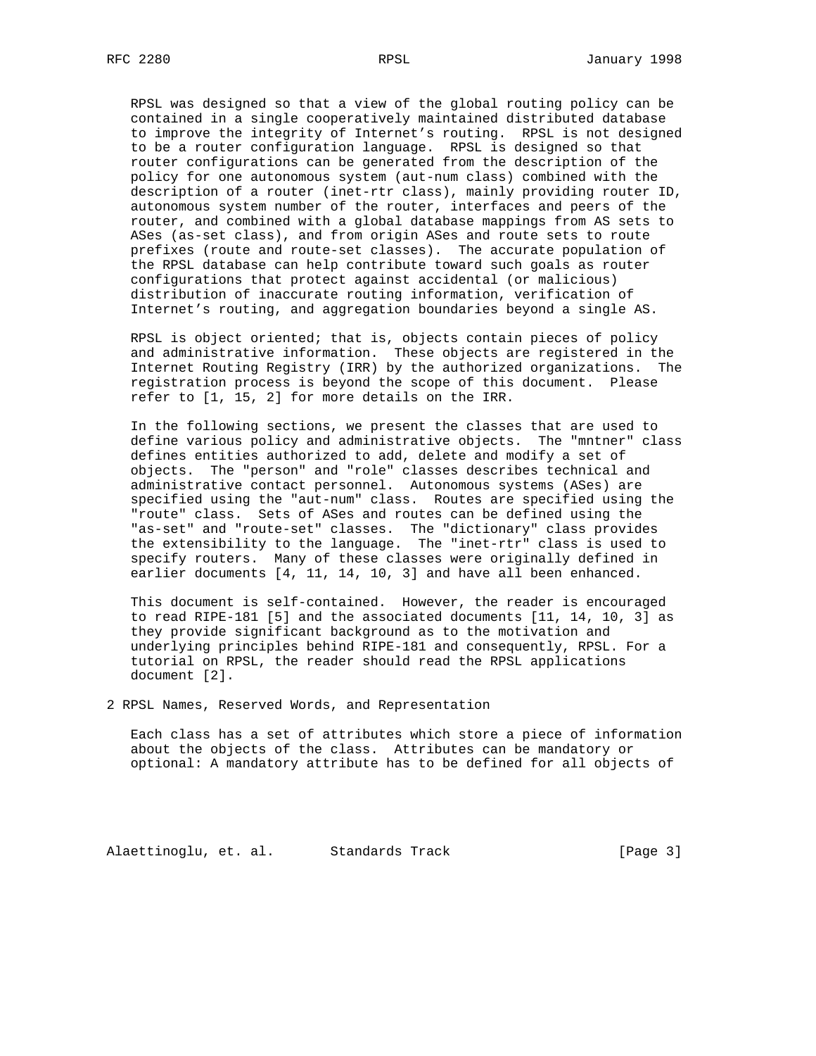RPSL was designed so that a view of the global routing policy can be contained in a single cooperatively maintained distributed database to improve the integrity of Internet's routing. RPSL is not designed to be a router configuration language. RPSL is designed so that router configurations can be generated from the description of the policy for one autonomous system (aut-num class) combined with the description of a router (inet-rtr class), mainly providing router ID, autonomous system number of the router, interfaces and peers of the router, and combined with a global database mappings from AS sets to ASes (as-set class), and from origin ASes and route sets to route prefixes (route and route-set classes). The accurate population of the RPSL database can help contribute toward such goals as router configurations that protect against accidental (or malicious) distribution of inaccurate routing information, verification of Internet's routing, and aggregation boundaries beyond a single AS.

RPSL is object oriented; that is, objects contain pieces of policy and administrative information. These objects are registered in the Internet Routing Registry (IRR) by the authorized organizations. The registration process is beyond the scope of this document. Please refer to [1, 15, 2] for more details on the IRR.

In the following sections, we present the classes that are used to define various policy and administrative objects. The "mntner" class defines entities authorized to add, delete and modify a set of objects. The "person" and "role" classes describes technical and administrative contact personnel. Autonomous systems (ASes) are specified using the "aut-num" class. Routes are specified using the "route" class. Sets of ASes and routes can be defined using the "as-set" and "route-set" classes. The "dictionary" class provides the extensibility to the language. The "inet-rtr" class is used to specify routers. Many of these classes were originally defined in earlier documents [4, 11, 14, 10, 3] and have all been enhanced.

This document is self-contained. However, the reader is encouraged to read RIPE-181 [5] and the associated documents [11, 14, 10, 3] as they provide significant background as to the motivation and underlying principles behind RIPE-181 and consequently, RPSL. For a tutorial on RPSL, the reader should read the RPSL applications document [2].

## 2 RPSL Names, Reserved Words, and Representation

Each class has a set of attributes which store a piece of information about the objects of the class. Attributes can be mandatory or optional: A mandatory attribute has to be defined for all objects of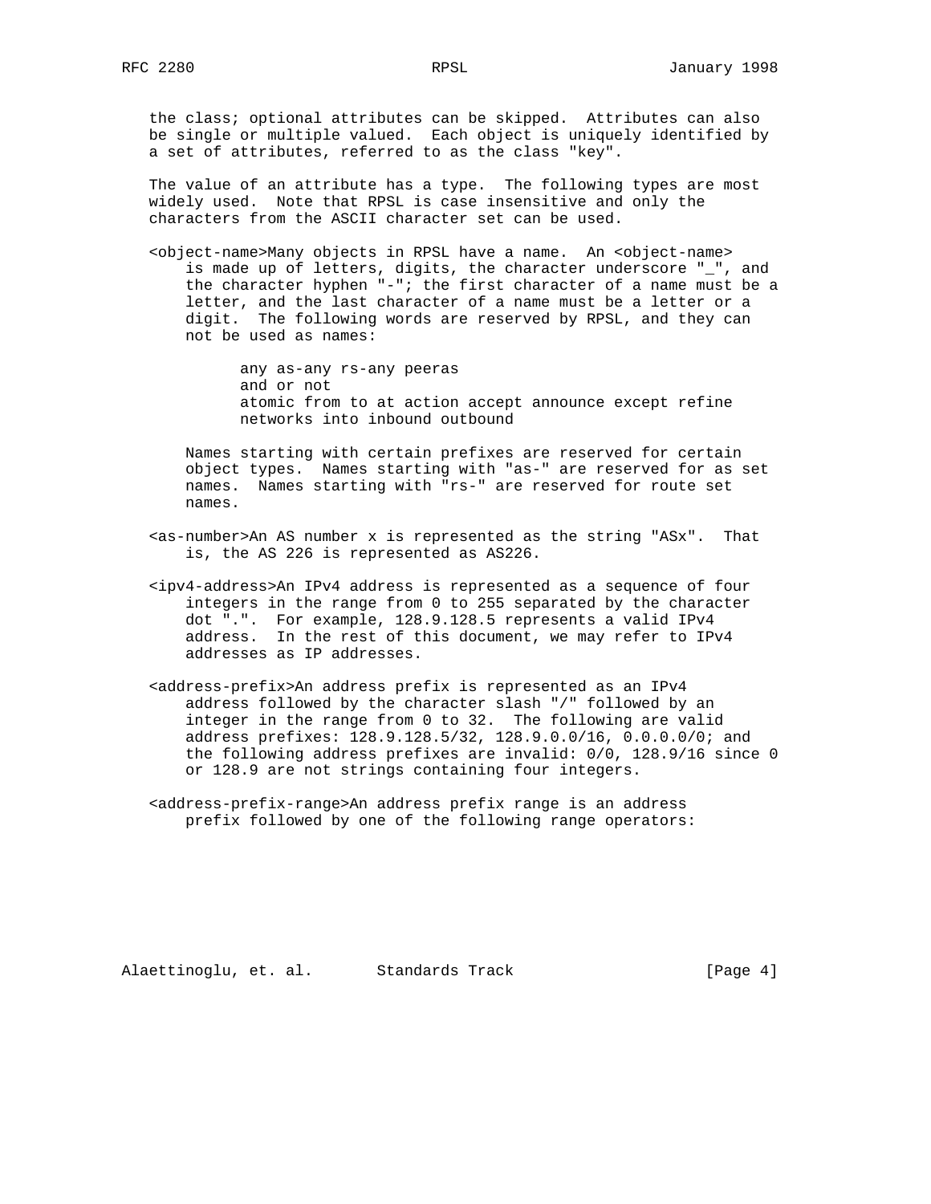the class; optional attributes can be skipped. Attributes can also be single or multiple valued. Each object is uniquely identified by a set of attributes, referred to as the class "key".

The value of an attribute has a type. The following types are most widely used. Note that RPSL is case insensitive and only the characters from the ASCII character set can be used.

<object-name>Many objects in RPSL have a name. An <object-name> is made up of letters, digits, the character underscore "_", and the character hyphen "-"; the first character of a name must be a letter, and the last character of a name must be a letter or a digit. The following words are reserved by RPSL, and they can not be used as names:

```
any as-any rs-any peeras
and or not
atomic from to at action accept announce except refine
networks into inbound outbound
```

Names starting with certain prefixes are reserved for certain object types. Names starting with "as-" are reserved for as set names. Names starting with "rs-" are reserved for route set names.

<as-number>An AS number x is represented as the string "ASx". That is, the AS 226 is represented as AS226.

<ipv4-address>An IPv4 address is represented as a sequence of four integers in the range from 0 to 255 separated by the character dot ".". For example, 128.9.128.5 represents a valid IPv4 address. In the rest of this document, we may refer to IPv4 addresses as IP addresses.

<address-prefix>An address prefix is represented as an IPv4 address followed by the character slash "/" followed by an integer in the range from 0 to 32. The following are valid address prefixes: 128.9.128.5/32, 128.9.0.0/16, 0.0.0.0/0; and the following address prefixes are invalid: 0/0, 128.9/16 since 0 or 128.9 are not strings containing four integers.

<address-prefix-range>An address prefix range is an address prefix followed by one of the following range operators: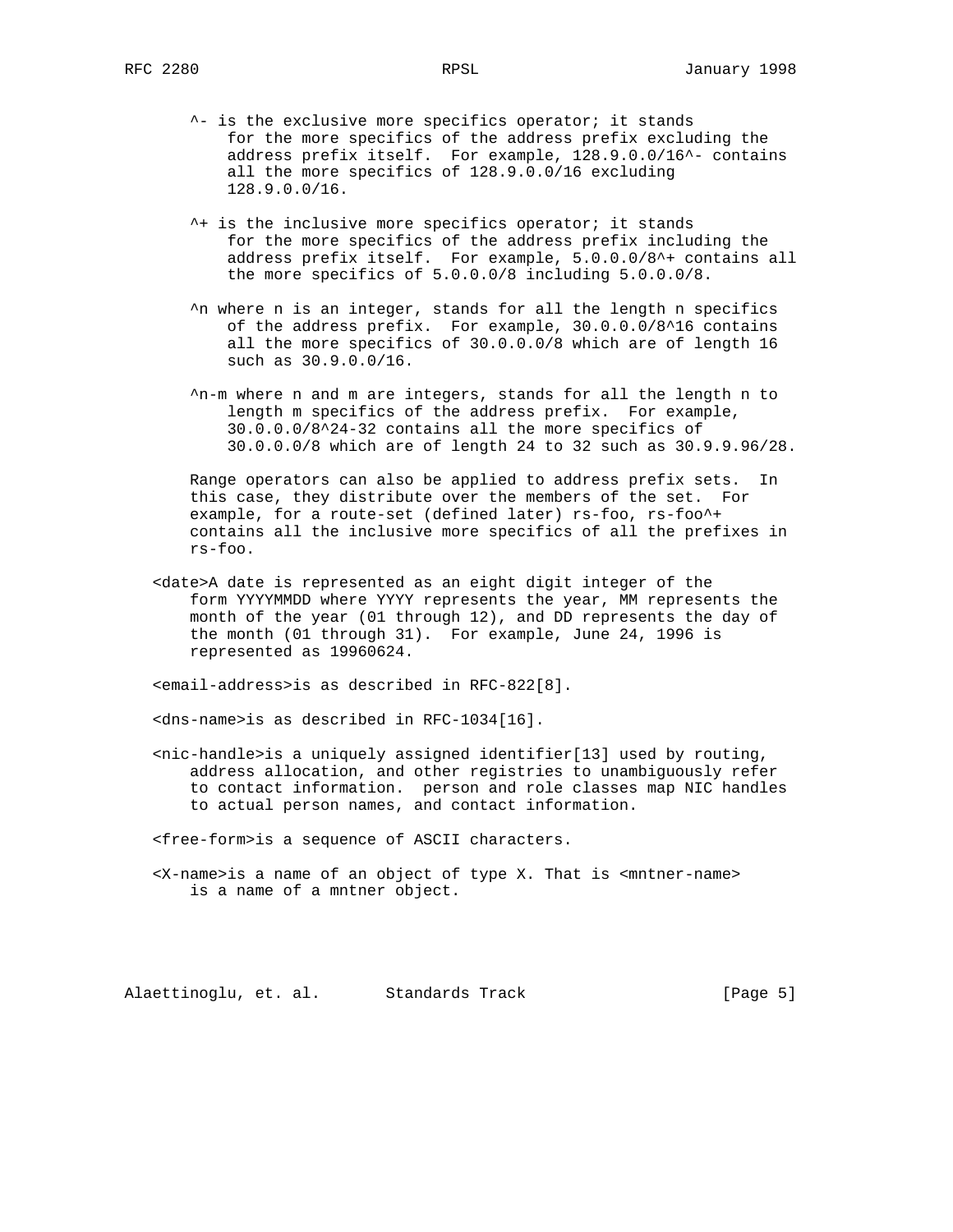^- is the exclusive more specifics operator; it stands for the more specifics of the address prefix excluding the address prefix itself. For example, 128.9.0.0/16^- contains all the more specifics of 128.9.0.0/16 excluding 128.9.0.0/16.

^+ is the inclusive more specifics operator; it stands for the more specifics of the address prefix including the address prefix itself. For example, 5.0.0.0/8^+ contains all the more specifics of 5.0.0.0/8 including 5.0.0.0/8.

^n where n is an integer, stands for all the length n specifics of the address prefix. For example, 30.0.0.0/8^16 contains all the more specifics of 30.0.0.0/8 which are of length 16 such as 30.9.0.0/16.

^n-m where n and m are integers, stands for all the length n to length m specifics of the address prefix. For example, 30.0.0.0/8^24-32 contains all the more specifics of 30.0.0.0/8 which are of length 24 to 32 such as 30.9.9.96/28.

Range operators can also be applied to address prefix sets. In this case, they distribute over the members of the set. For example, for a route-set (defined later) rs-foo, rs-foo^+ contains all the inclusive more specifics of all the prefixes in rs-foo.

<date>A date is represented as an eight digit integer of the form YYYYMMDD where YYYY represents the year, MM represents the month of the year (01 through 12), and DD represents the day of the month (01 through 31). For example, June 24, 1996 is represented as 19960624.

<email-address>is as described in RFC-822[8].

<dns-name>is as described in RFC-1034[16].

<nic-handle>is a uniquely assigned identifier[13] used by routing, address allocation, and other registries to unambiguously refer to contact information. person and role classes map NIC handles to actual person names, and contact information.

<free-form>is a sequence of ASCII characters.

<X-name>is a name of an object of type X. That is <mntner-name> is a name of a mntner object.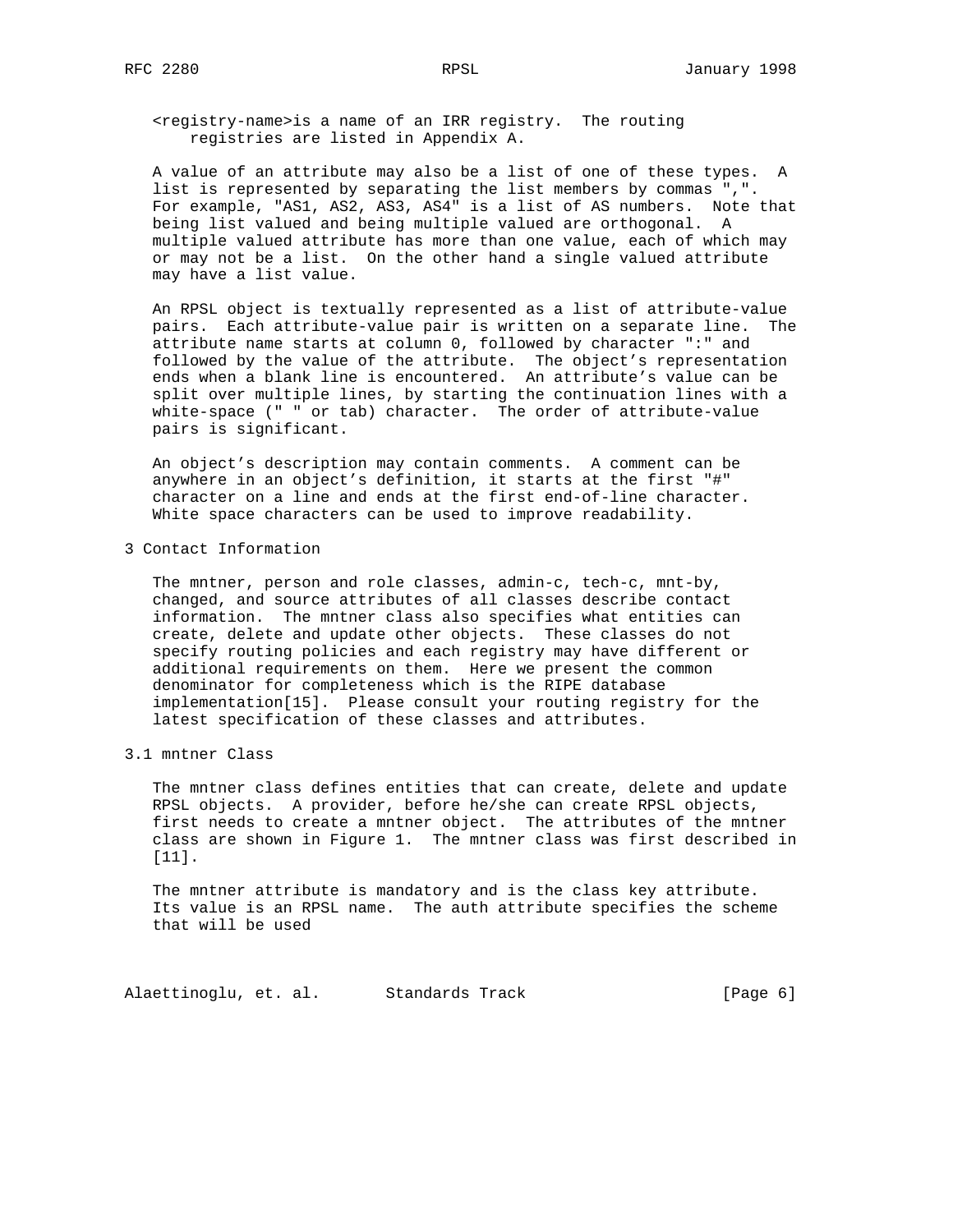<registry-name>is a name of an IRR registry. The routing registries are listed in Appendix A.

A value of an attribute may also be a list of one of these types. A list is represented by separating the list members by commas ",". For example, "AS1, AS2, AS3, AS4" is a list of AS numbers. Note that being list valued and being multiple valued are orthogonal. A multiple valued attribute has more than one value, each of which may or may not be a list. On the other hand a single valued attribute may have a list value.

An RPSL object is textually represented as a list of attribute-value pairs. Each attribute-value pair is written on a separate line. The attribute name starts at column 0, followed by character ":" and followed by the value of the attribute. The object's representation ends when a blank line is encountered. An attribute's value can be split over multiple lines, by starting the continuation lines with a white-space (" " or tab) character. The order of attribute-value pairs is significant.

An object's description may contain comments. A comment can be anywhere in an object's definition, it starts at the first "#" character on a line and ends at the first end-of-line character. White space characters can be used to improve readability.

## 3 Contact Information

The mntner, person and role classes, admin-c, tech-c, mnt-by, changed, and source attributes of all classes describe contact information. The mntner class also specifies what entities can create, delete and update other objects. These classes do not specify routing policies and each registry may have different or additional requirements on them. Here we present the common denominator for completeness which is the RIPE database implementation[15]. Please consult your routing registry for the latest specification of these classes and attributes.

### 3.1 mntner Class

The mntner class defines entities that can create, delete and update RPSL objects. A provider, before he/she can create RPSL objects, first needs to create a mntner object. The attributes of the mntner class are shown in Figure 1. The mntner class was first described in [11].

The mntner attribute is mandatory and is the class key attribute. Its value is an RPSL name. The auth attribute specifies the scheme that will be used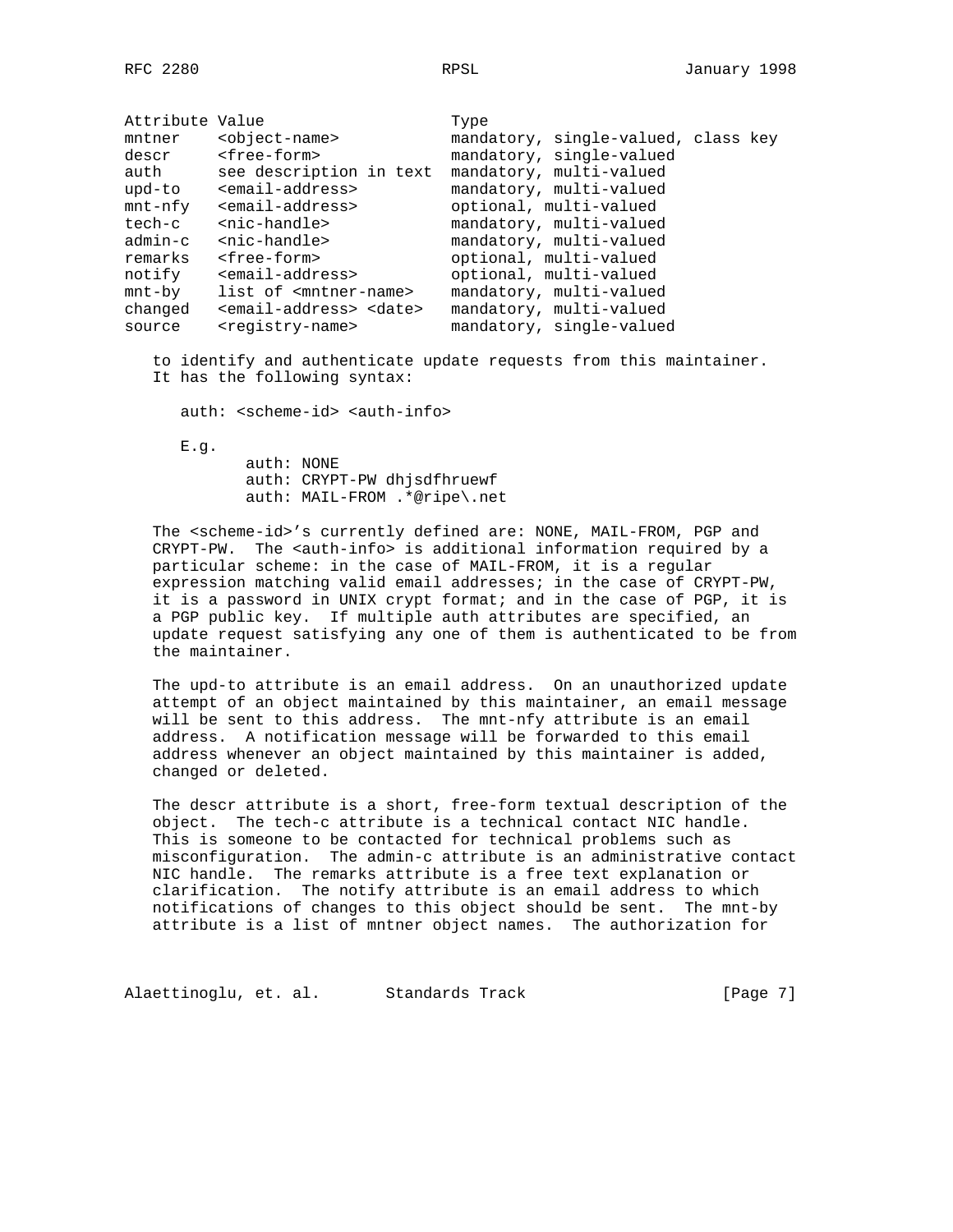| Attribute | Value | Type |
| --- | --- | --- |
| mntner | <object-name> | mandatory, single-valued, class key |
| descr | <free-form> | mandatory, single-valued |
| auth | see description in text | mandatory, multi-valued |
| upd-to | <email-address> | mandatory, multi-valued |
| mnt-nfy | <email-address> | optional, multi-valued |
| tech-c | <nic-handle> | mandatory, multi-valued |
| admin-c | <nic-handle> | mandatory, multi-valued |
| remarks | <free-form> | optional, multi-valued |
| notify | <email-address> | optional, multi-valued |
| mnt-by | list of <mntner-name> | mandatory, multi-valued |
| changed | <email-address> <date> | mandatory, multi-valued |
| source | <registry-name> | mandatory, single-valued |

to identify and authenticate update requests from this maintainer. It has the following syntax:

```
auth: <scheme-id> <auth-info>
```

E.g.

```
auth: NONE
auth: CRYPT-PW dhjsdfhruewf
auth: MAIL-FROM .*@ripe\.net
```

The <scheme-id>'s currently defined are: NONE, MAIL-FROM, PGP and CRYPT-PW. The <auth-info> is additional information required by a particular scheme: in the case of MAIL-FROM, it is a regular expression matching valid email addresses; in the case of CRYPT-PW, it is a password in UNIX crypt format; and in the case of PGP, it is a PGP public key. If multiple auth attributes are specified, an update request satisfying any one of them is authenticated to be from the maintainer.

The upd-to attribute is an email address. On an unauthorized update attempt of an object maintained by this maintainer, an email message will be sent to this address. The mnt-nfy attribute is an email address. A notification message will be forwarded to this email address whenever an object maintained by this maintainer is added, changed or deleted.

The descr attribute is a short, free-form textual description of the object. The tech-c attribute is a technical contact NIC handle. This is someone to be contacted for technical problems such as misconfiguration. The admin-c attribute is an administrative contact NIC handle. The remarks attribute is a free text explanation or clarification. The notify attribute is an email address to which notifications of changes to this object should be sent. The mnt-by attribute is a list of mntner object names. The authorization for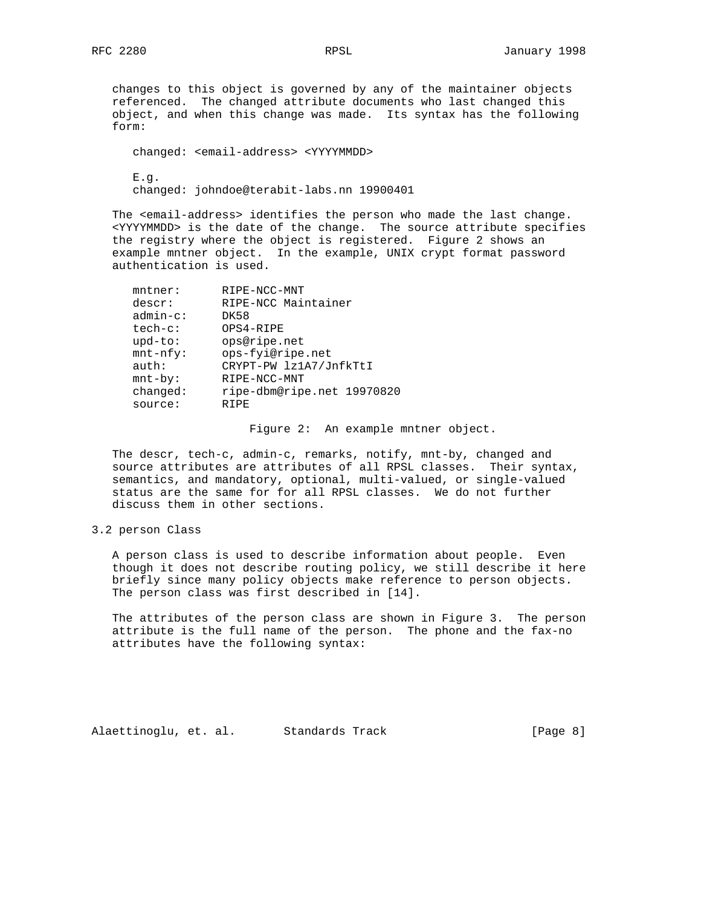changes to this object is governed by any of the maintainer objects referenced. The changed attribute documents who last changed this object, and when this change was made. Its syntax has the following form:

```
changed: <email-address> <YYYYMMDD>

E.g.
changed: johndoe@terabit-labs.nn 19900401
```

The <email-address> identifies the person who made the last change. <YYYYMMDD> is the date of the change. The source attribute specifies the registry where the object is registered. Figure 2 shows an example mntner object. In the example, UNIX crypt format password authentication is used.

```
mntner:      RIPE-NCC-MNT
descr:       RIPE-NCC Maintainer
admin-c:     DK58
tech-c:      OPS4-RIPE
upd-to:      ops@ripe.net
mnt-nfy:     ops-fyi@ripe.net
auth:        CRYPT-PW lz1A7/JnfkTtI
mnt-by:      RIPE-NCC-MNT
changed:     ripe-dbm@ripe.net 19970820
source:      RIPE
```

Figure 2: An example mntner object.

The descr, tech-c, admin-c, remarks, notify, mnt-by, changed and source attributes are attributes of all RPSL classes. Their syntax, semantics, and mandatory, optional, multi-valued, or single-valued status are the same for for all RPSL classes. We do not further discuss them in other sections.

## 3.2 person Class

A person class is used to describe information about people. Even though it does not describe routing policy, we still describe it here briefly since many policy objects make reference to person objects. The person class was first described in [14].

The attributes of the person class are shown in Figure 3. The person attribute is the full name of the person. The phone and the fax-no attributes have the following syntax: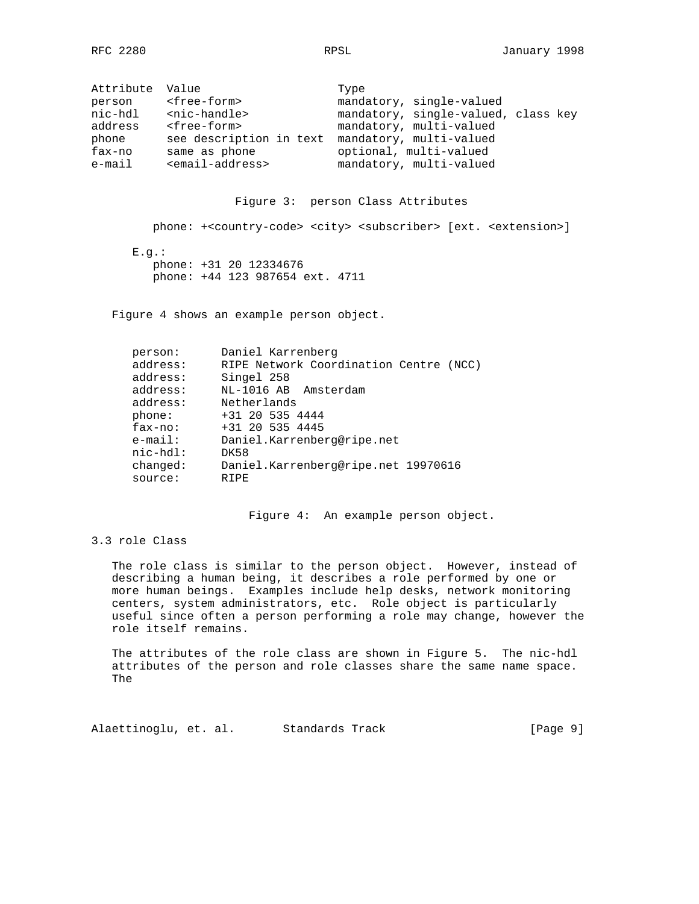| Attribute | Value | Type |
|---|---|---|
| person | <free-form> | mandatory, single-valued |
| nic-hdl | <nic-handle> | mandatory, single-valued, class key |
| address | <free-form> | mandatory, multi-valued |
| phone | see description in text | mandatory, multi-valued |
| fax-no | same as phone | optional, multi-valued |
| e-mail | <email-address> | mandatory, multi-valued |

Figure 3: person Class Attributes

```
phone: +<country-code> <city> <subscriber> [ext. <extension>]
```

E.g.:

```
phone: +31 20 12334676
phone: +44 123 987654 ext. 4711
```

Figure 4 shows an example person object.

```
person:      Daniel Karrenberg
address:     RIPE Network Coordination Centre (NCC)
address:     Singel 258
address:     NL-1016 AB  Amsterdam
address:     Netherlands
phone:       +31 20 535 4444
fax-no:      +31 20 535 4445
e-mail:      Daniel.Karrenberg@ripe.net
nic-hdl:     DK58
changed:     Daniel.Karrenberg@ripe.net 19970616
source:      RIPE
```

Figure 4: An example person object.

### 3.3 role Class

The role class is similar to the person object. However, instead of describing a human being, it describes a role performed by one or more human beings. Examples include help desks, network monitoring centers, system administrators, etc. Role object is particularly useful since often a person performing a role may change, however the role itself remains.

The attributes of the role class are shown in Figure 5. The nic-hdl attributes of the person and role classes share the same name space. The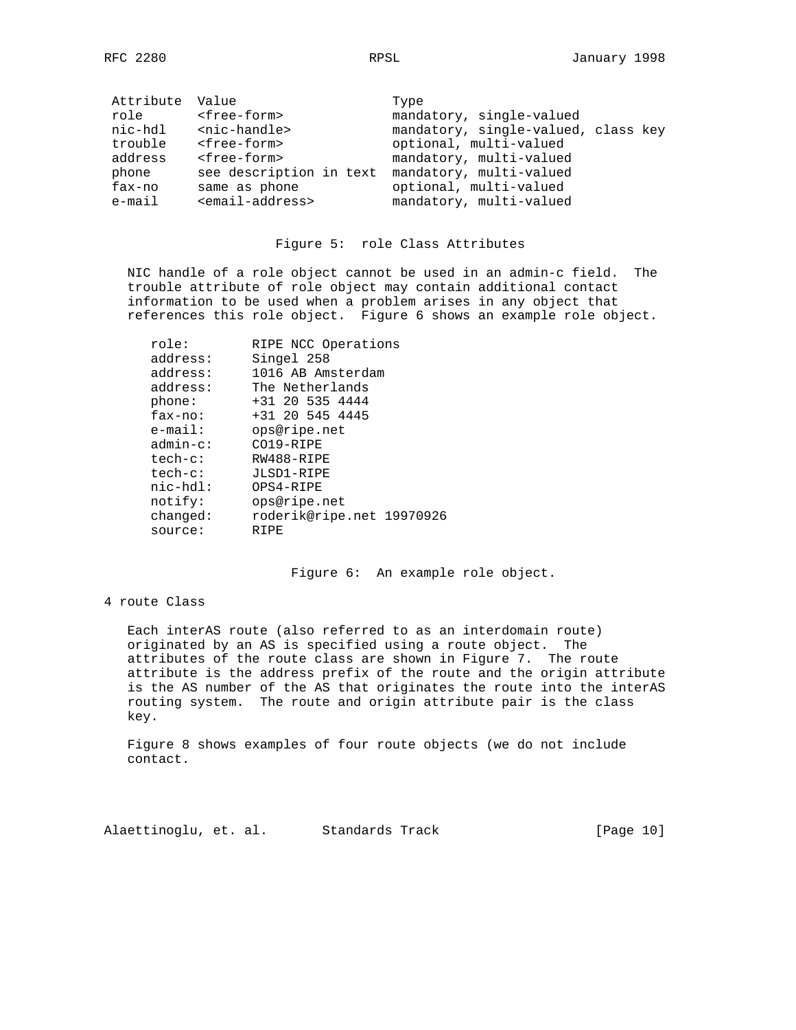| Attribute | Value | Type |
|---|---|---|
| role | <free-form> | mandatory, single-valued |
| nic-hdl | <nic-handle> | mandatory, single-valued, class key |
| trouble | <free-form> | optional, multi-valued |
| address | <free-form> | mandatory, multi-valued |
| phone | see description in text | mandatory, multi-valued |
| fax-no | same as phone | optional, multi-valued |
| e-mail | <email-address> | mandatory, multi-valued |

Figure 5: role Class Attributes

NIC handle of a role object cannot be used in an admin-c field. The trouble attribute of role object may contain additional contact information to be used when a problem arises in any object that references this role object. Figure 6 shows an example role object.

```
role:        RIPE NCC Operations
address:     Singel 258
address:     1016 AB Amsterdam
address:     The Netherlands
phone:       +31 20 535 4444
fax-no:      +31 20 545 4445
e-mail:      ops@ripe.net
admin-c:     CO19-RIPE
tech-c:      RW488-RIPE
tech-c:      JLSD1-RIPE
nic-hdl:     OPS4-RIPE
notify:      ops@ripe.net
changed:     roderik@ripe.net 19970926
source:      RIPE
```

Figure 6: An example role object.

# 4 route Class

Each interAS route (also referred to as an interdomain route) originated by an AS is specified using a route object. The attributes of the route class are shown in Figure 7. The route attribute is the address prefix of the route and the origin attribute is the AS number of the AS that originates the route into the interAS routing system. The route and origin attribute pair is the class key.

Figure 8 shows examples of four route objects (we do not include contact.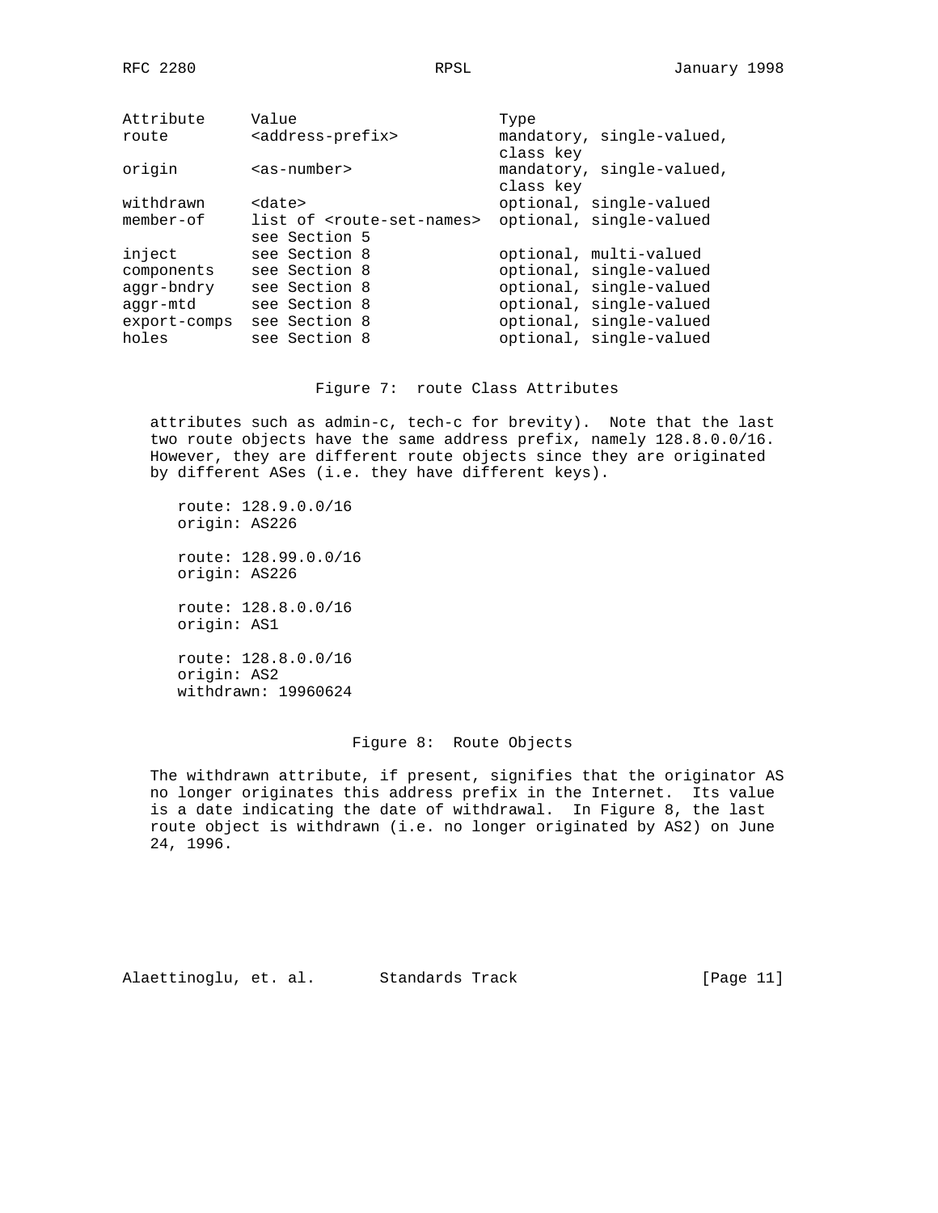| Attribute | Value | Type |
|---|---|---|
| route | <address-prefix> | mandatory, single-valued, class key |
| origin | <as-number> | mandatory, single-valued, class key |
| withdrawn | <date> | optional, single-valued |
| member-of | list of <route-set-names> see Section 5 | optional, single-valued |
| inject | see Section 8 | optional, multi-valued |
| components | see Section 8 | optional, single-valued |
| aggr-bndry | see Section 8 | optional, single-valued |
| aggr-mtd | see Section 8 | optional, single-valued |
| export-comps | see Section 8 | optional, single-valued |
| holes | see Section 8 | optional, single-valued |

Figure 7: route Class Attributes

attributes such as admin-c, tech-c for brevity). Note that the last two route objects have the same address prefix, namely 128.8.0.0/16. However, they are different route objects since they are originated by different ASes (i.e. they have different keys).

```
route: 128.9.0.0/16
origin: AS226

route: 128.99.0.0/16
origin: AS226

route: 128.8.0.0/16
origin: AS1

route: 128.8.0.0/16
origin: AS2
withdrawn: 19960624
```

Figure 8: Route Objects

The withdrawn attribute, if present, signifies that the originator AS no longer originates this address prefix in the Internet. Its value is a date indicating the date of withdrawal. In Figure 8, the last route object is withdrawn (i.e. no longer originated by AS2) on June 24, 1996.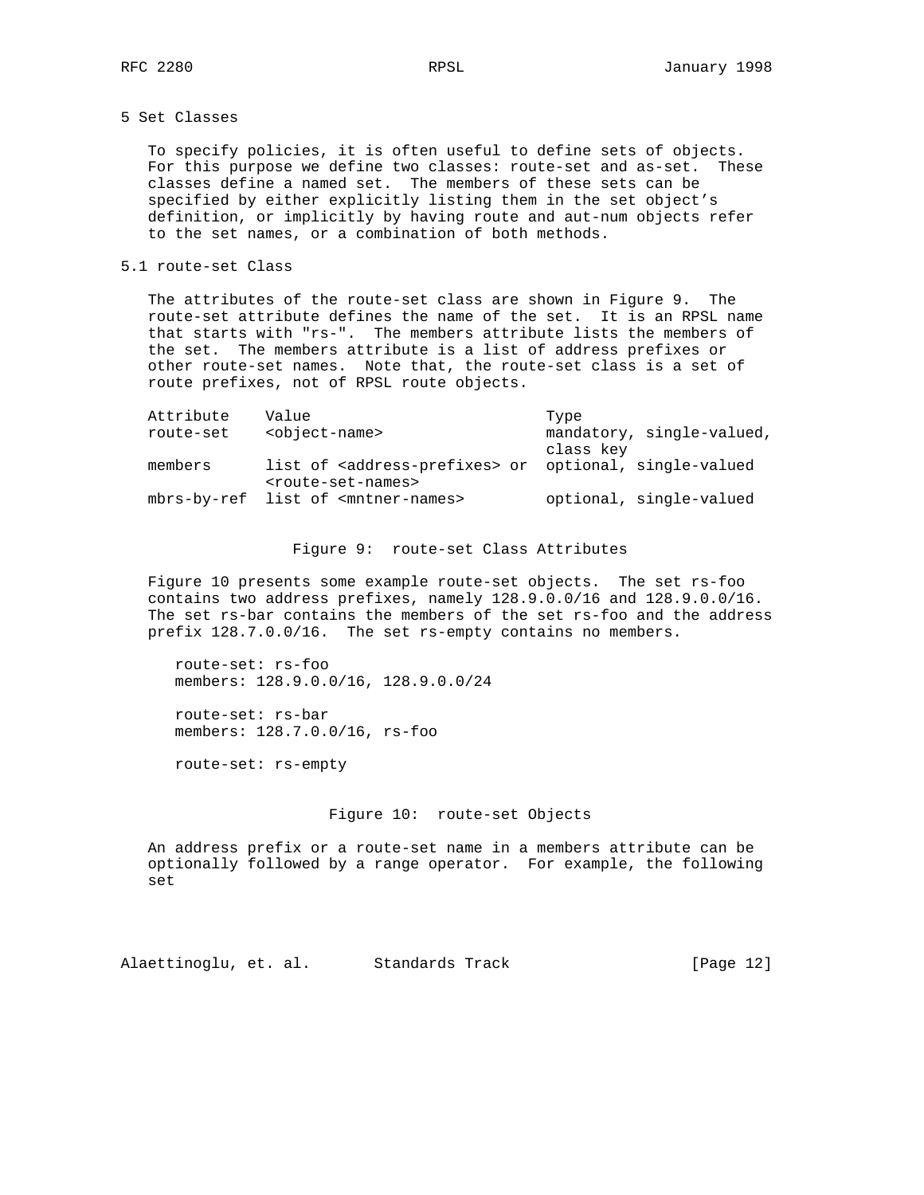## 5 Set Classes

To specify policies, it is often useful to define sets of objects. For this purpose we define two classes: route-set and as-set. These classes define a named set. The members of these sets can be specified by either explicitly listing them in the set object's definition, or implicitly by having route and aut-num objects refer to the set names, or a combination of both methods.

### 5.1 route-set Class

The attributes of the route-set class are shown in Figure 9. The route-set attribute defines the name of the set. It is an RPSL name that starts with "rs-". The members attribute lists the members of the set. The members attribute is a list of address prefixes or other route-set names. Note that, the route-set class is a set of route prefixes, not of RPSL route objects.

| Attribute | Value | Type |
|---|---|---|
| route-set | <object-name> | mandatory, single-valued, class key |
| members | list of <address-prefixes> or <route-set-names> | optional, single-valued |
| mbrs-by-ref | list of <mntner-names> | optional, single-valued |

Figure 9: route-set Class Attributes

Figure 10 presents some example route-set objects. The set rs-foo contains two address prefixes, namely 128.9.0.0/16 and 128.9.0.0/16. The set rs-bar contains the members of the set rs-foo and the address prefix 128.7.0.0/16. The set rs-empty contains no members.

```
route-set: rs-foo
members: 128.9.0.0/16, 128.9.0.0/24

route-set: rs-bar
members: 128.7.0.0/16, rs-foo

route-set: rs-empty
```

Figure 10: route-set Objects

An address prefix or a route-set name in a members attribute can be optionally followed by a range operator. For example, the following set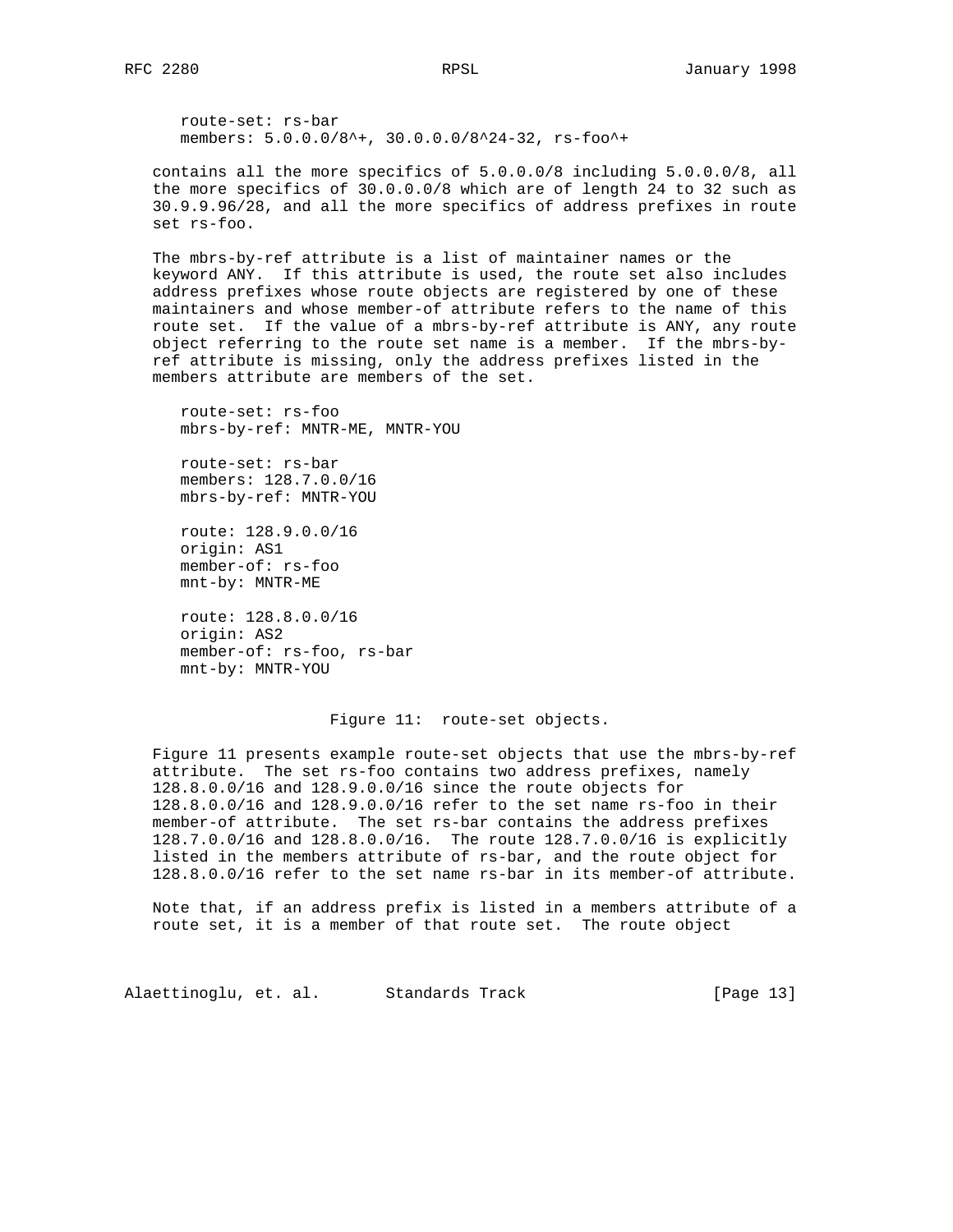```
route-set: rs-bar
members: 5.0.0.0/8^+, 30.0.0.0/8^24-32, rs-foo^+
```

contains all the more specifics of 5.0.0.0/8 including 5.0.0.0/8, all the more specifics of 30.0.0.0/8 which are of length 24 to 32 such as 30.9.9.96/28, and all the more specifics of address prefixes in route set rs-foo.

The mbrs-by-ref attribute is a list of maintainer names or the keyword ANY. If this attribute is used, the route set also includes address prefixes whose route objects are registered by one of these maintainers and whose member-of attribute refers to the name of this route set. If the value of a mbrs-by-ref attribute is ANY, any route object referring to the route set name is a member. If the mbrs-by-ref attribute is missing, only the address prefixes listed in the members attribute are members of the set.

```
route-set: rs-foo
mbrs-by-ref: MNTR-ME, MNTR-YOU

route-set: rs-bar
members: 128.7.0.0/16
mbrs-by-ref: MNTR-YOU

route: 128.9.0.0/16
origin: AS1
member-of: rs-foo
mnt-by: MNTR-ME

route: 128.8.0.0/16
origin: AS2
member-of: rs-foo, rs-bar
mnt-by: MNTR-YOU
```

Figure 11: route-set objects.

Figure 11 presents example route-set objects that use the mbrs-by-ref attribute. The set rs-foo contains two address prefixes, namely 128.8.0.0/16 and 128.9.0.0/16 since the route objects for 128.8.0.0/16 and 128.9.0.0/16 refer to the set name rs-foo in their member-of attribute. The set rs-bar contains the address prefixes 128.7.0.0/16 and 128.8.0.0/16. The route 128.7.0.0/16 is explicitly listed in the members attribute of rs-bar, and the route object for 128.8.0.0/16 refer to the set name rs-bar in its member-of attribute.

Note that, if an address prefix is listed in a members attribute of a route set, it is a member of that route set. The route object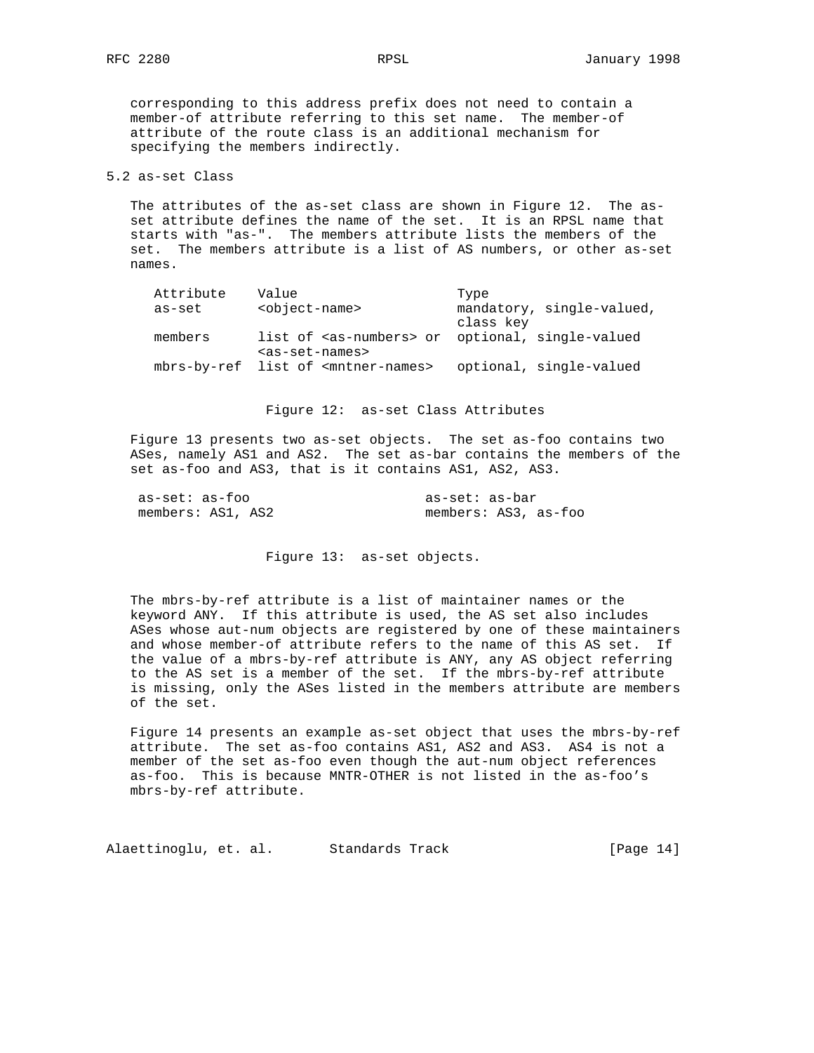corresponding to this address prefix does not need to contain a member-of attribute referring to this set name. The member-of attribute of the route class is an additional mechanism for specifying the members indirectly.

## 5.2 as-set Class

The attributes of the as-set class are shown in Figure 12. The as-set attribute defines the name of the set. It is an RPSL name that starts with "as-". The members attribute lists the members of the set. The members attribute is a list of AS numbers, or other as-set names.

| Attribute | Value | Type |
|---|---|---|
| as-set | <object-name> | mandatory, single-valued, class key |
| members | list of <as-numbers> or <as-set-names> | optional, single-valued |
| mbrs-by-ref | list of <mntner-names> | optional, single-valued |

Figure 12: as-set Class Attributes

Figure 13 presents two as-set objects. The set as-foo contains two ASes, namely AS1 and AS2. The set as-bar contains the members of the set as-foo and AS3, that is it contains AS1, AS2, AS3.

```
as-set: as-foo                    as-set: as-bar
members: AS1, AS2                 members: AS3, as-foo
```

Figure 13: as-set objects.

The mbrs-by-ref attribute is a list of maintainer names or the keyword ANY. If this attribute is used, the AS set also includes ASes whose aut-num objects are registered by one of these maintainers and whose member-of attribute refers to the name of this AS set. If the value of a mbrs-by-ref attribute is ANY, any AS object referring to the AS set is a member of the set. If the mbrs-by-ref attribute is missing, only the ASes listed in the members attribute are members of the set.

Figure 14 presents an example as-set object that uses the mbrs-by-ref attribute. The set as-foo contains AS1, AS2 and AS3. AS4 is not a member of the set as-foo even though the aut-num object references as-foo. This is because MNTR-OTHER is not listed in the as-foo's mbrs-by-ref attribute.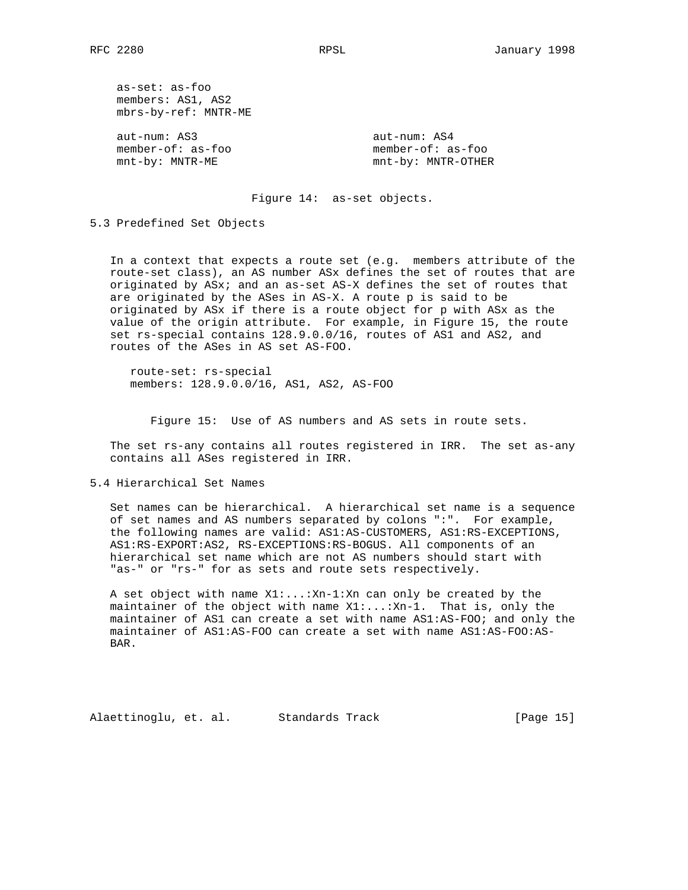```
as-set: as-foo
members: AS1, AS2
mbrs-by-ref: MNTR-ME

aut-num: AS3                          aut-num: AS4
member-of: as-foo                     member-of: as-foo
mnt-by: MNTR-ME                       mnt-by: MNTR-OTHER
```

Figure 14: as-set objects.

## 5.3 Predefined Set Objects

In a context that expects a route set (e.g. members attribute of the route-set class), an AS number ASx defines the set of routes that are originated by ASx; and an as-set AS-X defines the set of routes that are originated by the ASes in AS-X. A route p is said to be originated by ASx if there is a route object for p with ASx as the value of the origin attribute. For example, in Figure 15, the route set rs-special contains 128.9.0.0/16, routes of AS1 and AS2, and routes of the ASes in AS set AS-FOO.

```
route-set: rs-special
members: 128.9.0.0/16, AS1, AS2, AS-FOO
```

Figure 15: Use of AS numbers and AS sets in route sets.

The set rs-any contains all routes registered in IRR. The set as-any contains all ASes registered in IRR.

## 5.4 Hierarchical Set Names

Set names can be hierarchical. A hierarchical set name is a sequence of set names and AS numbers separated by colons ":". For example, the following names are valid: AS1:AS-CUSTOMERS, AS1:RS-EXCEPTIONS, AS1:RS-EXPORT:AS2, RS-EXCEPTIONS:RS-BOGUS. All components of an hierarchical set name which are not AS numbers should start with "as-" or "rs-" for as sets and route sets respectively.

A set object with name X1:...:Xn-1:Xn can only be created by the maintainer of the object with name X1:...:Xn-1. That is, only the maintainer of AS1 can create a set with name AS1:AS-FOO; and only the maintainer of AS1:AS-FOO can create a set with name AS1:AS-FOO:AS-BAR.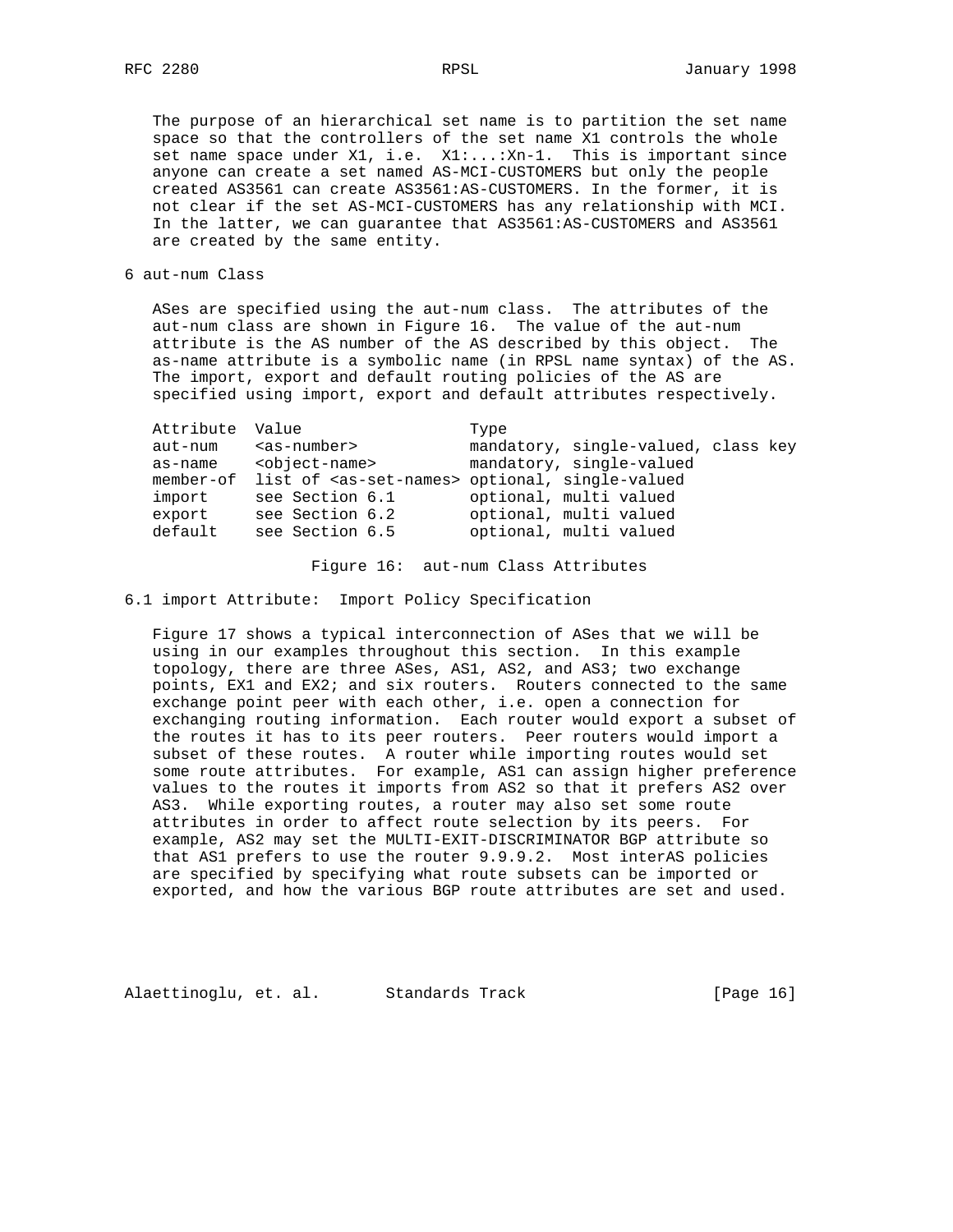The purpose of an hierarchical set name is to partition the set name space so that the controllers of the set name X1 controls the whole set name space under X1, i.e. X1:...:Xn-1. This is important since anyone can create a set named AS-MCI-CUSTOMERS but only the people created AS3561 can create AS3561:AS-CUSTOMERS. In the former, it is not clear if the set AS-MCI-CUSTOMERS has any relationship with MCI. In the latter, we can guarantee that AS3561:AS-CUSTOMERS and AS3561 are created by the same entity.

## 6 aut-num Class

ASes are specified using the aut-num class. The attributes of the aut-num class are shown in Figure 16. The value of the aut-num attribute is the AS number of the AS described by this object. The as-name attribute is a symbolic name (in RPSL name syntax) of the AS. The import, export and default routing policies of the AS are specified using import, export and default attributes respectively.

| Attribute | Value | Type |
|---|---|---|
| aut-num | <as-number> | mandatory, single-valued, class key |
| as-name | <object-name> | mandatory, single-valued |
| member-of | list of <as-set-names> | optional, single-valued |
| import | see Section 6.1 | optional, multi valued |
| export | see Section 6.2 | optional, multi valued |
| default | see Section 6.5 | optional, multi valued |

Figure 16: aut-num Class Attributes

### 6.1 import Attribute: Import Policy Specification

Figure 17 shows a typical interconnection of ASes that we will be using in our examples throughout this section. In this example topology, there are three ASes, AS1, AS2, and AS3; two exchange points, EX1 and EX2; and six routers. Routers connected to the same exchange point peer with each other, i.e. open a connection for exchanging routing information. Each router would export a subset of the routes it has to its peer routers. Peer routers would import a subset of these routes. A router while importing routes would set some route attributes. For example, AS1 can assign higher preference values to the routes it imports from AS2 so that it prefers AS2 over AS3. While exporting routes, a router may also set some route attributes in order to affect route selection by its peers. For example, AS2 may set the MULTI-EXIT-DISCRIMINATOR BGP attribute so that AS1 prefers to use the router 9.9.9.2. Most interAS policies are specified by specifying what route subsets can be imported or exported, and how the various BGP route attributes are set and used.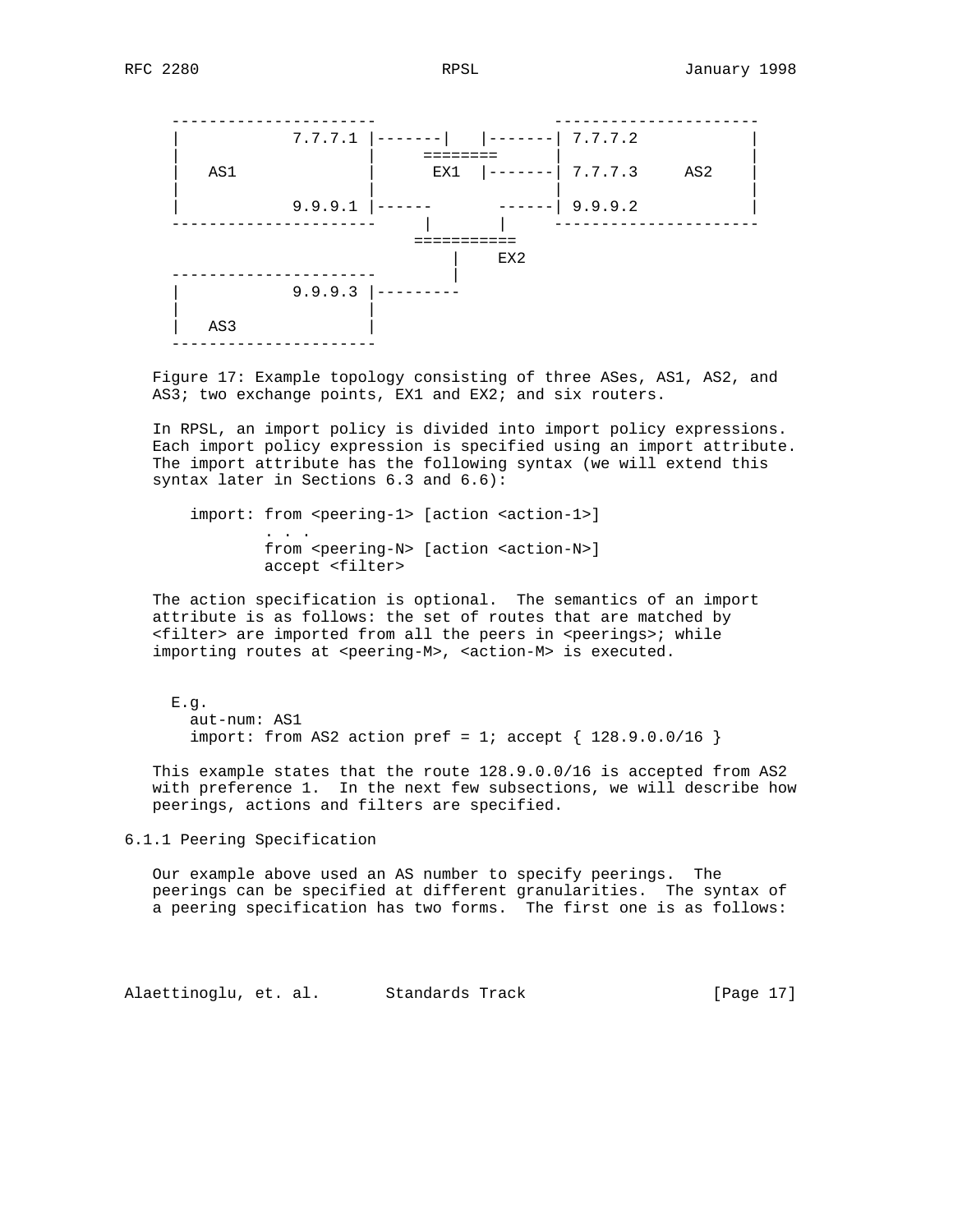```
   ----------------------                   ----------------------
   |            7.7.7.1 |-------|   |-------| 7.7.7.2            |
   |                    |    ========       |                    |
   |   AS1              |      EX1  |-------| 7.7.7.3     AS2    |
   |                    |                   |                    |
   |            9.9.9.1 |------       ------| 9.9.9.2            |
   ----------------------     |       |     ----------------------
                             ===========
                                |    EX2
   ----------------------       |
   |            9.9.9.3 |---------
   |                    |
   |   AS3              |
   ----------------------
```

Figure 17: Example topology consisting of three ASes, AS1, AS2, and AS3; two exchange points, EX1 and EX2; and six routers.

In RPSL, an import policy is divided into import policy expressions. Each import policy expression is specified using an import attribute. The import attribute has the following syntax (we will extend this syntax later in Sections 6.3 and 6.6):

```
   import: from <peering-1> [action <action-1>]
           . . .
           from <peering-N> [action <action-N>]
           accept <filter>
```

The action specification is optional. The semantics of an import attribute is as follows: the set of routes that are matched by <filter> are imported from all the peers in <peerings>; while importing routes at <peering-M>, <action-M> is executed.

```
  E.g.
    aut-num: AS1
    import: from AS2 action pref = 1; accept { 128.9.0.0/16 }
```

This example states that the route 128.9.0.0/16 is accepted from AS2 with preference 1. In the next few subsections, we will describe how peerings, actions and filters are specified.

### 6.1.1 Peering Specification

Our example above used an AS number to specify peerings. The peerings can be specified at different granularities. The syntax of a peering specification has two forms. The first one is as follows: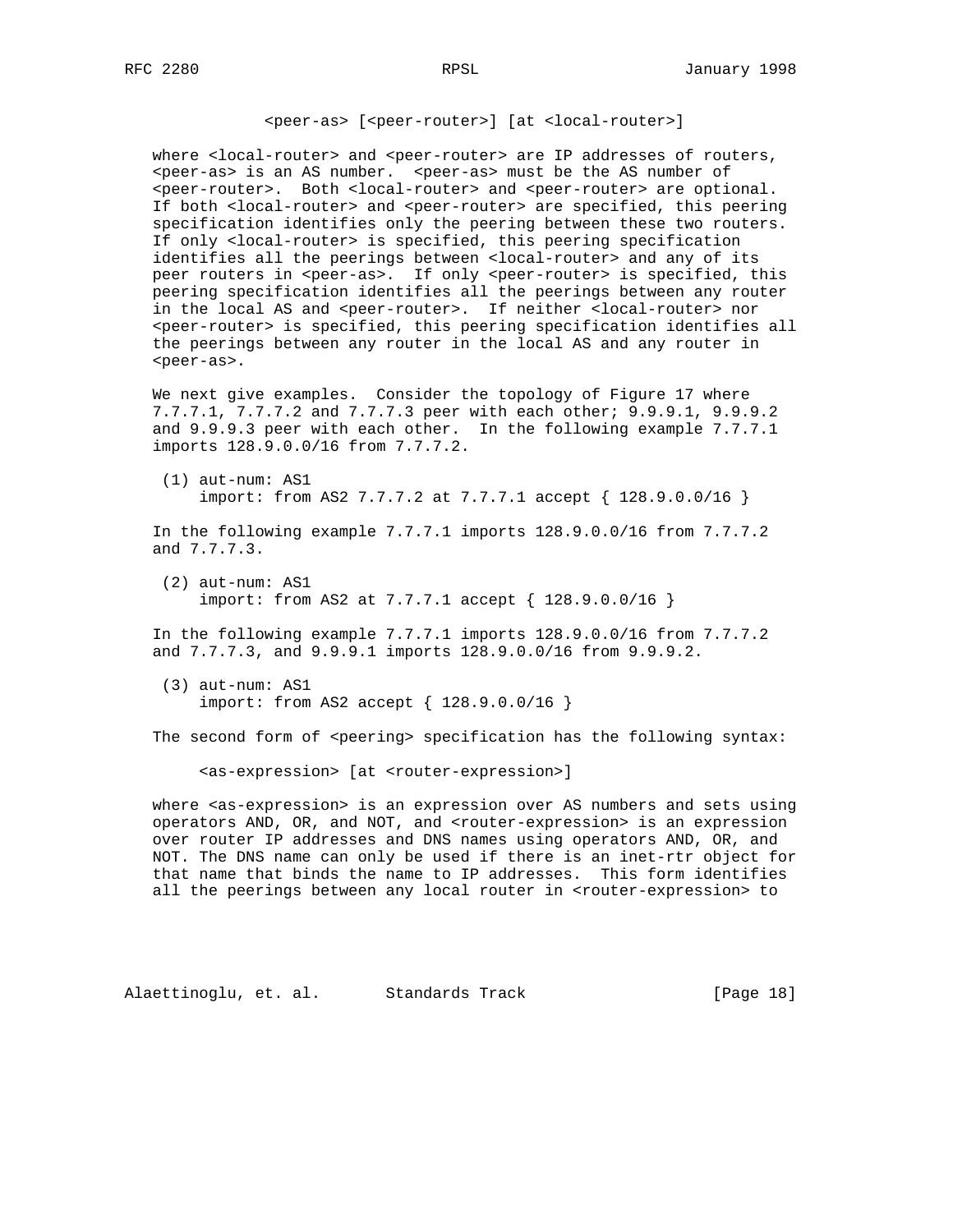```
<peer-as> [<peer-router>] [at <local-router>]
```

where <local-router> and <peer-router> are IP addresses of routers, <peer-as> is an AS number. <peer-as> must be the AS number of <peer-router>. Both <local-router> and <peer-router> are optional. If both <local-router> and <peer-router> are specified, this peering specification identifies only the peering between these two routers. If only <local-router> is specified, this peering specification identifies all the peerings between <local-router> and any of its peer routers in <peer-as>. If only <peer-router> is specified, this peering specification identifies all the peerings between any router in the local AS and <peer-router>. If neither <local-router> nor <peer-router> is specified, this peering specification identifies all the peerings between any router in the local AS and any router in <peer-as>.

We next give examples. Consider the topology of Figure 17 where 7.7.7.1, 7.7.7.2 and 7.7.7.3 peer with each other; 9.9.9.1, 9.9.9.2 and 9.9.9.3 peer with each other. In the following example 7.7.7.1 imports 128.9.0.0/16 from 7.7.7.2.

```
(1) aut-num: AS1
    import: from AS2 7.7.7.2 at 7.7.7.1 accept { 128.9.0.0/16 }
```

In the following example 7.7.7.1 imports 128.9.0.0/16 from 7.7.7.2 and 7.7.7.3.

```
(2) aut-num: AS1
    import: from AS2 at 7.7.7.1 accept { 128.9.0.0/16 }
```

In the following example 7.7.7.1 imports 128.9.0.0/16 from 7.7.7.2 and 7.7.7.3, and 9.9.9.1 imports 128.9.0.0/16 from 9.9.9.2.

```
(3) aut-num: AS1
    import: from AS2 accept { 128.9.0.0/16 }
```

The second form of <peering> specification has the following syntax:

```
<as-expression> [at <router-expression>]
```

where <as-expression> is an expression over AS numbers and sets using operators AND, OR, and NOT, and <router-expression> is an expression over router IP addresses and DNS names using operators AND, OR, and NOT. The DNS name can only be used if there is an inet-rtr object for that name that binds the name to IP addresses. This form identifies all the peerings between any local router in <router-expression> to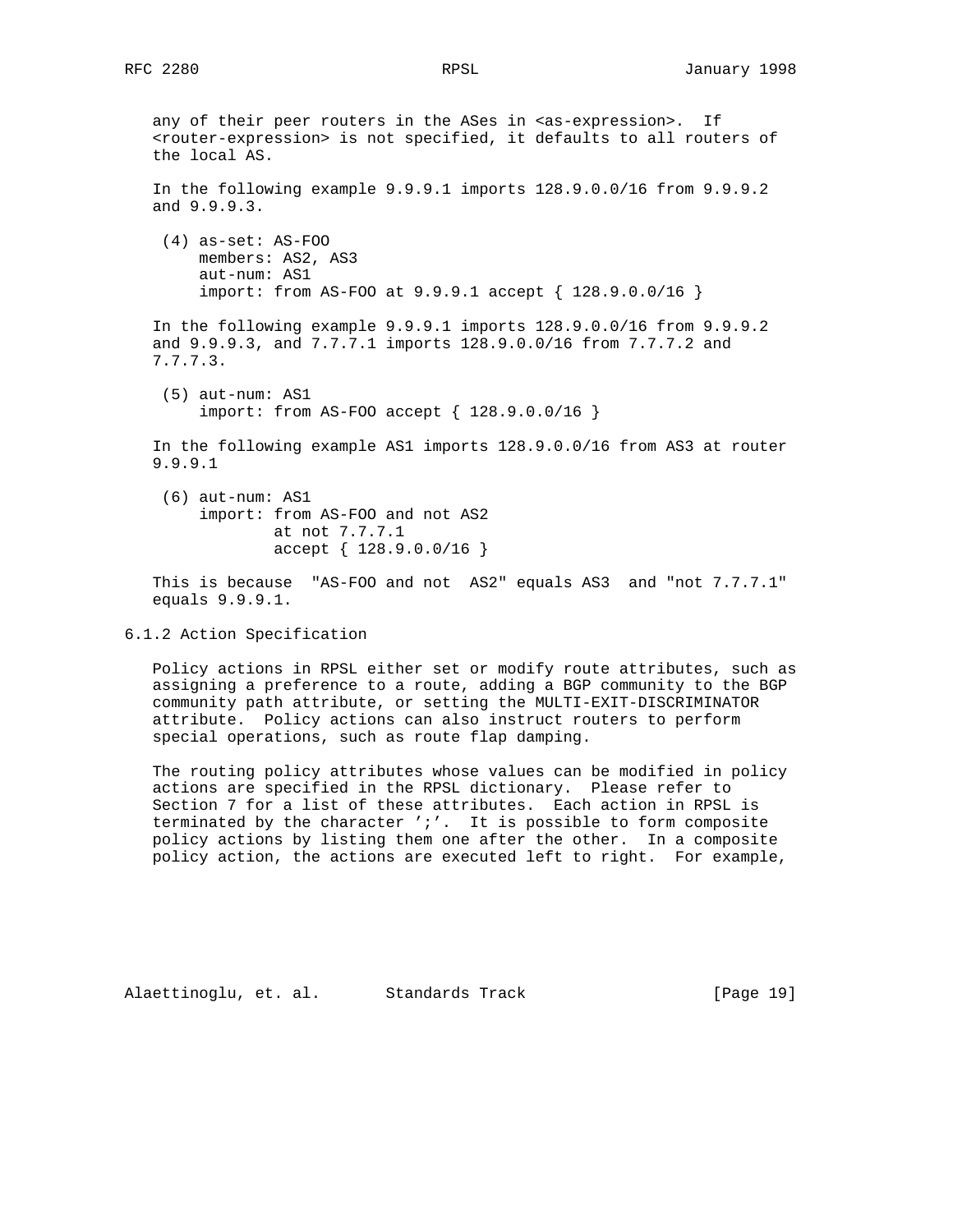any of their peer routers in the ASes in <as-expression>. If <router-expression> is not specified, it defaults to all routers of the local AS.

In the following example 9.9.9.1 imports 128.9.0.0/16 from 9.9.9.2 and 9.9.9.3.

```
(4) as-set: AS-FOO
    members: AS2, AS3
    aut-num: AS1
    import: from AS-FOO at 9.9.9.1 accept { 128.9.0.0/16 }
```

In the following example 9.9.9.1 imports 128.9.0.0/16 from 9.9.9.2 and 9.9.9.3, and 7.7.7.1 imports 128.9.0.0/16 from 7.7.7.2 and 7.7.7.3.

```
(5) aut-num: AS1
    import: from AS-FOO accept { 128.9.0.0/16 }
```

In the following example AS1 imports 128.9.0.0/16 from AS3 at router 9.9.9.1

```
(6) aut-num: AS1
    import: from AS-FOO and not AS2
            at not 7.7.7.1
            accept { 128.9.0.0/16 }
```

This is because "AS-FOO and not AS2" equals AS3 and "not 7.7.7.1" equals 9.9.9.1.

### 6.1.2 Action Specification

Policy actions in RPSL either set or modify route attributes, such as assigning a preference to a route, adding a BGP community to the BGP community path attribute, or setting the MULTI-EXIT-DISCRIMINATOR attribute. Policy actions can also instruct routers to perform special operations, such as route flap damping.

The routing policy attributes whose values can be modified in policy actions are specified in the RPSL dictionary. Please refer to Section 7 for a list of these attributes. Each action in RPSL is terminated by the character ';'. It is possible to form composite policy actions by listing them one after the other. In a composite policy action, the actions are executed left to right. For example,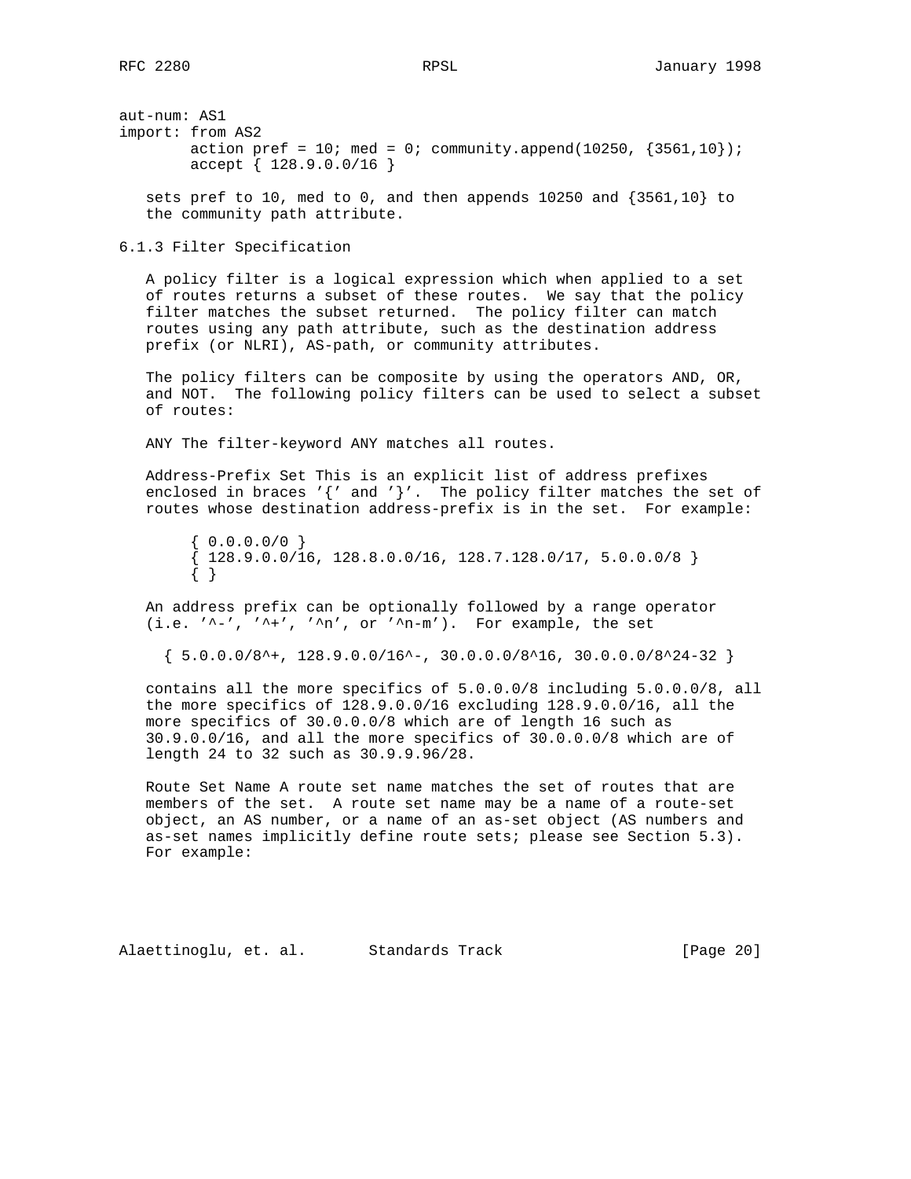```
aut-num: AS1
import: from AS2
        action pref = 10; med = 0; community.append(10250, {3561,10});
        accept { 128.9.0.0/16 }
```

sets pref to 10, med to 0, and then appends 10250 and {3561,10} to the community path attribute.

### 6.1.3 Filter Specification

A policy filter is a logical expression which when applied to a set of routes returns a subset of these routes. We say that the policy filter matches the subset returned. The policy filter can match routes using any path attribute, such as the destination address prefix (or NLRI), AS-path, or community attributes.

The policy filters can be composite by using the operators AND, OR, and NOT. The following policy filters can be used to select a subset of routes:

ANY The filter-keyword ANY matches all routes.

Address-Prefix Set This is an explicit list of address prefixes enclosed in braces '{' and '}'. The policy filter matches the set of routes whose destination address-prefix is in the set. For example:

```
{ 0.0.0.0/0 }
{ 128.9.0.0/16, 128.8.0.0/16, 128.7.128.0/17, 5.0.0.0/8 }
{ }
```

An address prefix can be optionally followed by a range operator (i.e. '^-', '^+', '^n', or '^n-m'). For example, the set

```
{ 5.0.0.0/8^+, 128.9.0.0/16^-, 30.0.0.0/8^16, 30.0.0.0/8^24-32 }
```

contains all the more specifics of 5.0.0.0/8 including 5.0.0.0/8, all the more specifics of 128.9.0.0/16 excluding 128.9.0.0/16, all the more specifics of 30.0.0.0/8 which are of length 16 such as 30.9.0.0/16, and all the more specifics of 30.0.0.0/8 which are of length 24 to 32 such as 30.9.9.96/28.

Route Set Name A route set name matches the set of routes that are members of the set. A route set name may be a name of a route-set object, an AS number, or a name of an as-set object (AS numbers and as-set names implicitly define route sets; please see Section 5.3). For example: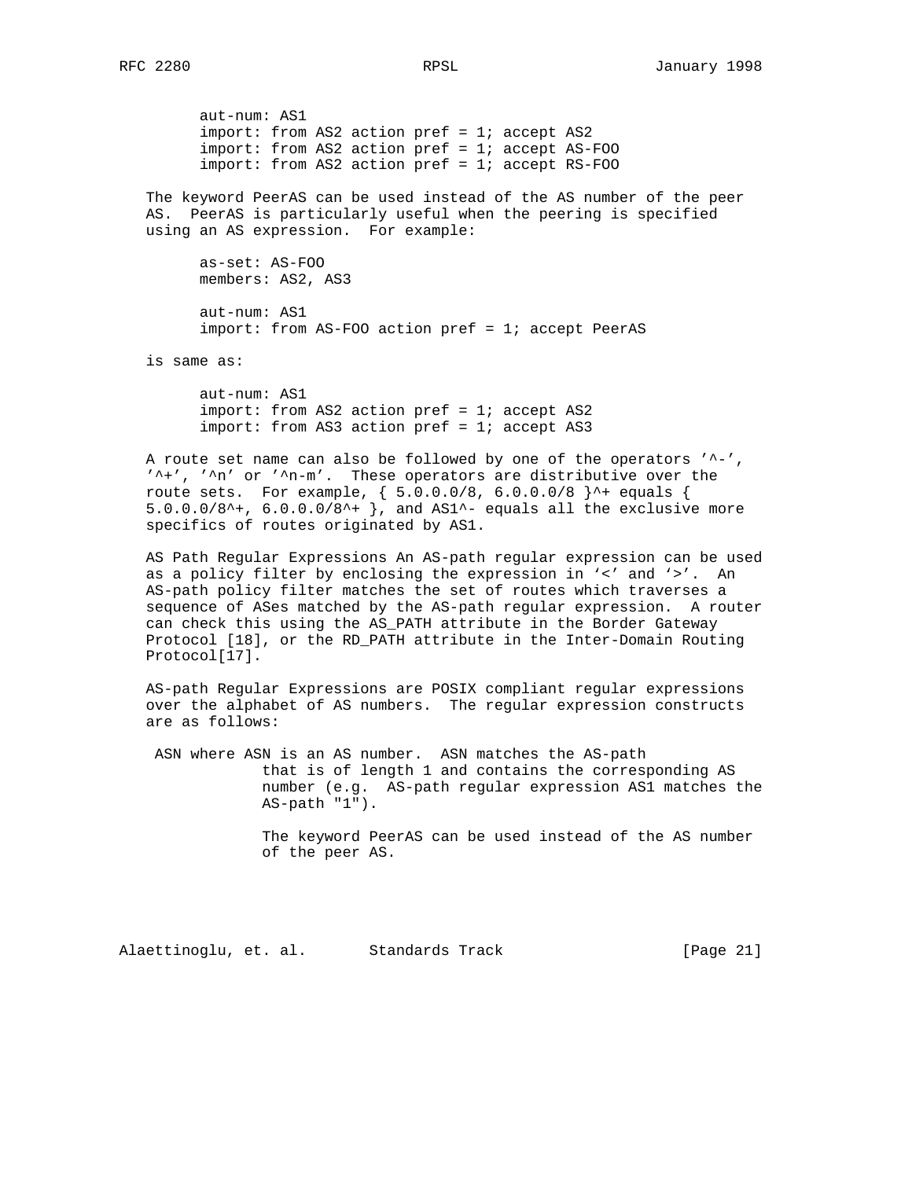```
aut-num: AS1
import: from AS2 action pref = 1; accept AS2
import: from AS2 action pref = 1; accept AS-FOO
import: from AS2 action pref = 1; accept RS-FOO
```

The keyword PeerAS can be used instead of the AS number of the peer AS. PeerAS is particularly useful when the peering is specified using an AS expression. For example:

```
as-set: AS-FOO
members: AS2, AS3

aut-num: AS1
import: from AS-FOO action pref = 1; accept PeerAS
```

is same as:

```
aut-num: AS1
import: from AS2 action pref = 1; accept AS2
import: from AS3 action pref = 1; accept AS3
```

A route set name can also be followed by one of the operators '^-', '^+', '^n' or '^n-m'. These operators are distributive over the route sets. For example, { 5.0.0.0/8, 6.0.0.0/8 }^+ equals { 5.0.0.0/8^+, 6.0.0.0/8^+ }, and AS1^- equals all the exclusive more specifics of routes originated by AS1.

AS Path Regular Expressions An AS-path regular expression can be used as a policy filter by enclosing the expression in '<' and '>'. An AS-path policy filter matches the set of routes which traverses a sequence of ASes matched by the AS-path regular expression. A router can check this using the AS_PATH attribute in the Border Gateway Protocol [18], or the RD_PATH attribute in the Inter-Domain Routing Protocol[17].

AS-path Regular Expressions are POSIX compliant regular expressions over the alphabet of AS numbers. The regular expression constructs are as follows:

ASN where ASN is an AS number. ASN matches the AS-path that is of length 1 and contains the corresponding AS number (e.g. AS-path regular expression AS1 matches the AS-path "1").

The keyword PeerAS can be used instead of the AS number of the peer AS.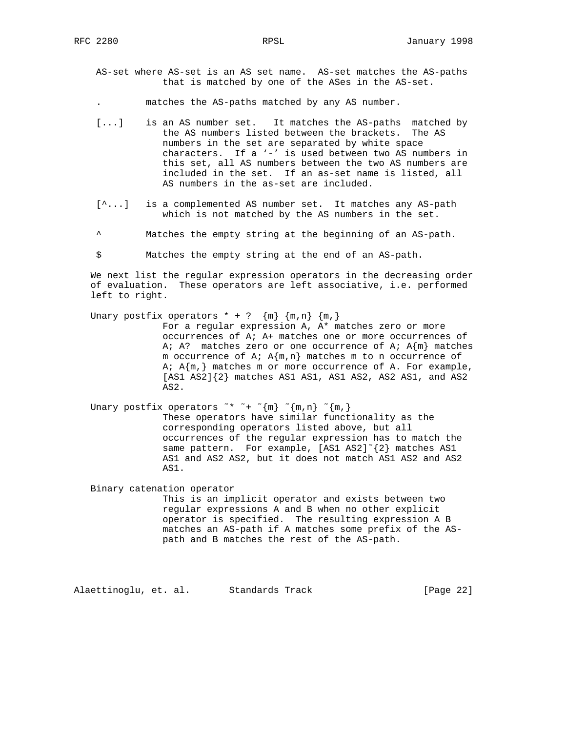AS-set where AS-set is an AS set name. AS-set matches the AS-paths that is matched by one of the ASes in the AS-set.

. matches the AS-paths matched by any AS number.

[...] is an AS number set. It matches the AS-paths matched by the AS numbers listed between the brackets. The AS numbers in the set are separated by white space characters. If a '-' is used between two AS numbers in this set, all AS numbers between the two AS numbers are included in the set. If an as-set name is listed, all AS numbers in the as-set are included.

[^...] is a complemented AS number set. It matches any AS-path which is not matched by the AS numbers in the set.

^ Matches the empty string at the beginning of an AS-path.

$ Matches the empty string at the end of an AS-path.

We next list the regular expression operators in the decreasing order of evaluation. These operators are left associative, i.e. performed left to right.

Unary postfix operators * + ? {m} {m,n} {m,}
: For a regular expression A, A* matches zero or more occurrences of A; A+ matches one or more occurrences of A; A? matches zero or one occurrence of A; A{m} matches m occurrence of A; A{m,n} matches m to n occurrence of A; A{m,} matches m or more occurrence of A. For example, [AS1 AS2]{2} matches AS1 AS1, AS1 AS2, AS2 AS1, and AS2 AS2.

Unary postfix operators ~* ~+ ~{m} ~{m,n} ~{m,}
: These operators have similar functionality as the corresponding operators listed above, but all occurrences of the regular expression has to match the same pattern. For example, [AS1 AS2]~{2} matches AS1 AS1 and AS2 AS2, but it does not match AS1 AS2 and AS2 AS1.

Binary catenation operator
: This is an implicit operator and exists between two regular expressions A and B when no other explicit operator is specified. The resulting expression A B matches an AS-path if A matches some prefix of the AS-path and B matches the rest of the AS-path.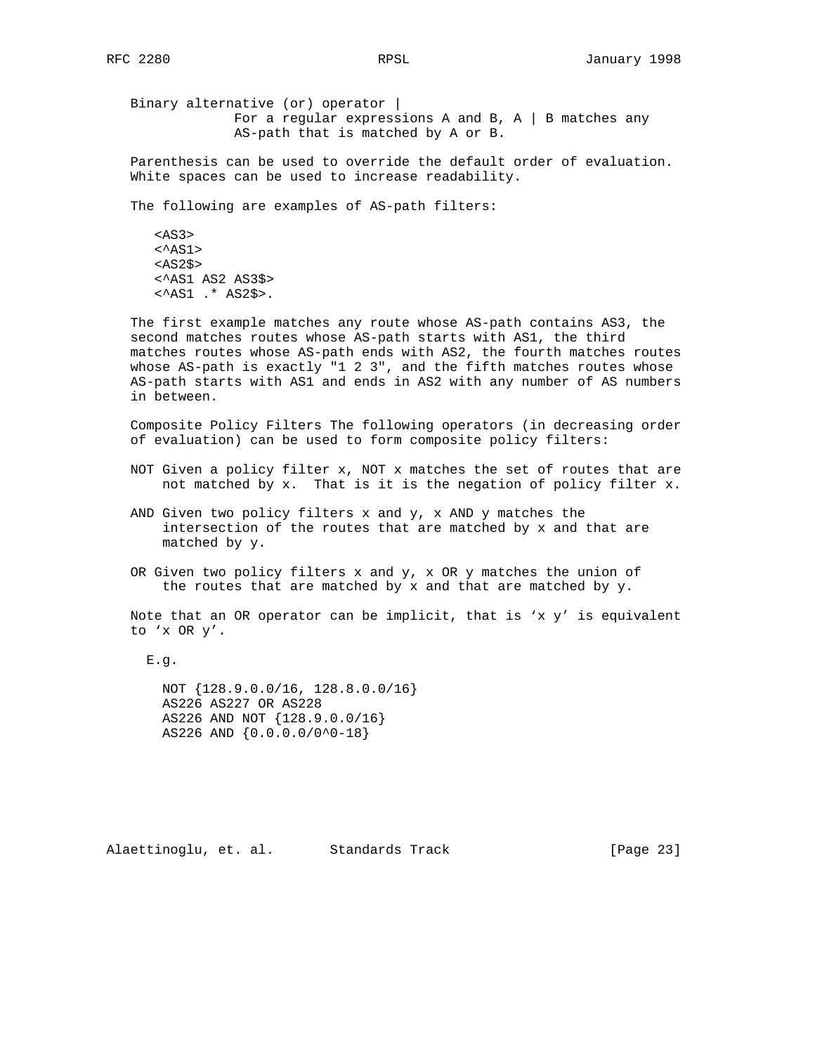Binary alternative (or) operator |
   For a regular expressions A and B, A | B matches any AS-path that is matched by A or B.

Parenthesis can be used to override the default order of evaluation. White spaces can be used to increase readability.

The following are examples of AS-path filters:

```
<AS3>
<^AS1>
<AS2$>
<^AS1 AS2 AS3$>
<^AS1 .* AS2$>.
```

The first example matches any route whose AS-path contains AS3, the second matches routes whose AS-path starts with AS1, the third matches routes whose AS-path ends with AS2, the fourth matches routes whose AS-path is exactly "1 2 3", and the fifth matches routes whose AS-path starts with AS1 and ends in AS2 with any number of AS numbers in between.

Composite Policy Filters The following operators (in decreasing order of evaluation) can be used to form composite policy filters:

NOT Given a policy filter x, NOT x matches the set of routes that are not matched by x. That is it is the negation of policy filter x.

AND Given two policy filters x and y, x AND y matches the intersection of the routes that are matched by x and that are matched by y.

OR Given two policy filters x and y, x OR y matches the union of the routes that are matched by x and that are matched by y.

Note that an OR operator can be implicit, that is 'x y' is equivalent to 'x OR y'.

E.g.

```
NOT {128.9.0.0/16, 128.8.0.0/16}
AS226 AS227 OR AS228
AS226 AND NOT {128.9.0.0/16}
AS226 AND {0.0.0.0/0^0-18}
```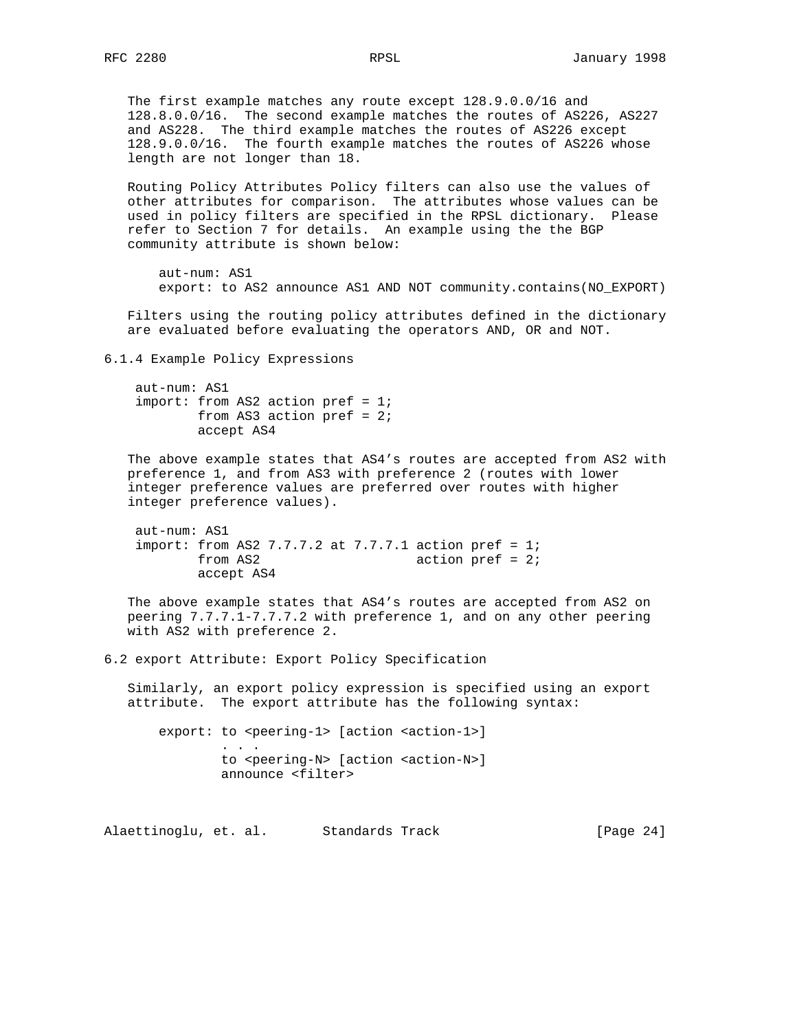The first example matches any route except 128.9.0.0/16 and 128.8.0.0/16. The second example matches the routes of AS226, AS227 and AS228. The third example matches the routes of AS226 except 128.9.0.0/16. The fourth example matches the routes of AS226 whose length are not longer than 18.

Routing Policy Attributes Policy filters can also use the values of other attributes for comparison. The attributes whose values can be used in policy filters are specified in the RPSL dictionary. Please refer to Section 7 for details. An example using the the BGP community attribute is shown below:

```
aut-num: AS1
export: to AS2 announce AS1 AND NOT community.contains(NO_EXPORT)
```

Filters using the routing policy attributes defined in the dictionary are evaluated before evaluating the operators AND, OR and NOT.

### 6.1.4 Example Policy Expressions

```
aut-num: AS1
import: from AS2 action pref = 1;
        from AS3 action pref = 2;
        accept AS4
```

The above example states that AS4's routes are accepted from AS2 with preference 1, and from AS3 with preference 2 (routes with lower integer preference values are preferred over routes with higher integer preference values).

```
aut-num: AS1
import: from AS2 7.7.7.2 at 7.7.7.1 action pref = 1;
        from AS2                    action pref = 2;
        accept AS4
```

The above example states that AS4's routes are accepted from AS2 on peering 7.7.7.1-7.7.7.2 with preference 1, and on any other peering with AS2 with preference 2.

## 6.2 export Attribute: Export Policy Specification

Similarly, an export policy expression is specified using an export attribute. The export attribute has the following syntax:

```
export: to <peering-1> [action <action-1>]
        . . .
        to <peering-N> [action <action-N>]
        announce <filter>
```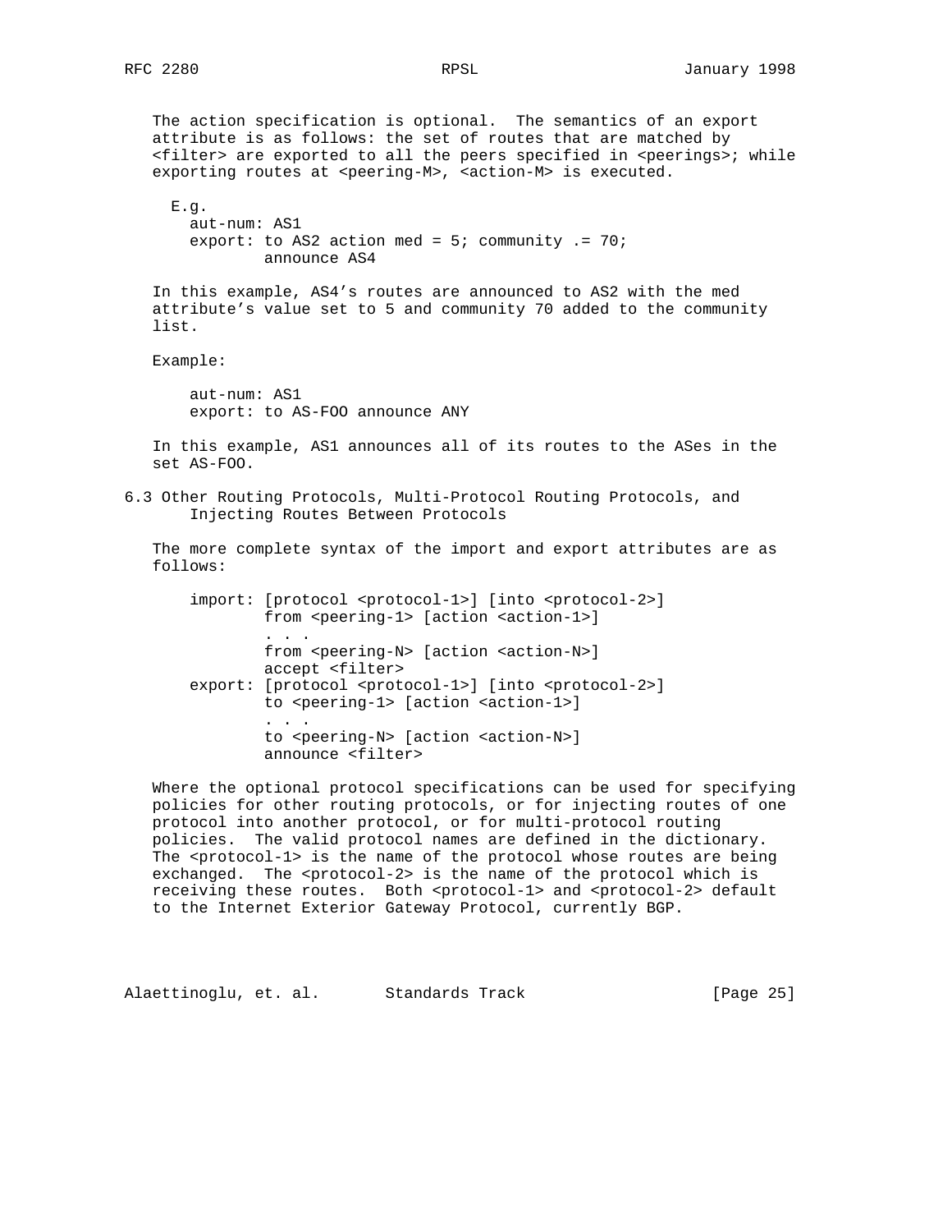The action specification is optional. The semantics of an export attribute is as follows: the set of routes that are matched by <filter> are exported to all the peers specified in <peerings>; while exporting routes at <peering-M>, <action-M> is executed.

E.g.

```
aut-num: AS1
export: to AS2 action med = 5; community .= 70;
        announce AS4
```

In this example, AS4's routes are announced to AS2 with the med attribute's value set to 5 and community 70 added to the community list.

Example:

```
aut-num: AS1
export: to AS-FOO announce ANY
```

In this example, AS1 announces all of its routes to the ASes in the set AS-FOO.

## 6.3 Other Routing Protocols, Multi-Protocol Routing Protocols, and Injecting Routes Between Protocols

The more complete syntax of the import and export attributes are as follows:

```
import: [protocol <protocol-1>] [into <protocol-2>]
        from <peering-1> [action <action-1>]
        . . .
        from <peering-N> [action <action-N>]
        accept <filter>
export: [protocol <protocol-1>] [into <protocol-2>]
        to <peering-1> [action <action-1>]
        . . .
        to <peering-N> [action <action-N>]
        announce <filter>
```

Where the optional protocol specifications can be used for specifying policies for other routing protocols, or for injecting routes of one protocol into another protocol, or for multi-protocol routing policies. The valid protocol names are defined in the dictionary. The <protocol-1> is the name of the protocol whose routes are being exchanged. The <protocol-2> is the name of the protocol which is receiving these routes. Both <protocol-1> and <protocol-2> default to the Internet Exterior Gateway Protocol, currently BGP.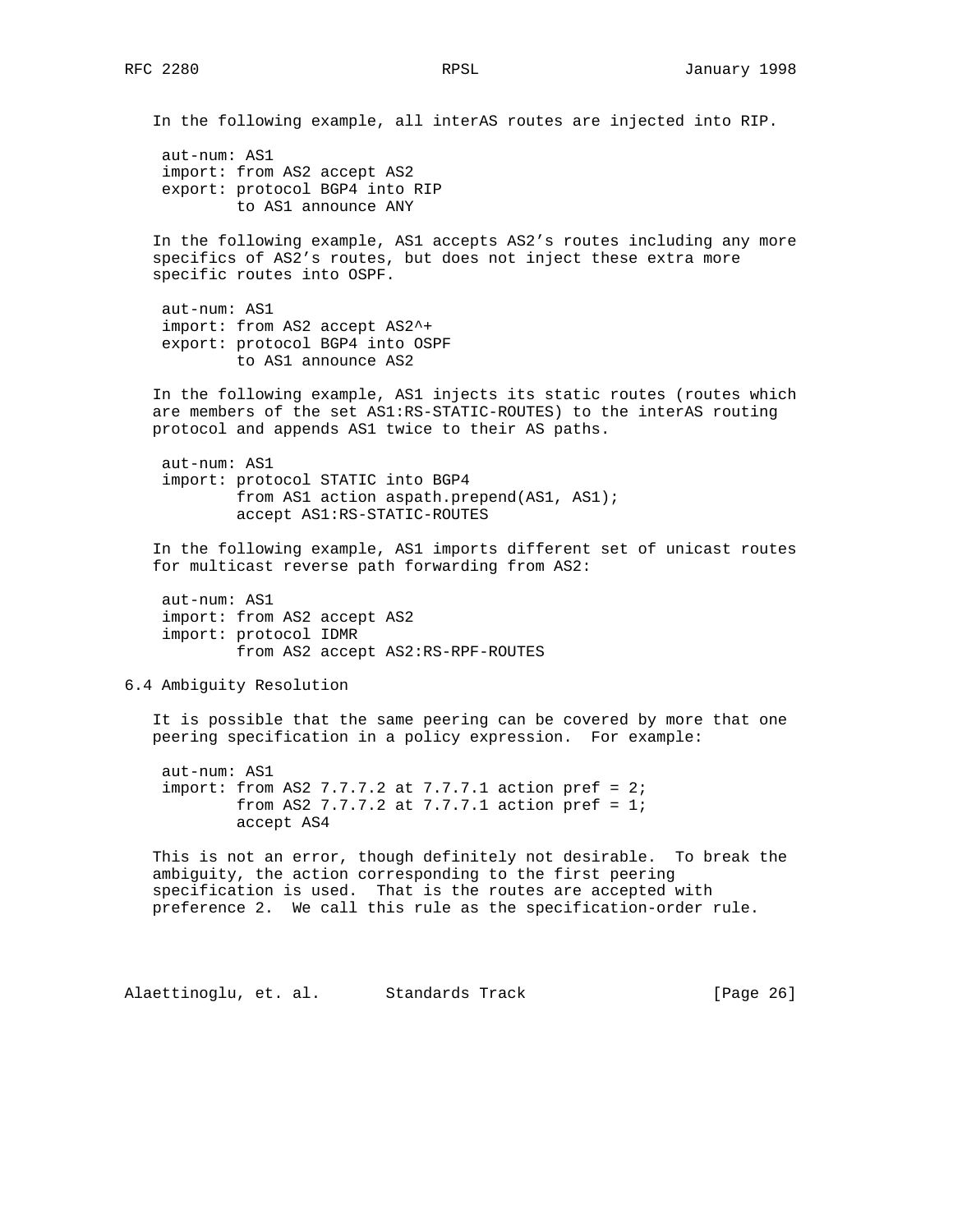In the following example, all interAS routes are injected into RIP.

```
aut-num: AS1
import: from AS2 accept AS2
export: protocol BGP4 into RIP
        to AS1 announce ANY
```

In the following example, AS1 accepts AS2's routes including any more specifics of AS2's routes, but does not inject these extra more specific routes into OSPF.

```
aut-num: AS1
import: from AS2 accept AS2^+
export: protocol BGP4 into OSPF
        to AS1 announce AS2
```

In the following example, AS1 injects its static routes (routes which are members of the set AS1:RS-STATIC-ROUTES) to the interAS routing protocol and appends AS1 twice to their AS paths.

```
aut-num: AS1
import: protocol STATIC into BGP4
        from AS1 action aspath.prepend(AS1, AS1);
        accept AS1:RS-STATIC-ROUTES
```

In the following example, AS1 imports different set of unicast routes for multicast reverse path forwarding from AS2:

```
aut-num: AS1
import: from AS2 accept AS2
import: protocol IDMR
        from AS2 accept AS2:RS-RPF-ROUTES
```

## 6.4 Ambiguity Resolution

It is possible that the same peering can be covered by more that one peering specification in a policy expression. For example:

```
aut-num: AS1
import: from AS2 7.7.7.2 at 7.7.7.1 action pref = 2;
        from AS2 7.7.7.2 at 7.7.7.1 action pref = 1;
        accept AS4
```

This is not an error, though definitely not desirable. To break the ambiguity, the action corresponding to the first peering specification is used. That is the routes are accepted with preference 2. We call this rule as the specification-order rule.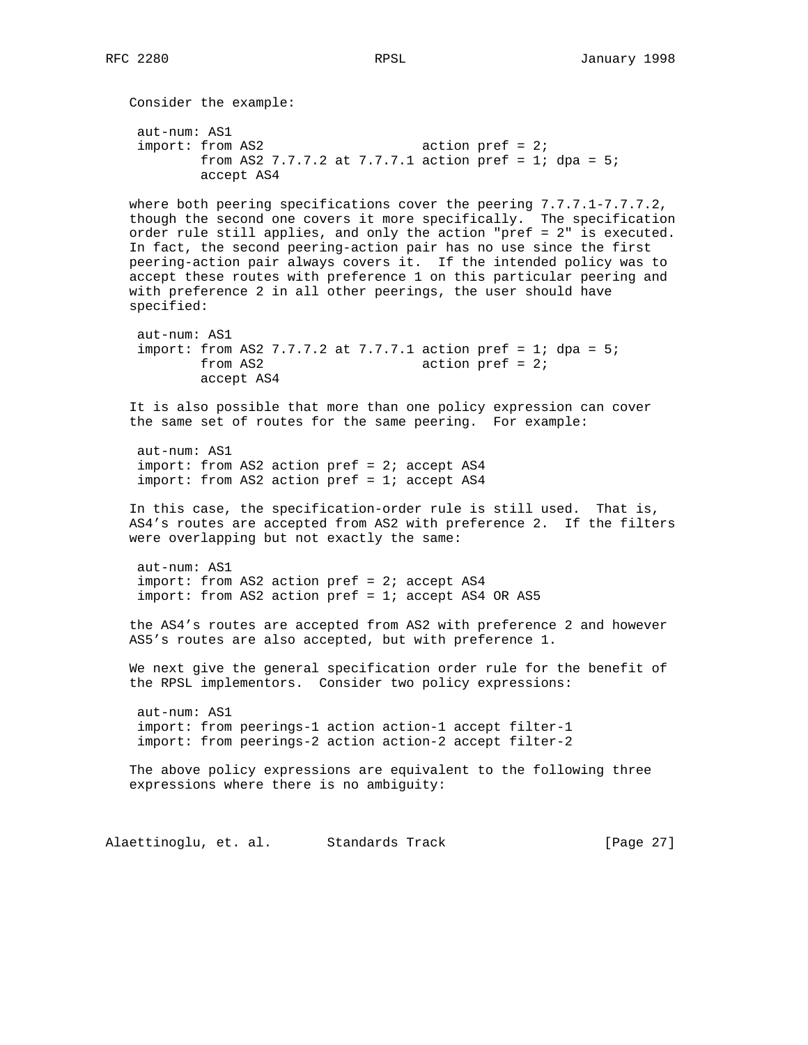Consider the example:

```
aut-num: AS1
import: from AS2                    action pref = 2;
        from AS2 7.7.7.2 at 7.7.7.1 action pref = 1; dpa = 5;
        accept AS4
```

where both peering specifications cover the peering 7.7.7.1-7.7.7.2, though the second one covers it more specifically. The specification order rule still applies, and only the action "pref = 2" is executed. In fact, the second peering-action pair has no use since the first peering-action pair always covers it. If the intended policy was to accept these routes with preference 1 on this particular peering and with preference 2 in all other peerings, the user should have specified:

```
aut-num: AS1
import: from AS2 7.7.7.2 at 7.7.7.1 action pref = 1; dpa = 5;
        from AS2                    action pref = 2;
        accept AS4
```

It is also possible that more than one policy expression can cover the same set of routes for the same peering. For example:

```
aut-num: AS1
import: from AS2 action pref = 2; accept AS4
import: from AS2 action pref = 1; accept AS4
```

In this case, the specification-order rule is still used. That is, AS4's routes are accepted from AS2 with preference 2. If the filters were overlapping but not exactly the same:

```
aut-num: AS1
import: from AS2 action pref = 2; accept AS4
import: from AS2 action pref = 1; accept AS4 OR AS5
```

the AS4's routes are accepted from AS2 with preference 2 and however AS5's routes are also accepted, but with preference 1.

We next give the general specification order rule for the benefit of the RPSL implementors. Consider two policy expressions:

```
aut-num: AS1
import: from peerings-1 action action-1 accept filter-1
import: from peerings-2 action action-2 accept filter-2
```

The above policy expressions are equivalent to the following three expressions where there is no ambiguity: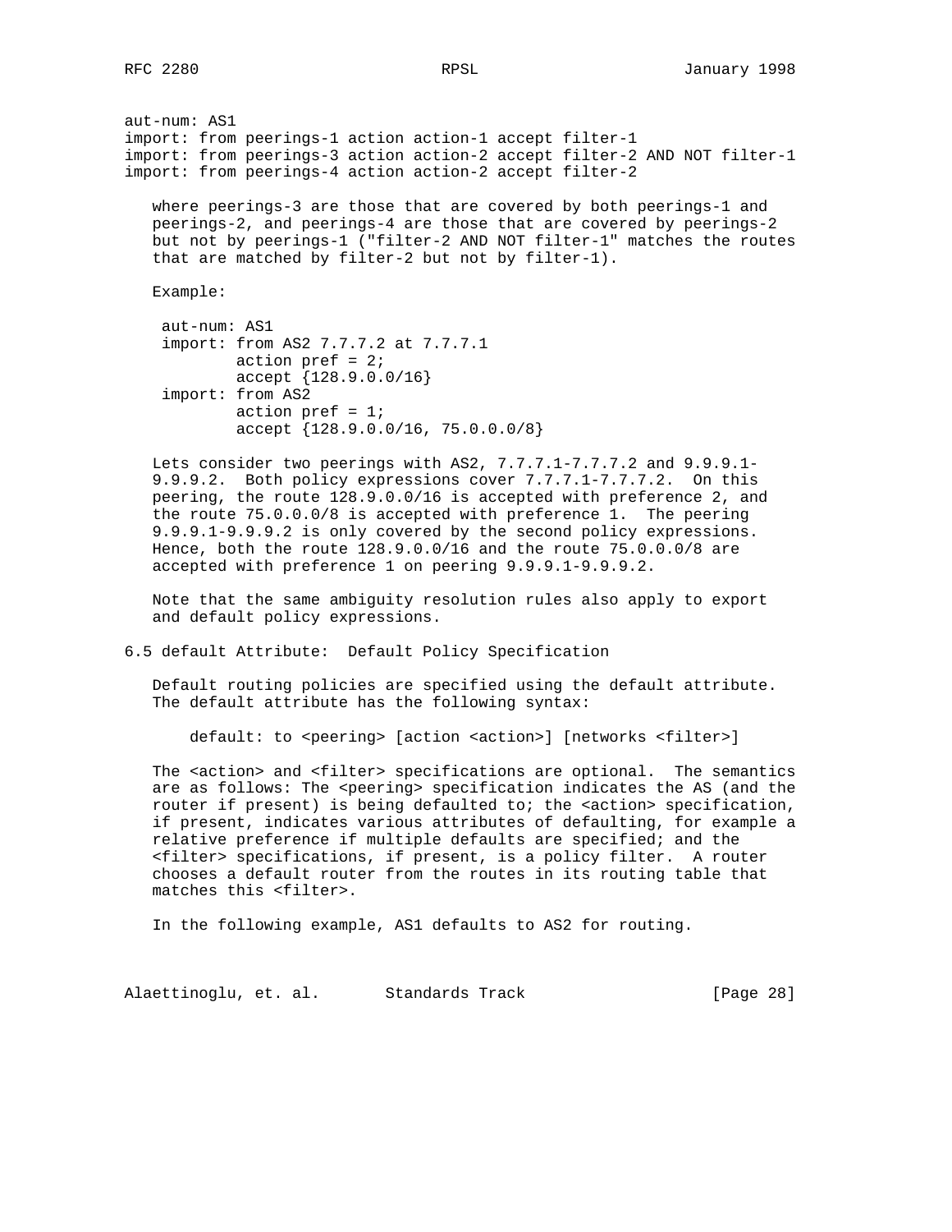```
aut-num: AS1
import: from peerings-1 action action-1 accept filter-1
import: from peerings-3 action action-2 accept filter-2 AND NOT filter-1
import: from peerings-4 action action-2 accept filter-2
```

where peerings-3 are those that are covered by both peerings-1 and peerings-2, and peerings-4 are those that are covered by peerings-2 but not by peerings-1 ("filter-2 AND NOT filter-1" matches the routes that are matched by filter-2 but not by filter-1).

Example:

```
aut-num: AS1
import: from AS2 7.7.7.2 at 7.7.7.1
        action pref = 2;
        accept {128.9.0.0/16}
import: from AS2
        action pref = 1;
        accept {128.9.0.0/16, 75.0.0.0/8}
```

Lets consider two peerings with AS2, 7.7.7.1-7.7.7.2 and 9.9.9.1-9.9.9.2. Both policy expressions cover 7.7.7.1-7.7.7.2. On this peering, the route 128.9.0.0/16 is accepted with preference 2, and the route 75.0.0.0/8 is accepted with preference 1. The peering 9.9.9.1-9.9.9.2 is only covered by the second policy expressions. Hence, both the route 128.9.0.0/16 and the route 75.0.0.0/8 are accepted with preference 1 on peering 9.9.9.1-9.9.9.2.

Note that the same ambiguity resolution rules also apply to export and default policy expressions.

## 6.5 default Attribute: Default Policy Specification

Default routing policies are specified using the default attribute. The default attribute has the following syntax:

```
default: to <peering> [action <action>] [networks <filter>]
```

The <action> and <filter> specifications are optional. The semantics are as follows: The <peering> specification indicates the AS (and the router if present) is being defaulted to; the <action> specification, if present, indicates various attributes of defaulting, for example a relative preference if multiple defaults are specified; and the <filter> specifications, if present, is a policy filter. A router chooses a default router from the routes in its routing table that matches this <filter>.

In the following example, AS1 defaults to AS2 for routing.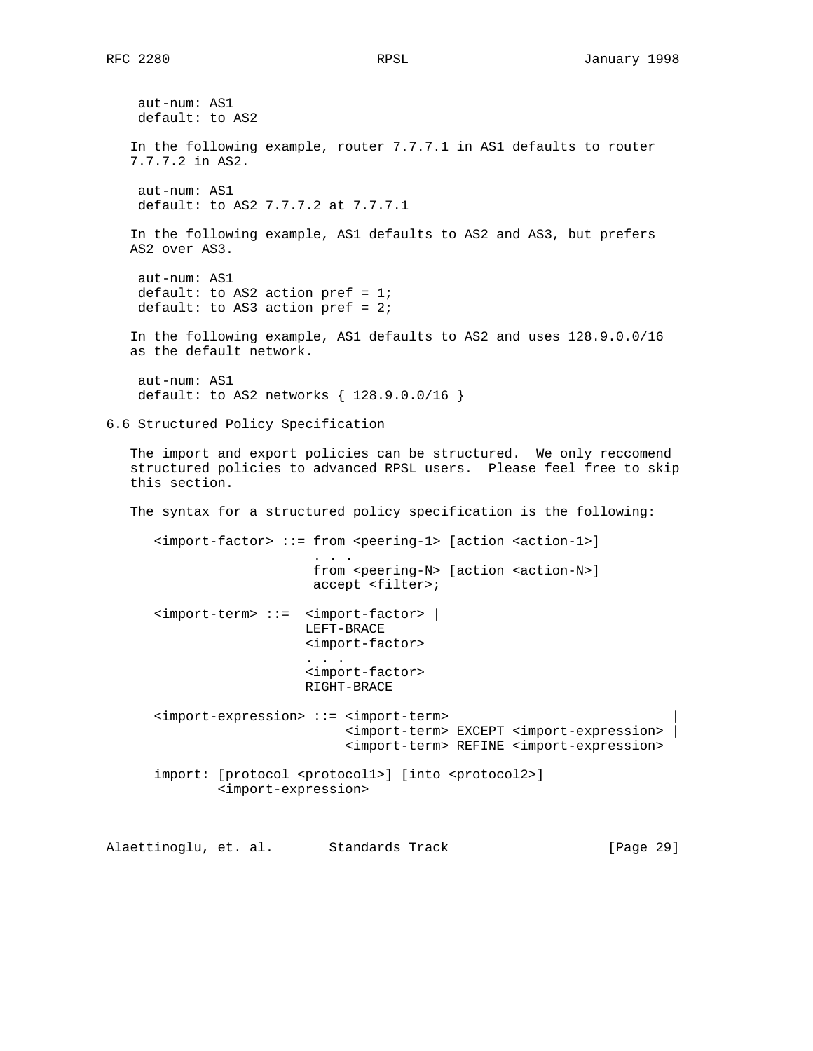```
aut-num: AS1
default: to AS2
```

In the following example, router 7.7.7.1 in AS1 defaults to router 7.7.7.2 in AS2.

```
aut-num: AS1
default: to AS2 7.7.7.2 at 7.7.7.1
```

In the following example, AS1 defaults to AS2 and AS3, but prefers AS2 over AS3.

```
aut-num: AS1
default: to AS2 action pref = 1;
default: to AS3 action pref = 2;
```

In the following example, AS1 defaults to AS2 and uses 128.9.0.0/16 as the default network.

```
aut-num: AS1
default: to AS2 networks { 128.9.0.0/16 }
```

## 6.6 Structured Policy Specification

The import and export policies can be structured. We only reccomend structured policies to advanced RPSL users. Please feel free to skip this section.

The syntax for a structured policy specification is the following:

```
<import-factor> ::= from <peering-1> [action <action-1>]
                     . . .
                     from <peering-N> [action <action-N>]
                     accept <filter>;

<import-term> ::=  <import-factor> |
                   LEFT-BRACE
                   <import-factor>
                   . . .
                   <import-factor>
                   RIGHT-BRACE

<import-expression> ::= <import-term>                            |
                        <import-term> EXCEPT <import-expression> |
                        <import-term> REFINE <import-expression>

import: [protocol <protocol1>] [into <protocol2>]
        <import-expression>
```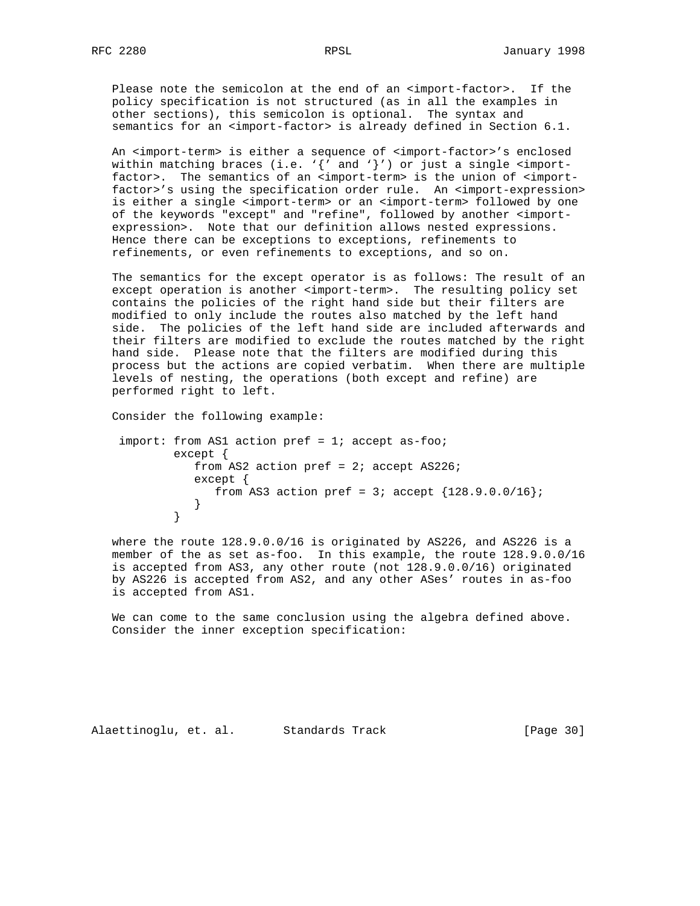Please note the semicolon at the end of an <import-factor>. If the policy specification is not structured (as in all the examples in other sections), this semicolon is optional. The syntax and semantics for an <import-factor> is already defined in Section 6.1.

An <import-term> is either a sequence of <import-factor>'s enclosed within matching braces (i.e. '{' and '}') or just a single <import-factor>. The semantics of an <import-term> is the union of <import-factor>'s using the specification order rule. An <import-expression> is either a single <import-term> or an <import-term> followed by one of the keywords "except" and "refine", followed by another <import-expression>. Note that our definition allows nested expressions. Hence there can be exceptions to exceptions, refinements to refinements, or even refinements to exceptions, and so on.

The semantics for the except operator is as follows: The result of an except operation is another <import-term>. The resulting policy set contains the policies of the right hand side but their filters are modified to only include the routes also matched by the left hand side. The policies of the left hand side are included afterwards and their filters are modified to exclude the routes matched by the right hand side. Please note that the filters are modified during this process but the actions are copied verbatim. When there are multiple levels of nesting, the operations (both except and refine) are performed right to left.

Consider the following example:

```
 import: from AS1 action pref = 1; accept as-foo;
         except {
            from AS2 action pref = 2; accept AS226;
            except {
               from AS3 action pref = 3; accept {128.9.0.0/16};
            }
         }
```

where the route 128.9.0.0/16 is originated by AS226, and AS226 is a member of the as set as-foo. In this example, the route 128.9.0.0/16 is accepted from AS3, any other route (not 128.9.0.0/16) originated by AS226 is accepted from AS2, and any other ASes' routes in as-foo is accepted from AS1.

We can come to the same conclusion using the algebra defined above. Consider the inner exception specification: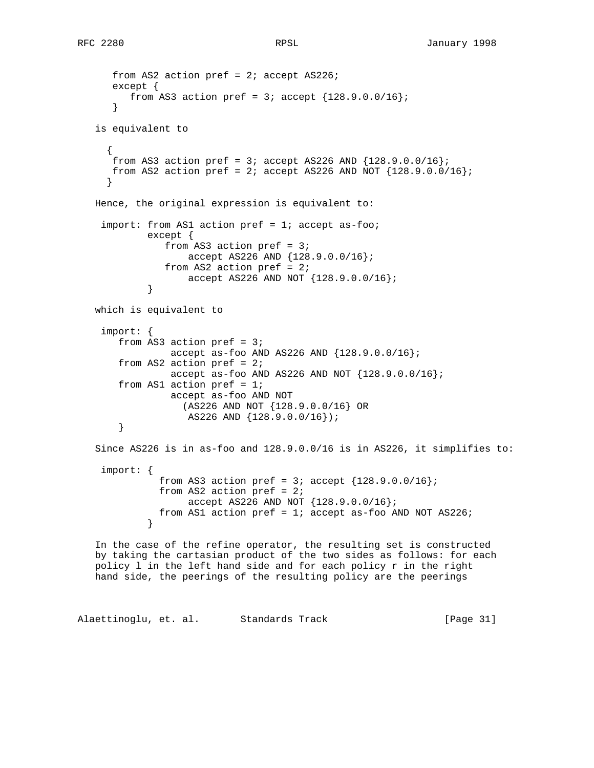```
      from AS2 action pref = 2; accept AS226;
      except {
         from AS3 action pref = 3; accept {128.9.0.0/16};
      }
```

is equivalent to

```
     {
      from AS3 action pref = 3; accept AS226 AND {128.9.0.0/16};
      from AS2 action pref = 2; accept AS226 AND NOT {128.9.0.0/16};
     }
```

Hence, the original expression is equivalent to:

```
    import: from AS1 action pref = 1; accept as-foo;
            except {
               from AS3 action pref = 3;
                   accept AS226 AND {128.9.0.0/16};
               from AS2 action pref = 2;
                   accept AS226 AND NOT {128.9.0.0/16};
            }
```

which is equivalent to

```
    import: {
       from AS3 action pref = 3;
                accept as-foo AND AS226 AND {128.9.0.0/16};
       from AS2 action pref = 2;
                accept as-foo AND AS226 AND NOT {128.9.0.0/16};
       from AS1 action pref = 1;
                accept as-foo AND NOT
                  (AS226 AND NOT {128.9.0.0/16} OR
                   AS226 AND {128.9.0.0/16});
       }
```

Since AS226 is in as-foo and 128.9.0.0/16 is in AS226, it simplifies to:

```
    import: {
              from AS3 action pref = 3; accept {128.9.0.0/16};
              from AS2 action pref = 2;
                   accept AS226 AND NOT {128.9.0.0/16};
              from AS1 action pref = 1; accept as-foo AND NOT AS226;
            }
```

In the case of the refine operator, the resulting set is constructed by taking the cartasian product of the two sides as follows: for each policy l in the left hand side and for each policy r in the right hand side, the peerings of the resulting policy are the peerings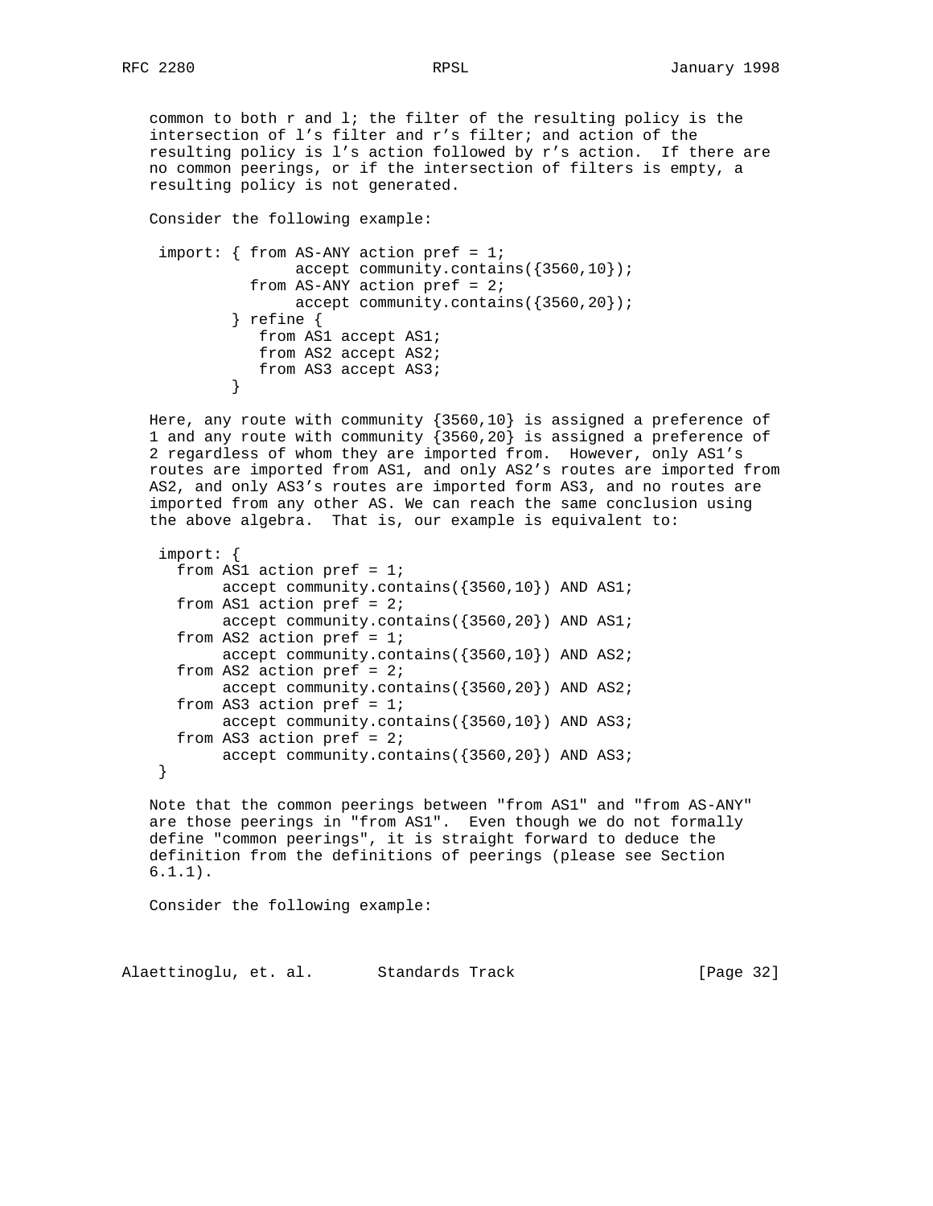common to both r and l; the filter of the resulting policy is the intersection of l's filter and r's filter; and action of the resulting policy is l's action followed by r's action. If there are no common peerings, or if the intersection of filters is empty, a resulting policy is not generated.

Consider the following example:

```
 import: { from AS-ANY action pref = 1;
                accept community.contains({3560,10});
           from AS-ANY action pref = 2;
                accept community.contains({3560,20});
         } refine {
            from AS1 accept AS1;
            from AS2 accept AS2;
            from AS3 accept AS3;
         }
```

Here, any route with community {3560,10} is assigned a preference of 1 and any route with community {3560,20} is assigned a preference of 2 regardless of whom they are imported from. However, only AS1's routes are imported from AS1, and only AS2's routes are imported from AS2, and only AS3's routes are imported form AS3, and no routes are imported from any other AS. We can reach the same conclusion using the above algebra. That is, our example is equivalent to:

```
 import: {
   from AS1 action pref = 1;
        accept community.contains({3560,10}) AND AS1;
   from AS1 action pref = 2;
        accept community.contains({3560,20}) AND AS1;
   from AS2 action pref = 1;
        accept community.contains({3560,10}) AND AS2;
   from AS2 action pref = 2;
        accept community.contains({3560,20}) AND AS2;
   from AS3 action pref = 1;
        accept community.contains({3560,10}) AND AS3;
   from AS3 action pref = 2;
        accept community.contains({3560,20}) AND AS3;
 }
```

Note that the common peerings between "from AS1" and "from AS-ANY" are those peerings in "from AS1". Even though we do not formally define "common peerings", it is straight forward to deduce the definition from the definitions of peerings (please see Section 6.1.1).

Consider the following example: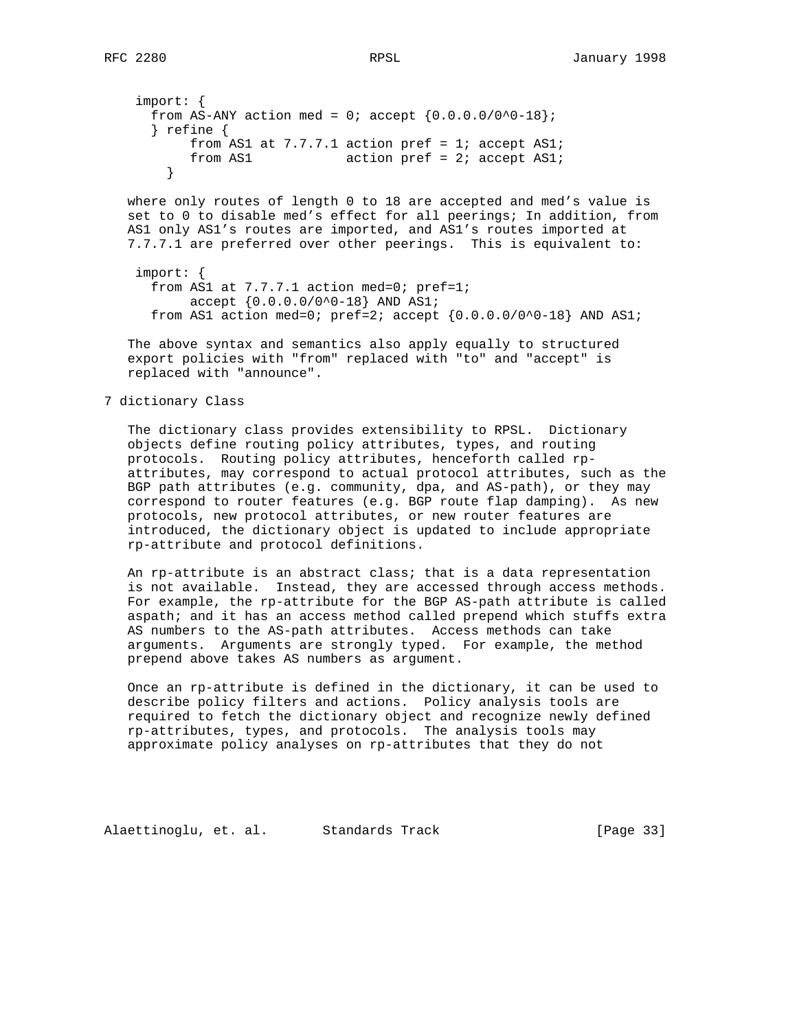```
import: {
  from AS-ANY action med = 0; accept {0.0.0.0/0^0-18};
  } refine {
       from AS1 at 7.7.7.1 action pref = 1; accept AS1;
       from AS1            action pref = 2; accept AS1;
    }
```

where only routes of length 0 to 18 are accepted and med's value is set to 0 to disable med's effect for all peerings; In addition, from AS1 only AS1's routes are imported, and AS1's routes imported at 7.7.7.1 are preferred over other peerings. This is equivalent to:

```
import: {
  from AS1 at 7.7.7.1 action med=0; pref=1;
       accept {0.0.0.0/0^0-18} AND AS1;
  from AS1 action med=0; pref=2; accept {0.0.0.0/0^0-18} AND AS1;
```

The above syntax and semantics also apply equally to structured export policies with "from" replaced with "to" and "accept" is replaced with "announce".

# 7 dictionary Class

The dictionary class provides extensibility to RPSL. Dictionary objects define routing policy attributes, types, and routing protocols. Routing policy attributes, henceforth called rp-attributes, may correspond to actual protocol attributes, such as the BGP path attributes (e.g. community, dpa, and AS-path), or they may correspond to router features (e.g. BGP route flap damping). As new protocols, new protocol attributes, or new router features are introduced, the dictionary object is updated to include appropriate rp-attribute and protocol definitions.

An rp-attribute is an abstract class; that is a data representation is not available. Instead, they are accessed through access methods. For example, the rp-attribute for the BGP AS-path attribute is called aspath; and it has an access method called prepend which stuffs extra AS numbers to the AS-path attributes. Access methods can take arguments. Arguments are strongly typed. For example, the method prepend above takes AS numbers as argument.

Once an rp-attribute is defined in the dictionary, it can be used to describe policy filters and actions. Policy analysis tools are required to fetch the dictionary object and recognize newly defined rp-attributes, types, and protocols. The analysis tools may approximate policy analyses on rp-attributes that they do not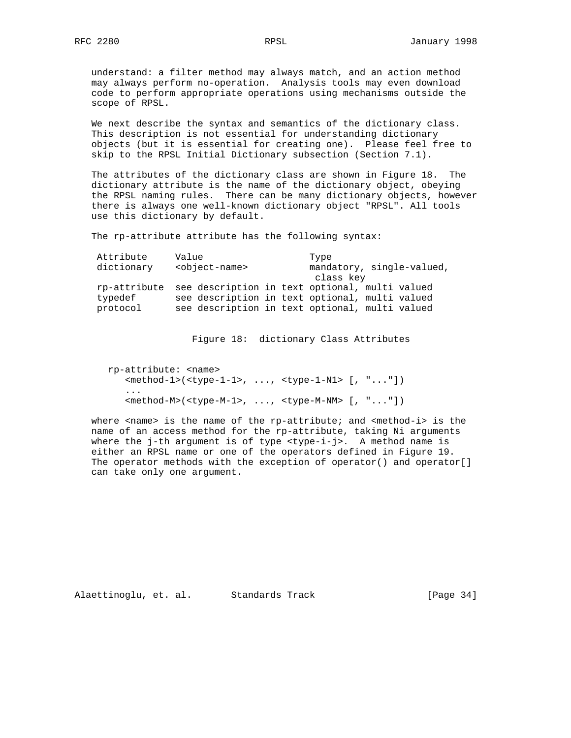understand: a filter method may always match, and an action method may always perform no-operation. Analysis tools may even download code to perform appropriate operations using mechanisms outside the scope of RPSL.

We next describe the syntax and semantics of the dictionary class. This description is not essential for understanding dictionary objects (but it is essential for creating one). Please feel free to skip to the RPSL Initial Dictionary subsection (Section 7.1).

The attributes of the dictionary class are shown in Figure 18. The dictionary attribute is the name of the dictionary object, obeying the RPSL naming rules. There can be many dictionary objects, however there is always one well-known dictionary object "RPSL". All tools use this dictionary by default.

The rp-attribute attribute has the following syntax:

| Attribute | Value | Type |
|---|---|---|
| dictionary | <object-name> | mandatory, single-valued, class key |
| rp-attribute | see description in text | optional, multi valued |
| typedef | see description in text | optional, multi valued |
| protocol | see description in text | optional, multi valued |

Figure 18: dictionary Class Attributes

```
rp-attribute: <name>
   <method-1>(<type-1-1>, ..., <type-1-N1> [, "..."])
   ...
   <method-M>(<type-M-1>, ..., <type-M-NM> [, "..."])
```

where <name> is the name of the rp-attribute; and <method-i> is the name of an access method for the rp-attribute, taking Ni arguments where the j-th argument is of type <type-i-j>. A method name is either an RPSL name or one of the operators defined in Figure 19. The operator methods with the exception of operator() and operator[] can take only one argument.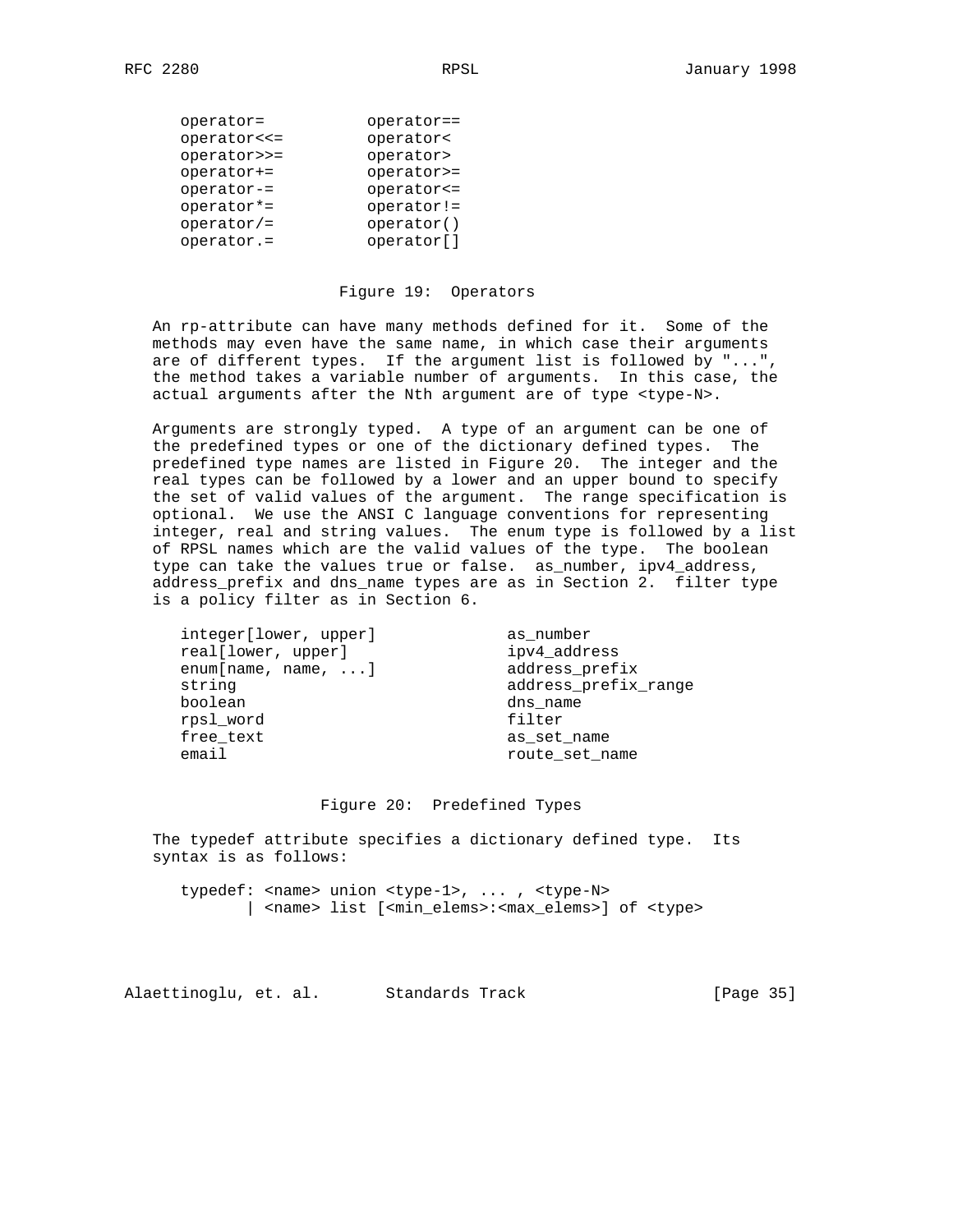```
operator=           operator==
operator<<=         operator<
operator>>=         operator>
operator+=          operator>=
operator-=          operator<=
operator*=          operator!=
operator/=          operator()
operator.=          operator[]
```

Figure 19: Operators

An rp-attribute can have many methods defined for it. Some of the methods may even have the same name, in which case their arguments are of different types. If the argument list is followed by "...", the method takes a variable number of arguments. In this case, the actual arguments after the Nth argument are of type <type-N>.

Arguments are strongly typed. A type of an argument can be one of the predefined types or one of the dictionary defined types. The predefined type names are listed in Figure 20. The integer and the real types can be followed by a lower and an upper bound to specify the set of valid values of the argument. The range specification is optional. We use the ANSI C language conventions for representing integer, real and string values. The enum type is followed by a list of RPSL names which are the valid values of the type. The boolean type can take the values true or false. as_number, ipv4_address, address_prefix and dns_name types are as in Section 2. filter type is a policy filter as in Section 6.

```
integer[lower, upper]            as_number
real[lower, upper]               ipv4_address
enum[name, name, ...]            address_prefix
string                           address_prefix_range
boolean                          dns_name
rpsl_word                        filter
free_text                        as_set_name
email                            route_set_name
```

Figure 20: Predefined Types

The typedef attribute specifies a dictionary defined type. Its syntax is as follows:

```
typedef: <name> union <type-1>, ... , <type-N>
       | <name> list [<min_elems>:<max_elems>] of <type>
```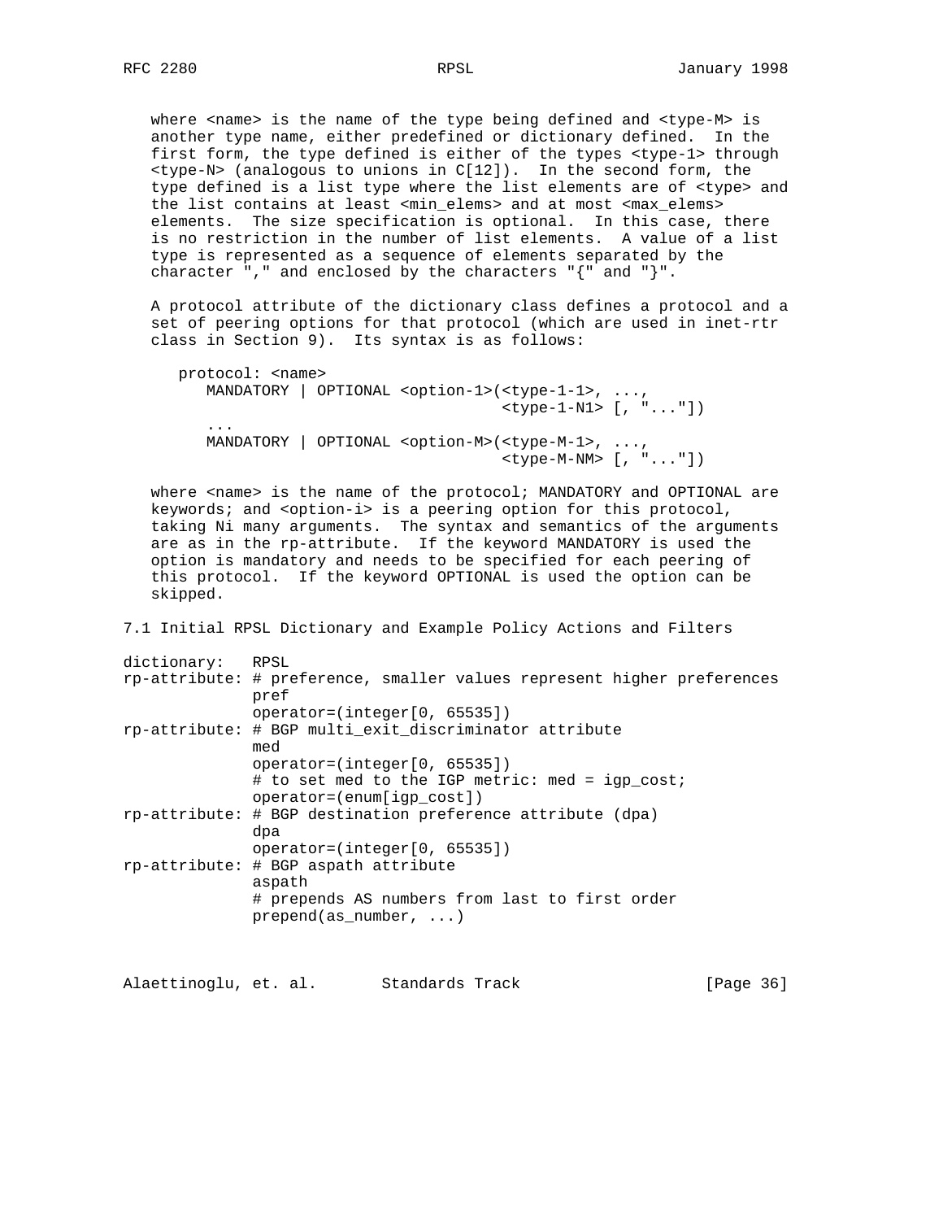where <name> is the name of the type being defined and <type-M> is another type name, either predefined or dictionary defined. In the first form, the type defined is either of the types <type-1> through <type-N> (analogous to unions in C[12]). In the second form, the type defined is a list type where the list elements are of <type> and the list contains at least <min_elems> and at most <max_elems> elements. The size specification is optional. In this case, there is no restriction in the number of list elements. A value of a list type is represented as a sequence of elements separated by the character "," and enclosed by the characters "{" and "}".

A protocol attribute of the dictionary class defines a protocol and a set of peering options for that protocol (which are used in inet-rtr class in Section 9). Its syntax is as follows:

```
   protocol: <name>
      MANDATORY | OPTIONAL <option-1>(<type-1-1>, ...,
                                      <type-1-N1> [, "..."])
      ...
      MANDATORY | OPTIONAL <option-M>(<type-M-1>, ...,
                                      <type-M-NM> [, "..."])
```

where <name> is the name of the protocol; MANDATORY and OPTIONAL are keywords; and <option-i> is a peering option for this protocol, taking Ni many arguments. The syntax and semantics of the arguments are as in the rp-attribute. If the keyword MANDATORY is used the option is mandatory and needs to be specified for each peering of this protocol. If the keyword OPTIONAL is used the option can be skipped.

## 7.1 Initial RPSL Dictionary and Example Policy Actions and Filters

```
dictionary:   RPSL
rp-attribute: # preference, smaller values represent higher preferences
              pref
              operator=(integer[0, 65535])
rp-attribute: # BGP multi_exit_discriminator attribute
              med
              operator=(integer[0, 65535])
              # to set med to the IGP metric: med = igp_cost;
              operator=(enum[igp_cost])
rp-attribute: # BGP destination preference attribute (dpa)
              dpa
              operator=(integer[0, 65535])
rp-attribute: # BGP aspath attribute
              aspath
              # prepends AS numbers from last to first order
              prepend(as_number, ...)
```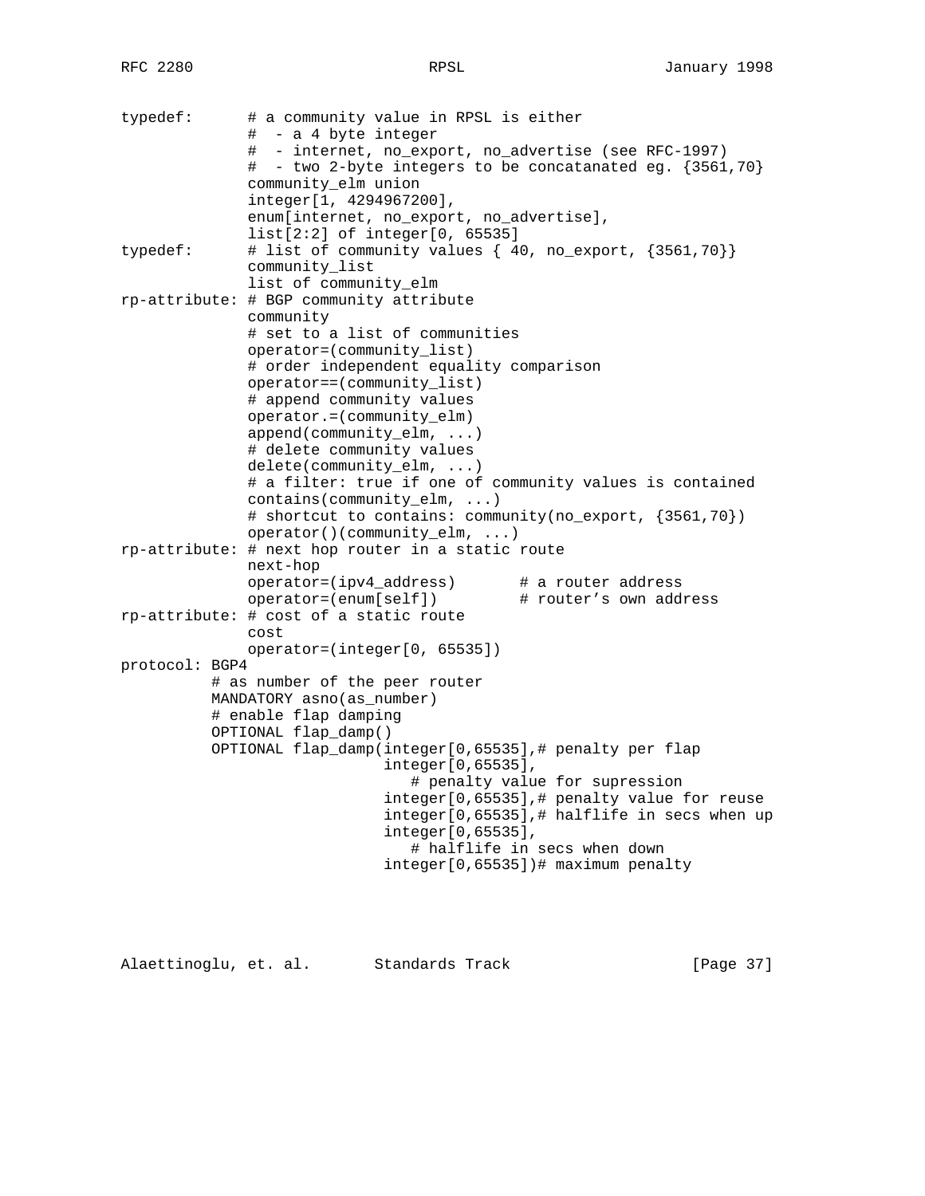```
typedef:      # a community value in RPSL is either
              #  - a 4 byte integer
              #  - internet, no_export, no_advertise (see RFC-1997)
              #  - two 2-byte integers to be concatanated eg. {3561,70}
              community_elm union
              integer[1, 4294967200],
              enum[internet, no_export, no_advertise],
              list[2:2] of integer[0, 65535]
typedef:      # list of community values { 40, no_export, {3561,70}}
              community_list
              list of community_elm
rp-attribute: # BGP community attribute
              community
              # set to a list of communities
              operator=(community_list)
              # order independent equality comparison
              operator==(community_list)
              # append community values
              operator.=(community_elm)
              append(community_elm, ...)
              # delete community values
              delete(community_elm, ...)
              # a filter: true if one of community values is contained
              contains(community_elm, ...)
              # shortcut to contains: community(no_export, {3561,70})
              operator()(community_elm, ...)
rp-attribute: # next hop router in a static route
              next-hop
              operator=(ipv4_address)       # a router address
              operator=(enum[self])         # router's own address
rp-attribute: # cost of a static route
              cost
              operator=(integer[0, 65535])
protocol: BGP4
          # as number of the peer router
          MANDATORY asno(as_number)
          # enable flap damping
          OPTIONAL flap_damp()
          OPTIONAL flap_damp(integer[0,65535],# penalty per flap
                             integer[0,65535],
                                # penalty value for supression
                             integer[0,65535],# penalty value for reuse
                             integer[0,65535],# halflife in secs when up
                             integer[0,65535],
                                # halflife in secs when down
                             integer[0,65535])# maximum penalty
```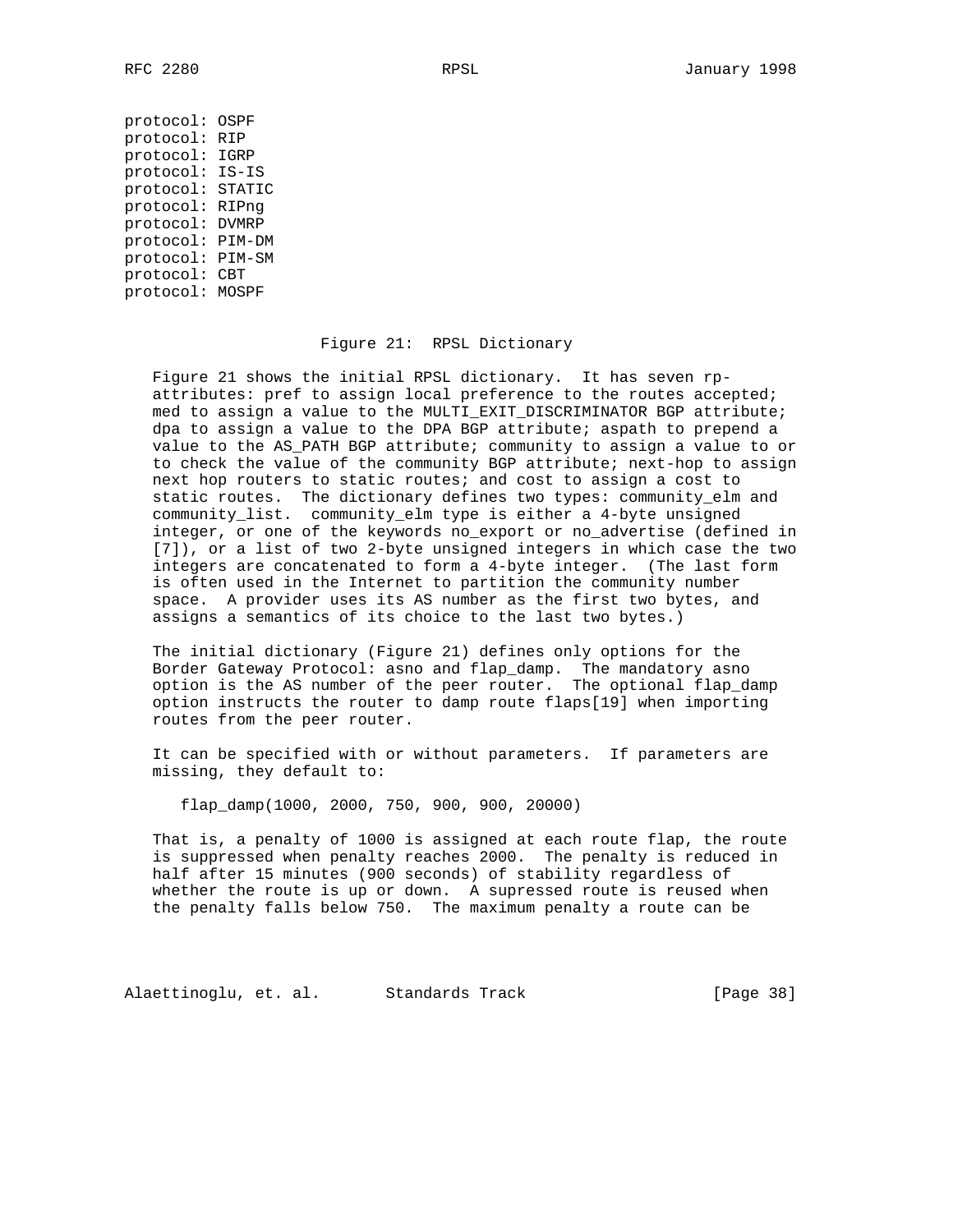```
protocol: OSPF
protocol: RIP
protocol: IGRP
protocol: IS-IS
protocol: STATIC
protocol: RIPng
protocol: DVMRP
protocol: PIM-DM
protocol: PIM-SM
protocol: CBT
protocol: MOSPF
```

Figure 21: RPSL Dictionary

Figure 21 shows the initial RPSL dictionary. It has seven rp-attributes: pref to assign local preference to the routes accepted; med to assign a value to the MULTI_EXIT_DISCRIMINATOR BGP attribute; dpa to assign a value to the DPA BGP attribute; aspath to prepend a value to the AS_PATH BGP attribute; community to assign a value to or to check the value of the community BGP attribute; next-hop to assign next hop routers to static routes; and cost to assign a cost to static routes. The dictionary defines two types: community_elm and community_list. community_elm type is either a 4-byte unsigned integer, or one of the keywords no_export or no_advertise (defined in [7]), or a list of two 2-byte unsigned integers in which case the two integers are concatenated to form a 4-byte integer. (The last form is often used in the Internet to partition the community number space. A provider uses its AS number as the first two bytes, and assigns a semantics of its choice to the last two bytes.)

The initial dictionary (Figure 21) defines only options for the Border Gateway Protocol: asno and flap_damp. The mandatory asno option is the AS number of the peer router. The optional flap_damp option instructs the router to damp route flaps[19] when importing routes from the peer router.

It can be specified with or without parameters. If parameters are missing, they default to:

```
flap_damp(1000, 2000, 750, 900, 900, 20000)
```

That is, a penalty of 1000 is assigned at each route flap, the route is suppressed when penalty reaches 2000. The penalty is reduced in half after 15 minutes (900 seconds) of stability regardless of whether the route is up or down. A supressed route is reused when the penalty falls below 750. The maximum penalty a route can be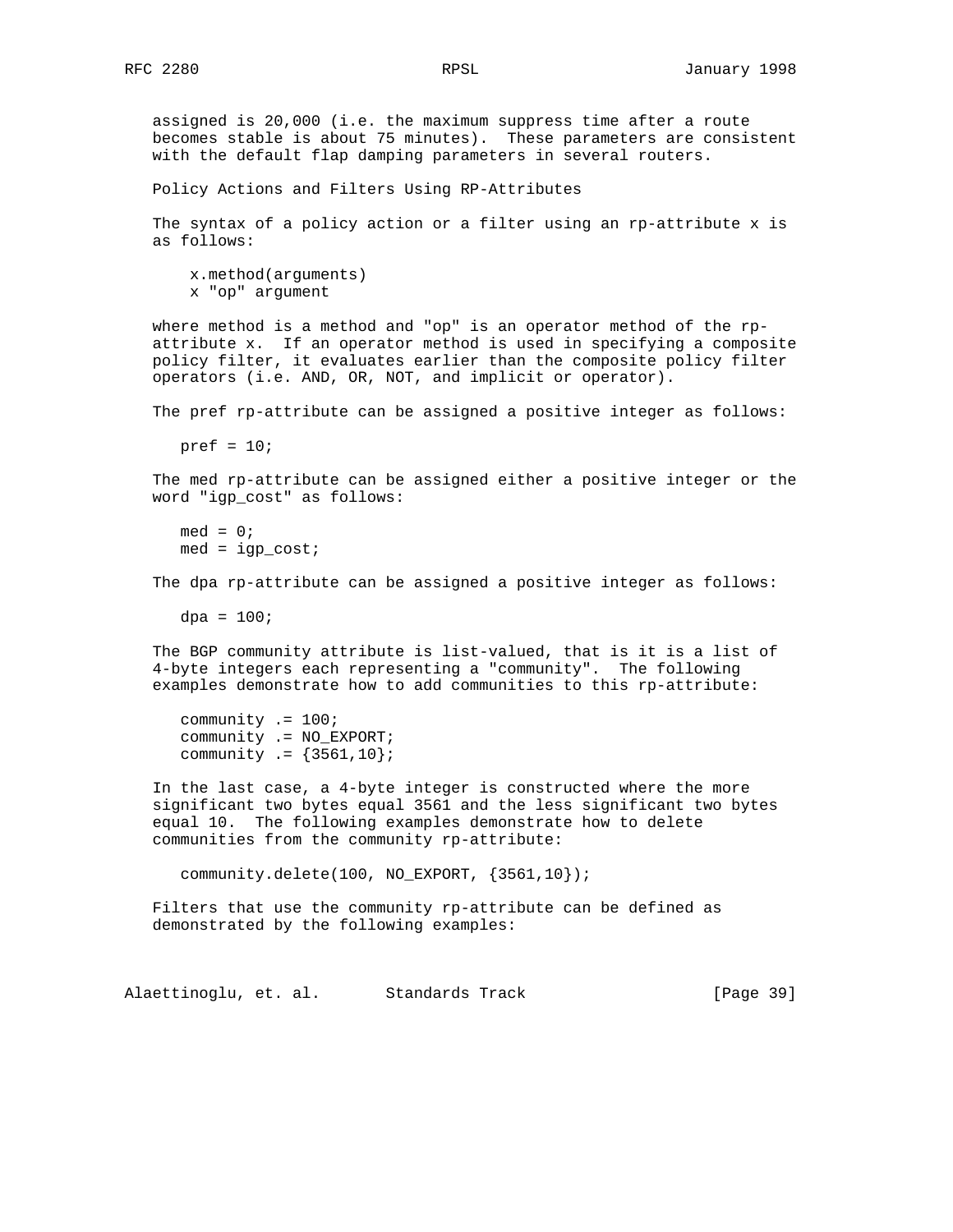assigned is 20,000 (i.e. the maximum suppress time after a route becomes stable is about 75 minutes). These parameters are consistent with the default flap damping parameters in several routers.

### Policy Actions and Filters Using RP-Attributes

The syntax of a policy action or a filter using an rp-attribute x is as follows:

```
x.method(arguments)
x "op" argument
```

where method is a method and "op" is an operator method of the rp-attribute x. If an operator method is used in specifying a composite policy filter, it evaluates earlier than the composite policy filter operators (i.e. AND, OR, NOT, and implicit or operator).

The pref rp-attribute can be assigned a positive integer as follows:

```
pref = 10;
```

The med rp-attribute can be assigned either a positive integer or the word "igp_cost" as follows:

```
med = 0;
med = igp_cost;
```

The dpa rp-attribute can be assigned a positive integer as follows:

```
dpa = 100;
```

The BGP community attribute is list-valued, that is it is a list of 4-byte integers each representing a "community". The following examples demonstrate how to add communities to this rp-attribute:

```
community .= 100;
community .= NO_EXPORT;
community .= {3561,10};
```

In the last case, a 4-byte integer is constructed where the more significant two bytes equal 3561 and the less significant two bytes equal 10. The following examples demonstrate how to delete communities from the community rp-attribute:

```
community.delete(100, NO_EXPORT, {3561,10});
```

Filters that use the community rp-attribute can be defined as demonstrated by the following examples: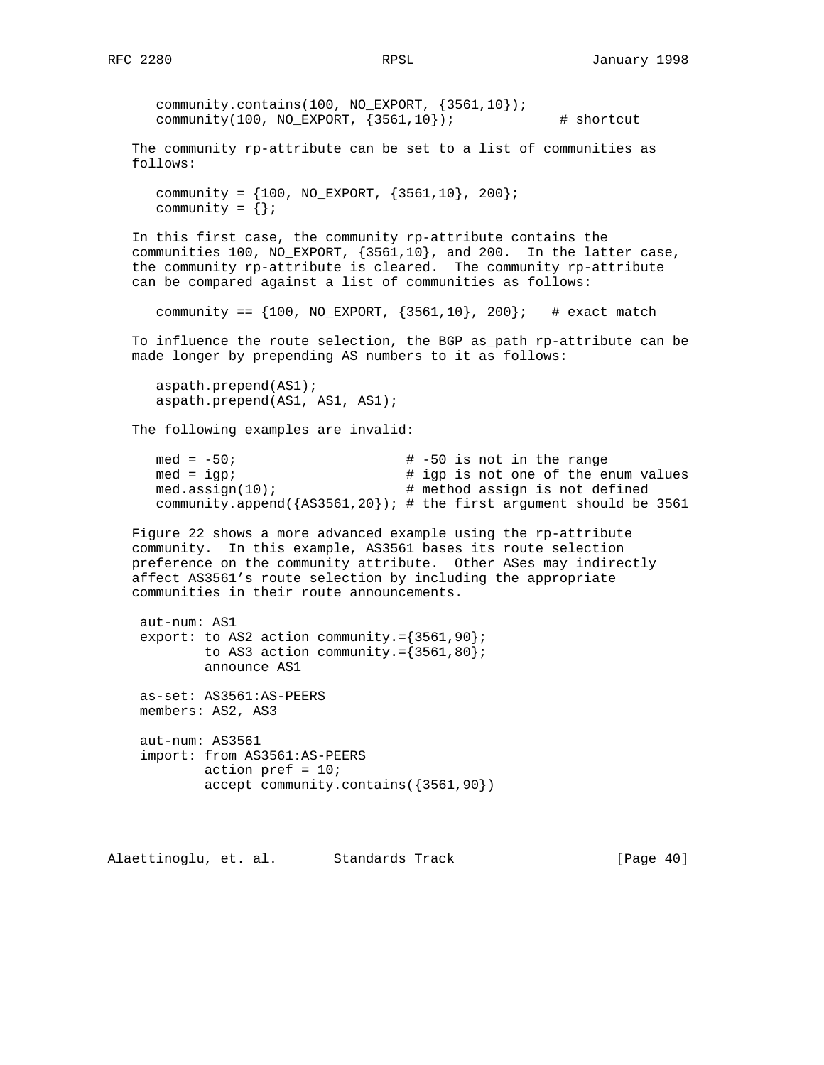```
community.contains(100, NO_EXPORT, {3561,10});
community(100, NO_EXPORT, {3561,10});            # shortcut
```

The community rp-attribute can be set to a list of communities as follows:

```
community = {100, NO_EXPORT, {3561,10}, 200};
community = {};
```

In this first case, the community rp-attribute contains the communities 100, NO_EXPORT, {3561,10}, and 200. In the latter case, the community rp-attribute is cleared. The community rp-attribute can be compared against a list of communities as follows:

```
community == {100, NO_EXPORT, {3561,10}, 200};   # exact match
```

To influence the route selection, the BGP as_path rp-attribute can be made longer by prepending AS numbers to it as follows:

```
aspath.prepend(AS1);
aspath.prepend(AS1, AS1, AS1);
```

The following examples are invalid:

```
med = -50;                     # -50 is not in the range
med = igp;                     # igp is not one of the enum values
med.assign(10);                # method assign is not defined
community.append({AS3561,20}); # the first argument should be 3561
```

Figure 22 shows a more advanced example using the rp-attribute community. In this example, AS3561 bases its route selection preference on the community attribute. Other ASes may indirectly affect AS3561's route selection by including the appropriate communities in their route announcements.

```
aut-num: AS1
export: to AS2 action community.={3561,90};
        to AS3 action community.={3561,80};
        announce AS1

as-set: AS3561:AS-PEERS
members: AS2, AS3

aut-num: AS3561
import: from AS3561:AS-PEERS
        action pref = 10;
        accept community.contains({3561,90})
```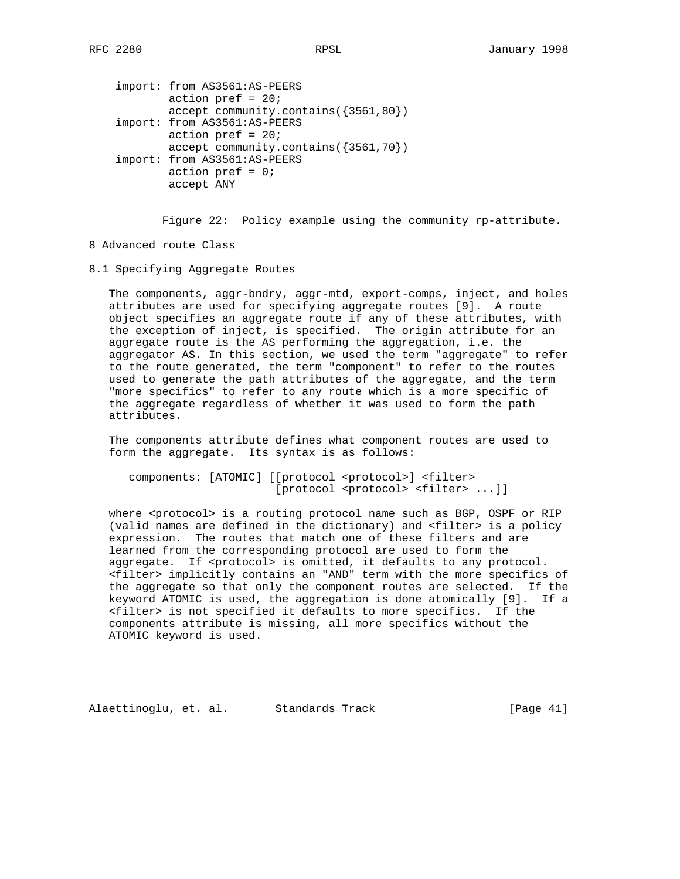```
import: from AS3561:AS-PEERS
        action pref = 20;
        accept community.contains({3561,80})
import: from AS3561:AS-PEERS
        action pref = 20;
        accept community.contains({3561,70})
import: from AS3561:AS-PEERS
        action pref = 0;
        accept ANY
```

Figure 22: Policy example using the community rp-attribute.

# 8 Advanced route Class

## 8.1 Specifying Aggregate Routes

The components, aggr-bndry, aggr-mtd, export-comps, inject, and holes attributes are used for specifying aggregate routes [9]. A route object specifies an aggregate route if any of these attributes, with the exception of inject, is specified. The origin attribute for an aggregate route is the AS performing the aggregation, i.e. the aggregator AS. In this section, we used the term "aggregate" to refer to the route generated, the term "component" to refer to the routes used to generate the path attributes of the aggregate, and the term "more specifics" to refer to any route which is a more specific of the aggregate regardless of whether it was used to form the path attributes.

The components attribute defines what component routes are used to form the aggregate. Its syntax is as follows:

```
components: [ATOMIC] [[protocol <protocol>] <filter>
                      [protocol <protocol> <filter> ...]]
```

where <protocol> is a routing protocol name such as BGP, OSPF or RIP (valid names are defined in the dictionary) and <filter> is a policy expression. The routes that match one of these filters and are learned from the corresponding protocol are used to form the aggregate. If <protocol> is omitted, it defaults to any protocol. <filter> implicitly contains an "AND" term with the more specifics of the aggregate so that only the component routes are selected. If the keyword ATOMIC is used, the aggregation is done atomically [9]. If a <filter> is not specified it defaults to more specifics. If the components attribute is missing, all more specifics without the ATOMIC keyword is used.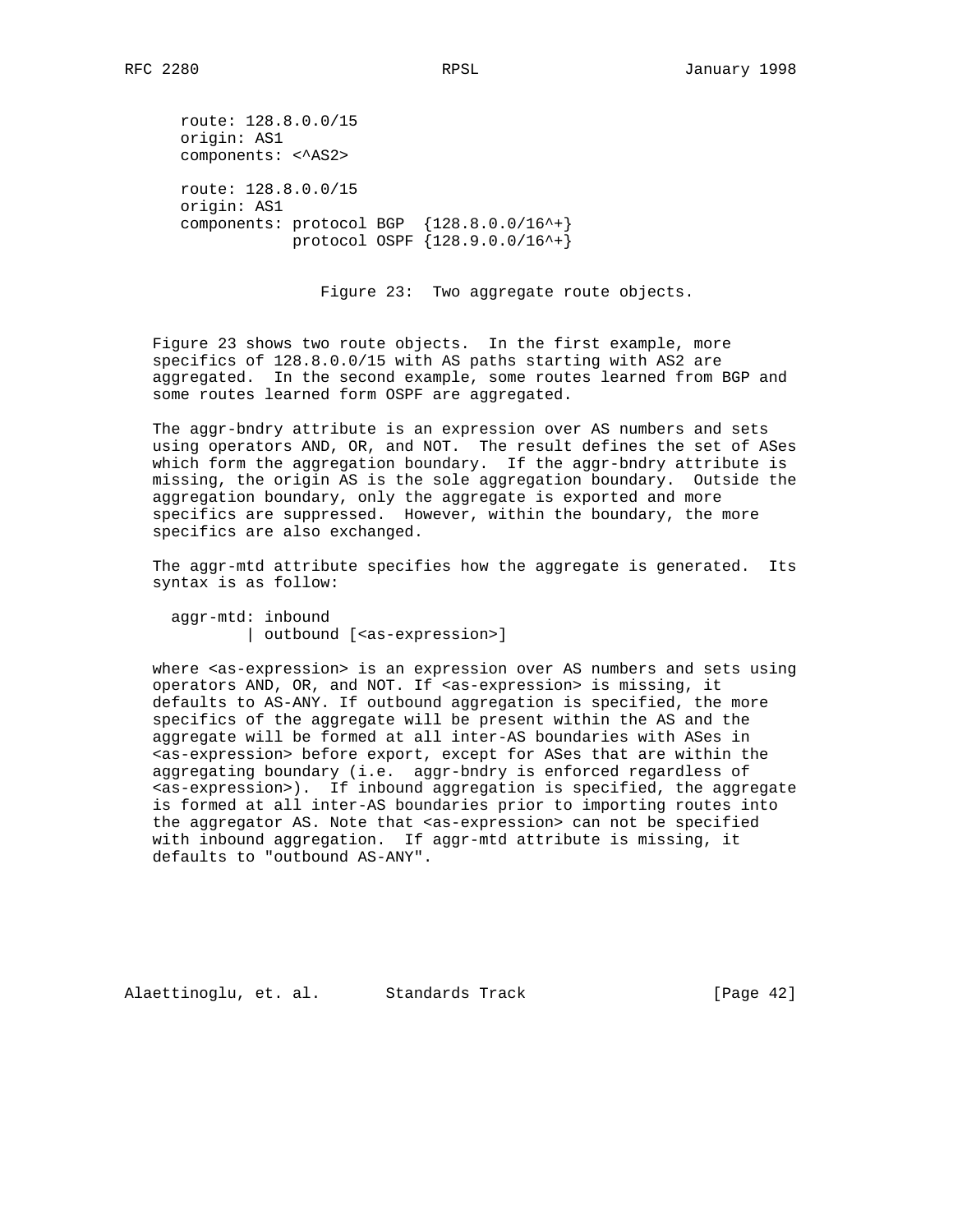```
route: 128.8.0.0/15
origin: AS1
components: <^AS2>

route: 128.8.0.0/15
origin: AS1
components: protocol BGP  {128.8.0.0/16^+}
            protocol OSPF {128.9.0.0/16^+}
```

Figure 23: Two aggregate route objects.

Figure 23 shows two route objects. In the first example, more specifics of 128.8.0.0/15 with AS paths starting with AS2 are aggregated. In the second example, some routes learned from BGP and some routes learned form OSPF are aggregated.

The aggr-bndry attribute is an expression over AS numbers and sets using operators AND, OR, and NOT. The result defines the set of ASes which form the aggregation boundary. If the aggr-bndry attribute is missing, the origin AS is the sole aggregation boundary. Outside the aggregation boundary, only the aggregate is exported and more specifics are suppressed. However, within the boundary, the more specifics are also exchanged.

The aggr-mtd attribute specifies how the aggregate is generated. Its syntax is as follow:

```
aggr-mtd: inbound
        | outbound [<as-expression>]
```

where <as-expression> is an expression over AS numbers and sets using operators AND, OR, and NOT. If <as-expression> is missing, it defaults to AS-ANY. If outbound aggregation is specified, the more specifics of the aggregate will be present within the AS and the aggregate will be formed at all inter-AS boundaries with ASes in <as-expression> before export, except for ASes that are within the aggregating boundary (i.e. aggr-bndry is enforced regardless of <as-expression>). If inbound aggregation is specified, the aggregate is formed at all inter-AS boundaries prior to importing routes into the aggregator AS. Note that <as-expression> can not be specified with inbound aggregation. If aggr-mtd attribute is missing, it defaults to "outbound AS-ANY".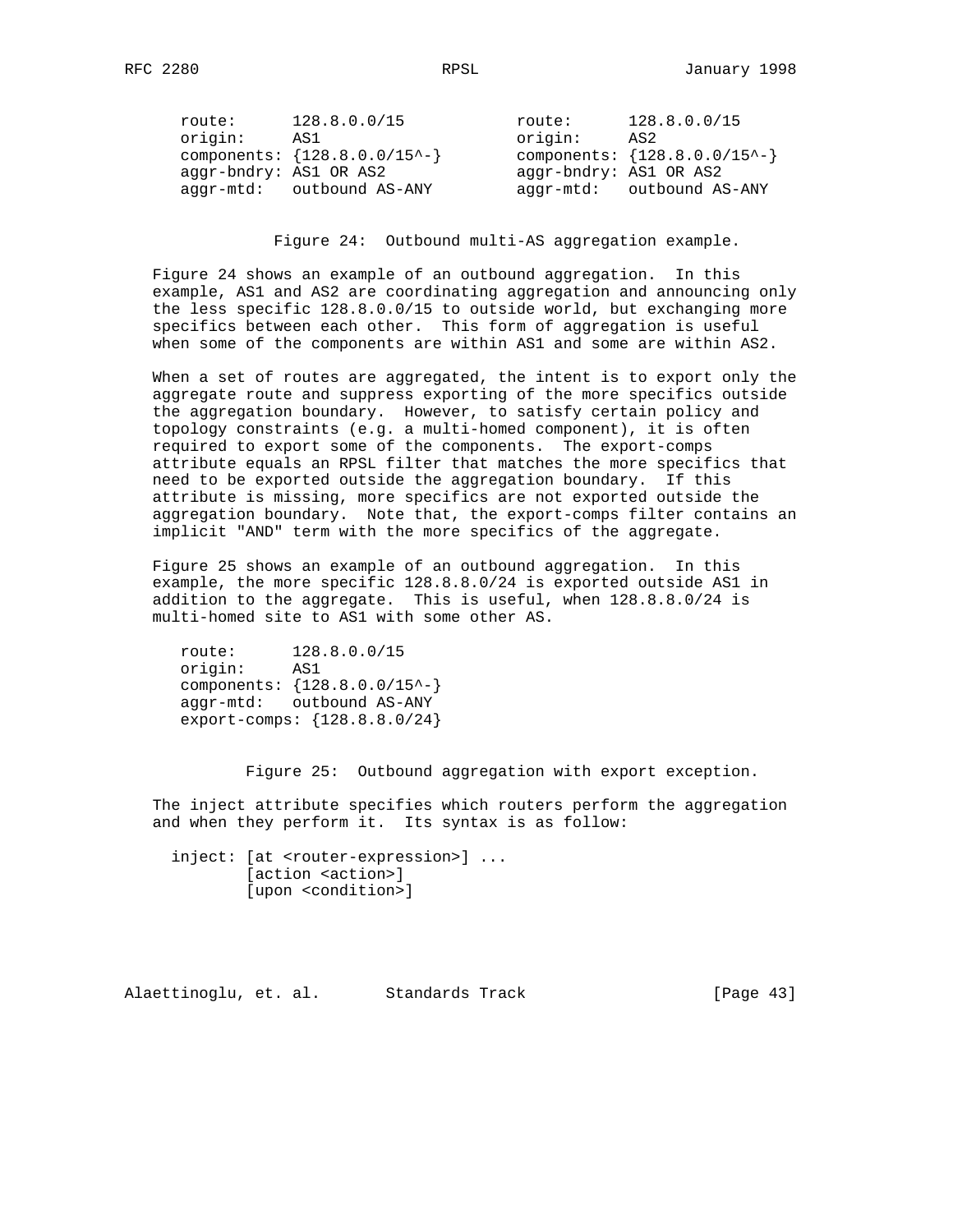```
route:      128.8.0.0/15            route:      128.8.0.0/15
origin:     AS1                     origin:     AS2
components: {128.8.0.0/15^-}        components: {128.8.0.0/15^-}
aggr-bndry: AS1 OR AS2              aggr-bndry: AS1 OR AS2
aggr-mtd:   outbound AS-ANY         aggr-mtd:   outbound AS-ANY
```

Figure 24: Outbound multi-AS aggregation example.

Figure 24 shows an example of an outbound aggregation. In this example, AS1 and AS2 are coordinating aggregation and announcing only the less specific 128.8.0.0/15 to outside world, but exchanging more specifics between each other. This form of aggregation is useful when some of the components are within AS1 and some are within AS2.

When a set of routes are aggregated, the intent is to export only the aggregate route and suppress exporting of the more specifics outside the aggregation boundary. However, to satisfy certain policy and topology constraints (e.g. a multi-homed component), it is often required to export some of the components. The export-comps attribute equals an RPSL filter that matches the more specifics that need to be exported outside the aggregation boundary. If this attribute is missing, more specifics are not exported outside the aggregation boundary. Note that, the export-comps filter contains an implicit "AND" term with the more specifics of the aggregate.

Figure 25 shows an example of an outbound aggregation. In this example, the more specific 128.8.8.0/24 is exported outside AS1 in addition to the aggregate. This is useful, when 128.8.8.0/24 is multi-homed site to AS1 with some other AS.

```
route:      128.8.0.0/15
origin:     AS1
components: {128.8.0.0/15^-}
aggr-mtd:   outbound AS-ANY
export-comps: {128.8.8.0/24}
```

Figure 25: Outbound aggregation with export exception.

The inject attribute specifies which routers perform the aggregation and when they perform it. Its syntax is as follow:

```
inject: [at <router-expression>] ...
        [action <action>]
        [upon <condition>]
```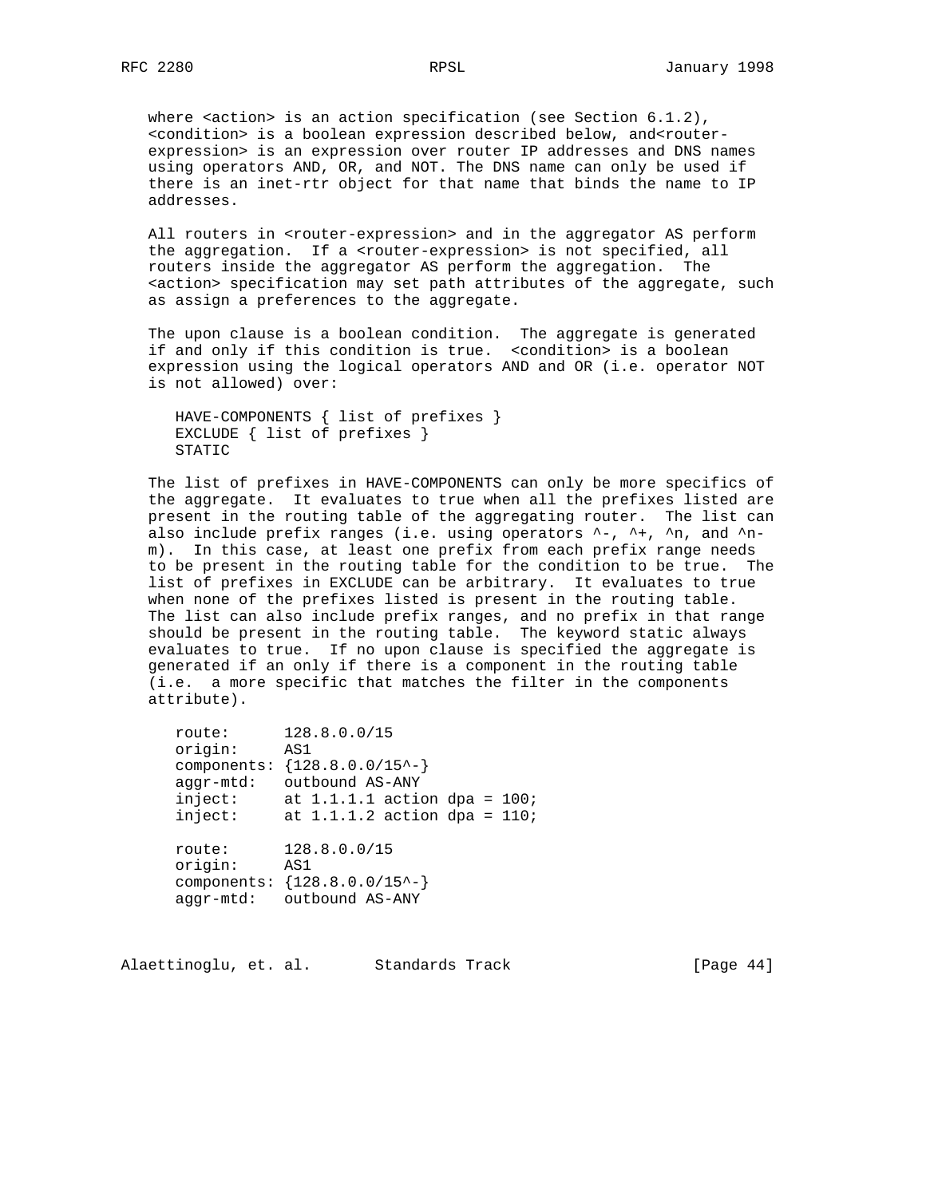where <action> is an action specification (see Section 6.1.2), <condition> is a boolean expression described below, and<router-expression> is an expression over router IP addresses and DNS names using operators AND, OR, and NOT. The DNS name can only be used if there is an inet-rtr object for that name that binds the name to IP addresses.

All routers in <router-expression> and in the aggregator AS perform the aggregation. If a <router-expression> is not specified, all routers inside the aggregator AS perform the aggregation. The <action> specification may set path attributes of the aggregate, such as assign a preferences to the aggregate.

The upon clause is a boolean condition. The aggregate is generated if and only if this condition is true. <condition> is a boolean expression using the logical operators AND and OR (i.e. operator NOT is not allowed) over:

```
HAVE-COMPONENTS { list of prefixes }
EXCLUDE { list of prefixes }
STATIC
```

The list of prefixes in HAVE-COMPONENTS can only be more specifics of the aggregate. It evaluates to true when all the prefixes listed are present in the routing table of the aggregating router. The list can also include prefix ranges (i.e. using operators ^-, ^+, ^n, and ^n-m). In this case, at least one prefix from each prefix range needs to be present in the routing table for the condition to be true. The list of prefixes in EXCLUDE can be arbitrary. It evaluates to true when none of the prefixes listed is present in the routing table. The list can also include prefix ranges, and no prefix in that range should be present in the routing table. The keyword static always evaluates to true. If no upon clause is specified the aggregate is generated if an only if there is a component in the routing table (i.e. a more specific that matches the filter in the components attribute).

```
route:      128.8.0.0/15
origin:     AS1
components: {128.8.0.0/15^-}
aggr-mtd:   outbound AS-ANY
inject:     at 1.1.1.1 action dpa = 100;
inject:     at 1.1.1.2 action dpa = 110;

route:      128.8.0.0/15
origin:     AS1
components: {128.8.0.0/15^-}
aggr-mtd:   outbound AS-ANY
```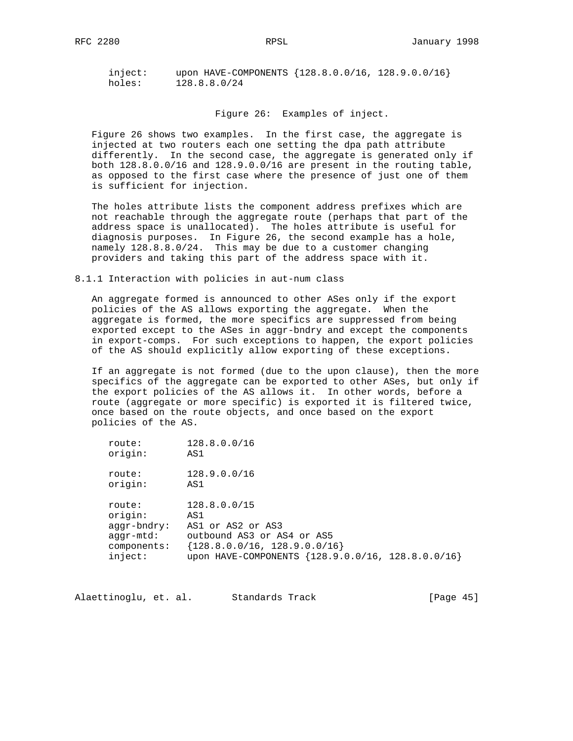```
inject:     upon HAVE-COMPONENTS {128.8.0.0/16, 128.9.0.0/16}
holes:      128.8.8.0/24
```

Figure 26: Examples of inject.

Figure 26 shows two examples. In the first case, the aggregate is injected at two routers each one setting the dpa path attribute differently. In the second case, the aggregate is generated only if both 128.8.0.0/16 and 128.9.0.0/16 are present in the routing table, as opposed to the first case where the presence of just one of them is sufficient for injection.

The holes attribute lists the component address prefixes which are not reachable through the aggregate route (perhaps that part of the address space is unallocated). The holes attribute is useful for diagnosis purposes. In Figure 26, the second example has a hole, namely 128.8.8.0/24. This may be due to a customer changing providers and taking this part of the address space with it.

### 8.1.1 Interaction with policies in aut-num class

An aggregate formed is announced to other ASes only if the export policies of the AS allows exporting the aggregate. When the aggregate is formed, the more specifics are suppressed from being exported except to the ASes in aggr-bndry and except the components in export-comps. For such exceptions to happen, the export policies of the AS should explicitly allow exporting of these exceptions.

If an aggregate is not formed (due to the upon clause), then the more specifics of the aggregate can be exported to other ASes, but only if the export policies of the AS allows it. In other words, before a route (aggregate or more specific) is exported it is filtered twice, once based on the route objects, and once based on the export policies of the AS.

```
route:        128.8.0.0/16
origin:       AS1

route:        128.9.0.0/16
origin:       AS1

route:        128.8.0.0/15
origin:       AS1
aggr-bndry:   AS1 or AS2 or AS3
aggr-mtd:     outbound AS3 or AS4 or AS5
components:   {128.8.0.0/16, 128.9.0.0/16}
inject:       upon HAVE-COMPONENTS {128.9.0.0/16, 128.8.0.0/16}
```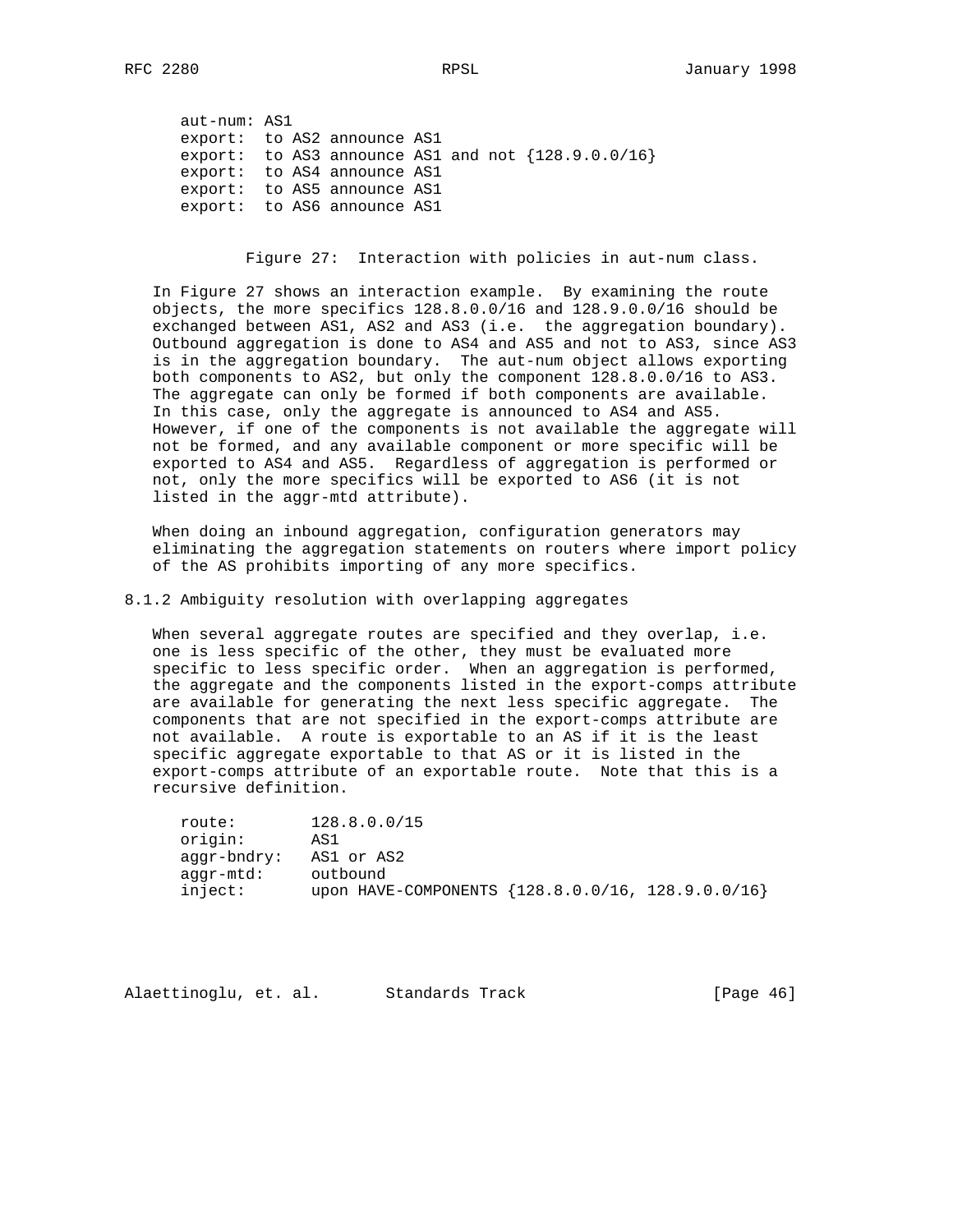```
aut-num: AS1
export:  to AS2 announce AS1
export:  to AS3 announce AS1 and not {128.9.0.0/16}
export:  to AS4 announce AS1
export:  to AS5 announce AS1
export:  to AS6 announce AS1
```

Figure 27: Interaction with policies in aut-num class.

In Figure 27 shows an interaction example. By examining the route objects, the more specifics 128.8.0.0/16 and 128.9.0.0/16 should be exchanged between AS1, AS2 and AS3 (i.e. the aggregation boundary). Outbound aggregation is done to AS4 and AS5 and not to AS3, since AS3 is in the aggregation boundary. The aut-num object allows exporting both components to AS2, but only the component 128.8.0.0/16 to AS3. The aggregate can only be formed if both components are available. In this case, only the aggregate is announced to AS4 and AS5. However, if one of the components is not available the aggregate will not be formed, and any available component or more specific will be exported to AS4 and AS5. Regardless of aggregation is performed or not, only the more specifics will be exported to AS6 (it is not listed in the aggr-mtd attribute).

When doing an inbound aggregation, configuration generators may eliminating the aggregation statements on routers where import policy of the AS prohibits importing of any more specifics.

### 8.1.2 Ambiguity resolution with overlapping aggregates

When several aggregate routes are specified and they overlap, i.e. one is less specific of the other, they must be evaluated more specific to less specific order. When an aggregation is performed, the aggregate and the components listed in the export-comps attribute are available for generating the next less specific aggregate. The components that are not specified in the export-comps attribute are not available. A route is exportable to an AS if it is the least specific aggregate exportable to that AS or it is listed in the export-comps attribute of an exportable route. Note that this is a recursive definition.

```
route:        128.8.0.0/15
origin:       AS1
aggr-bndry:   AS1 or AS2
aggr-mtd:     outbound
inject:       upon HAVE-COMPONENTS {128.8.0.0/16, 128.9.0.0/16}
```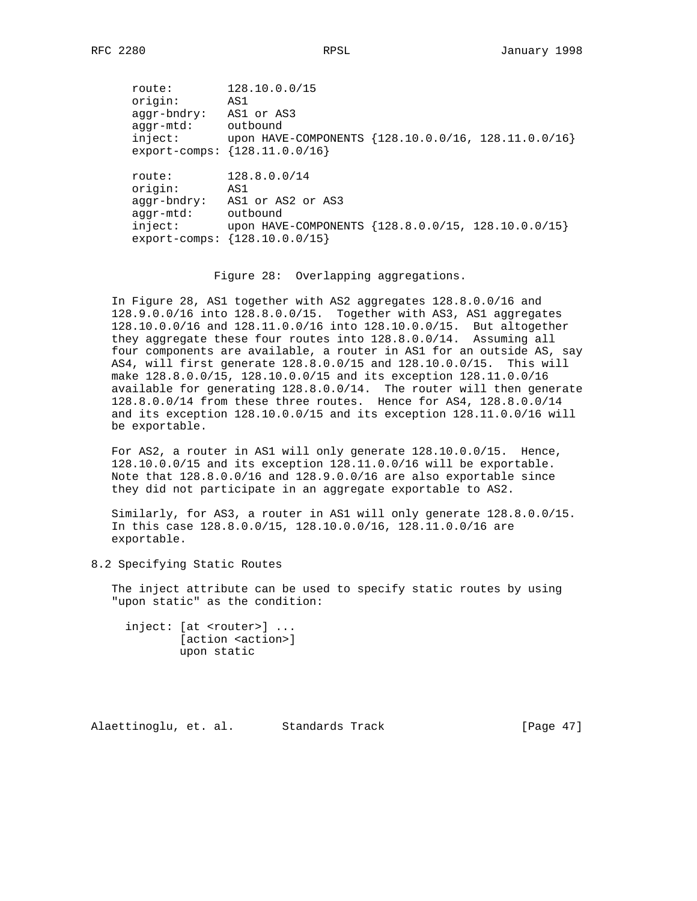```
route:        128.10.0.0/15
origin:       AS1
aggr-bndry:   AS1 or AS3
aggr-mtd:     outbound
inject:       upon HAVE-COMPONENTS {128.10.0.0/16, 128.11.0.0/16}
export-comps: {128.11.0.0/16}

route:        128.8.0.0/14
origin:       AS1
aggr-bndry:   AS1 or AS2 or AS3
aggr-mtd:     outbound
inject:       upon HAVE-COMPONENTS {128.8.0.0/15, 128.10.0.0/15}
export-comps: {128.10.0.0/15}
```

Figure 28: Overlapping aggregations.

In Figure 28, AS1 together with AS2 aggregates 128.8.0.0/16 and 128.9.0.0/16 into 128.8.0.0/15. Together with AS3, AS1 aggregates 128.10.0.0/16 and 128.11.0.0/16 into 128.10.0.0/15. But altogether they aggregate these four routes into 128.8.0.0/14. Assuming all four components are available, a router in AS1 for an outside AS, say AS4, will first generate 128.8.0.0/15 and 128.10.0.0/15. This will make 128.8.0.0/15, 128.10.0.0/15 and its exception 128.11.0.0/16 available for generating 128.8.0.0/14. The router will then generate 128.8.0.0/14 from these three routes. Hence for AS4, 128.8.0.0/14 and its exception 128.10.0.0/15 and its exception 128.11.0.0/16 will be exportable.

For AS2, a router in AS1 will only generate 128.10.0.0/15. Hence, 128.10.0.0/15 and its exception 128.11.0.0/16 will be exportable. Note that 128.8.0.0/16 and 128.9.0.0/16 are also exportable since they did not participate in an aggregate exportable to AS2.

Similarly, for AS3, a router in AS1 will only generate 128.8.0.0/15. In this case 128.8.0.0/15, 128.10.0.0/16, 128.11.0.0/16 are exportable.

## 8.2 Specifying Static Routes

The inject attribute can be used to specify static routes by using "upon static" as the condition:

```
inject: [at <router>] ...
        [action <action>]
        upon static
```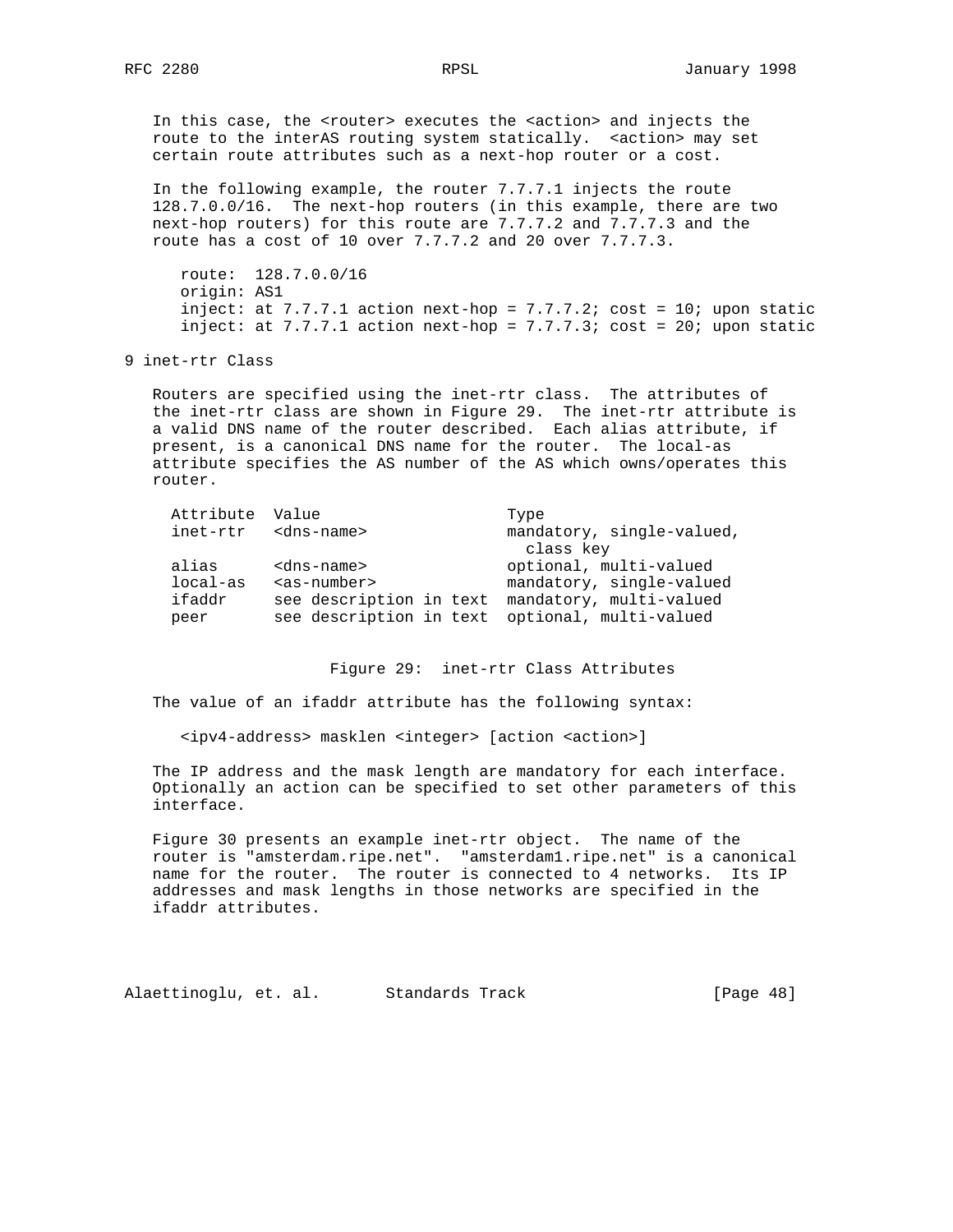In this case, the <router> executes the <action> and injects the route to the interAS routing system statically. <action> may set certain route attributes such as a next-hop router or a cost.

In the following example, the router 7.7.7.1 injects the route 128.7.0.0/16. The next-hop routers (in this example, there are two next-hop routers) for this route are 7.7.7.2 and 7.7.7.3 and the route has a cost of 10 over 7.7.7.2 and 20 over 7.7.7.3.

```
route:  128.7.0.0/16
origin: AS1
inject: at 7.7.7.1 action next-hop = 7.7.7.2; cost = 10; upon static
inject: at 7.7.7.1 action next-hop = 7.7.7.3; cost = 20; upon static
```

# 9 inet-rtr Class

Routers are specified using the inet-rtr class. The attributes of the inet-rtr class are shown in Figure 29. The inet-rtr attribute is a valid DNS name of the router described. Each alias attribute, if present, is a canonical DNS name for the router. The local-as attribute specifies the AS number of the AS which owns/operates this router.

| Attribute | Value | Type |
| --- | --- | --- |
| inet-rtr | <dns-name> | mandatory, single-valued, class key |
| alias | <dns-name> | optional, multi-valued |
| local-as | <as-number> | mandatory, single-valued |
| ifaddr | see description in text | mandatory, multi-valued |
| peer | see description in text | optional, multi-valued |

Figure 29: inet-rtr Class Attributes

The value of an ifaddr attribute has the following syntax:

```
<ipv4-address> masklen <integer> [action <action>]
```

The IP address and the mask length are mandatory for each interface. Optionally an action can be specified to set other parameters of this interface.

Figure 30 presents an example inet-rtr object. The name of the router is "amsterdam.ripe.net". "amsterdam1.ripe.net" is a canonical name for the router. The router is connected to 4 networks. Its IP addresses and mask lengths in those networks are specified in the ifaddr attributes.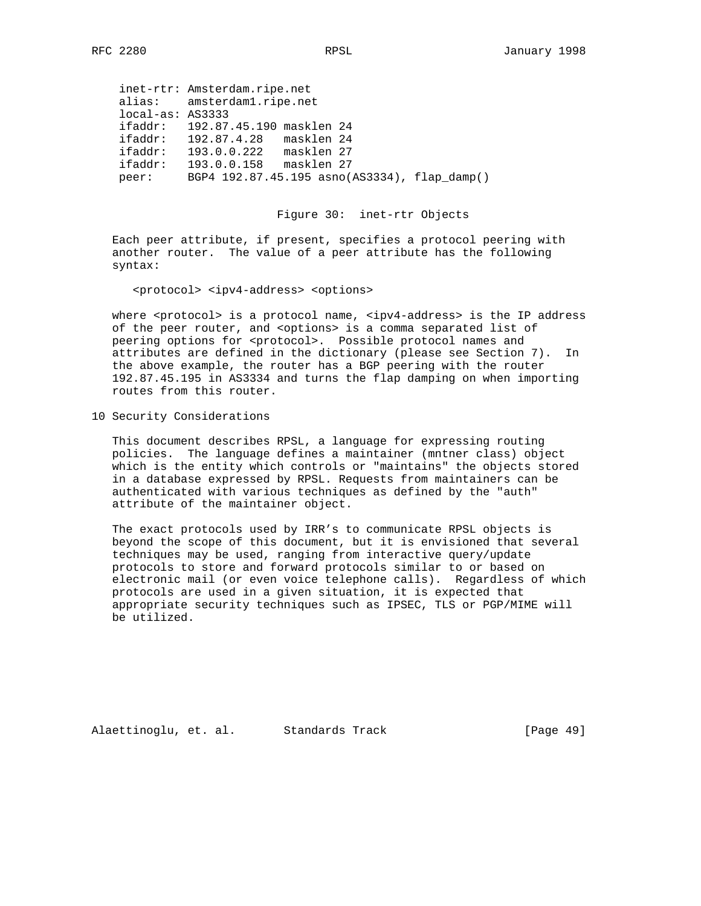```
inet-rtr: Amsterdam.ripe.net
alias:    amsterdam1.ripe.net
local-as: AS3333
ifaddr:   192.87.45.190 masklen 24
ifaddr:   192.87.4.28   masklen 24
ifaddr:   193.0.0.222   masklen 27
ifaddr:   193.0.0.158   masklen 27
peer:     BGP4 192.87.45.195 asno(AS3334), flap_damp()
```

Figure 30: inet-rtr Objects

Each peer attribute, if present, specifies a protocol peering with another router. The value of a peer attribute has the following syntax:

```
<protocol> <ipv4-address> <options>
```

where <protocol> is a protocol name, <ipv4-address> is the IP address of the peer router, and <options> is a comma separated list of peering options for <protocol>. Possible protocol names and attributes are defined in the dictionary (please see Section 7). In the above example, the router has a BGP peering with the router 192.87.45.195 in AS3334 and turns the flap damping on when importing routes from this router.

# 10 Security Considerations

This document describes RPSL, a language for expressing routing policies. The language defines a maintainer (mntner class) object which is the entity which controls or "maintains" the objects stored in a database expressed by RPSL. Requests from maintainers can be authenticated with various techniques as defined by the "auth" attribute of the maintainer object.

The exact protocols used by IRR's to communicate RPSL objects is beyond the scope of this document, but it is envisioned that several techniques may be used, ranging from interactive query/update protocols to store and forward protocols similar to or based on electronic mail (or even voice telephone calls). Regardless of which protocols are used in a given situation, it is expected that appropriate security techniques such as IPSEC, TLS or PGP/MIME will be utilized.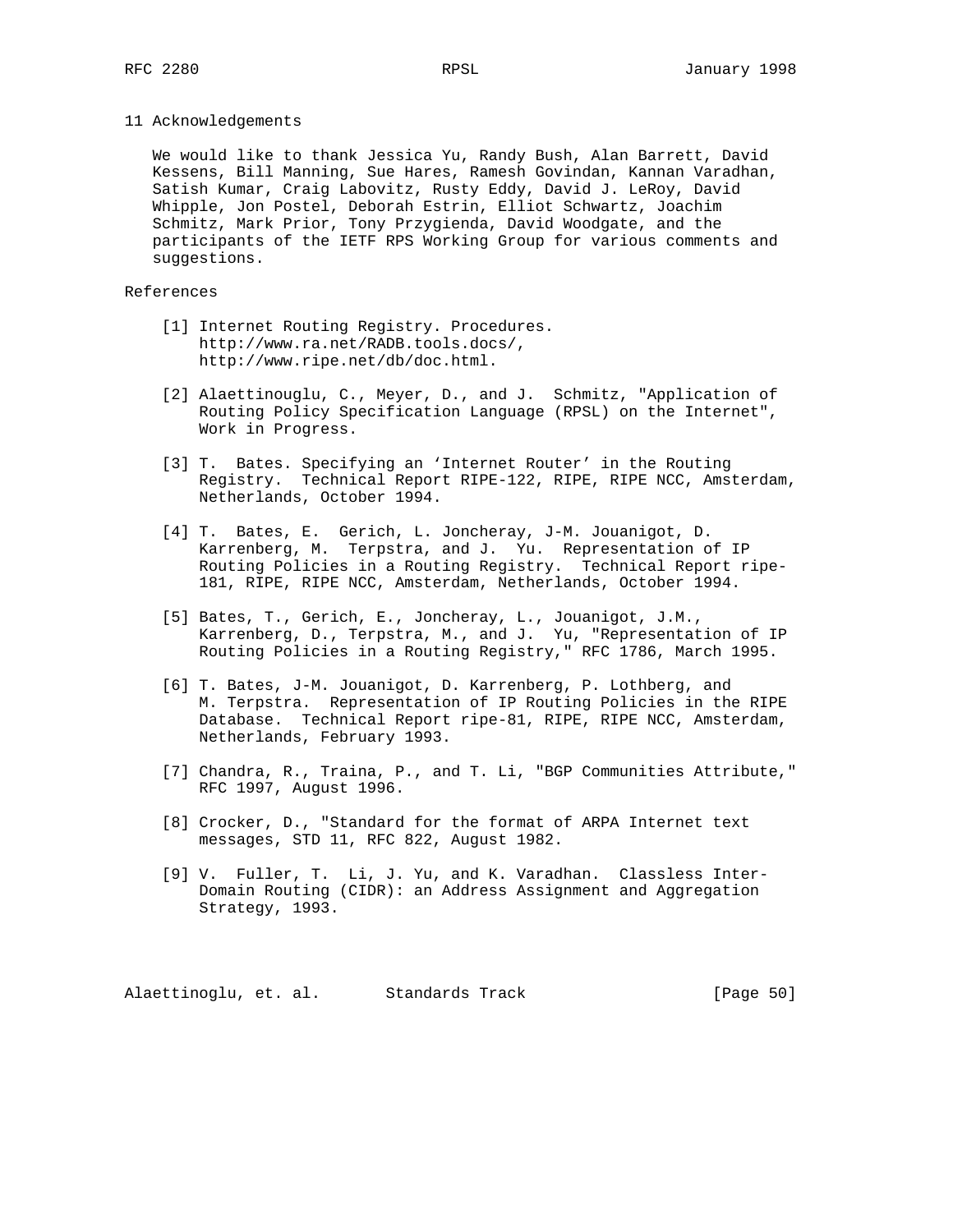## 11 Acknowledgements

We would like to thank Jessica Yu, Randy Bush, Alan Barrett, David Kessens, Bill Manning, Sue Hares, Ramesh Govindan, Kannan Varadhan, Satish Kumar, Craig Labovitz, Rusty Eddy, David J. LeRoy, David Whipple, Jon Postel, Deborah Estrin, Elliot Schwartz, Joachim Schmitz, Mark Prior, Tony Przygienda, David Woodgate, and the participants of the IETF RPS Working Group for various comments and suggestions.

## References

[1] Internet Routing Registry. Procedures. http://www.ra.net/RADB.tools.docs/, http://www.ripe.net/db/doc.html.

[2] Alaettinouglu, C., Meyer, D., and J. Schmitz, "Application of Routing Policy Specification Language (RPSL) on the Internet", Work in Progress.

[3] T. Bates. Specifying an 'Internet Router' in the Routing Registry. Technical Report RIPE-122, RIPE, RIPE NCC, Amsterdam, Netherlands, October 1994.

[4] T. Bates, E. Gerich, L. Joncheray, J-M. Jouanigot, D. Karrenberg, M. Terpstra, and J. Yu. Representation of IP Routing Policies in a Routing Registry. Technical Report ripe-181, RIPE, RIPE NCC, Amsterdam, Netherlands, October 1994.

[5] Bates, T., Gerich, E., Joncheray, L., Jouanigot, J.M., Karrenberg, D., Terpstra, M., and J. Yu, "Representation of IP Routing Policies in a Routing Registry," RFC 1786, March 1995.

[6] T. Bates, J-M. Jouanigot, D. Karrenberg, P. Lothberg, and M. Terpstra. Representation of IP Routing Policies in the RIPE Database. Technical Report ripe-81, RIPE, RIPE NCC, Amsterdam, Netherlands, February 1993.

[7] Chandra, R., Traina, P., and T. Li, "BGP Communities Attribute," RFC 1997, August 1996.

[8] Crocker, D., "Standard for the format of ARPA Internet text messages, STD 11, RFC 822, August 1982.

[9] V. Fuller, T. Li, J. Yu, and K. Varadhan. Classless Inter-Domain Routing (CIDR): an Address Assignment and Aggregation Strategy, 1993.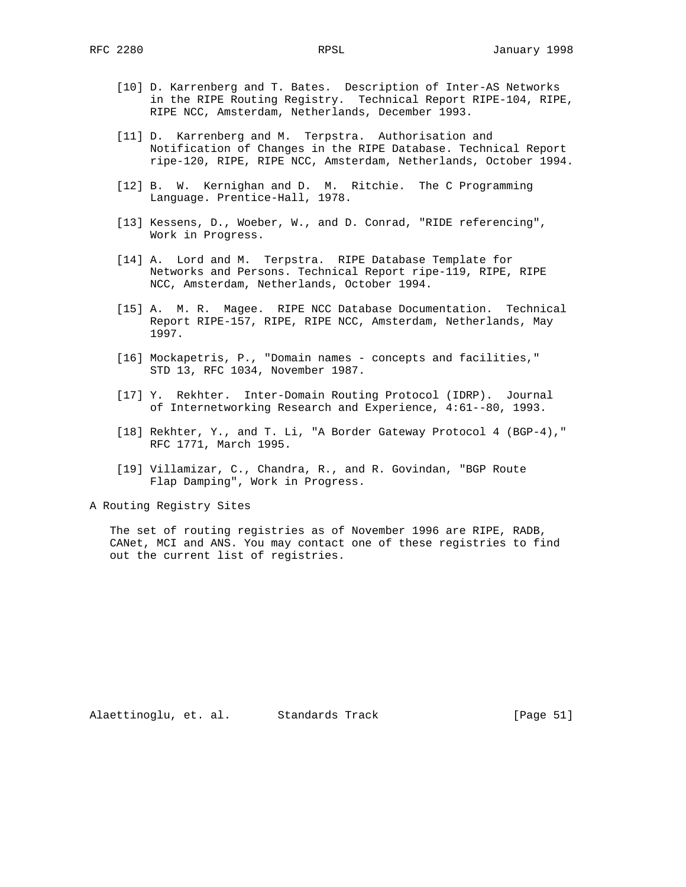[10] D. Karrenberg and T. Bates. Description of Inter-AS Networks in the RIPE Routing Registry. Technical Report RIPE-104, RIPE, RIPE NCC, Amsterdam, Netherlands, December 1993.

[11] D. Karrenberg and M. Terpstra. Authorisation and Notification of Changes in the RIPE Database. Technical Report ripe-120, RIPE, RIPE NCC, Amsterdam, Netherlands, October 1994.

[12] B. W. Kernighan and D. M. Ritchie. The C Programming Language. Prentice-Hall, 1978.

[13] Kessens, D., Woeber, W., and D. Conrad, "RIDE referencing", Work in Progress.

[14] A. Lord and M. Terpstra. RIPE Database Template for Networks and Persons. Technical Report ripe-119, RIPE, RIPE NCC, Amsterdam, Netherlands, October 1994.

[15] A. M. R. Magee. RIPE NCC Database Documentation. Technical Report RIPE-157, RIPE, RIPE NCC, Amsterdam, Netherlands, May 1997.

[16] Mockapetris, P., "Domain names - concepts and facilities," STD 13, RFC 1034, November 1987.

[17] Y. Rekhter. Inter-Domain Routing Protocol (IDRP). Journal of Internetworking Research and Experience, 4:61--80, 1993.

[18] Rekhter, Y., and T. Li, "A Border Gateway Protocol 4 (BGP-4)," RFC 1771, March 1995.

[19] Villamizar, C., Chandra, R., and R. Govindan, "BGP Route Flap Damping", Work in Progress.

# A Routing Registry Sites

The set of routing registries as of November 1996 are RIPE, RADB, CANet, MCI and ANS. You may contact one of these registries to find out the current list of registries.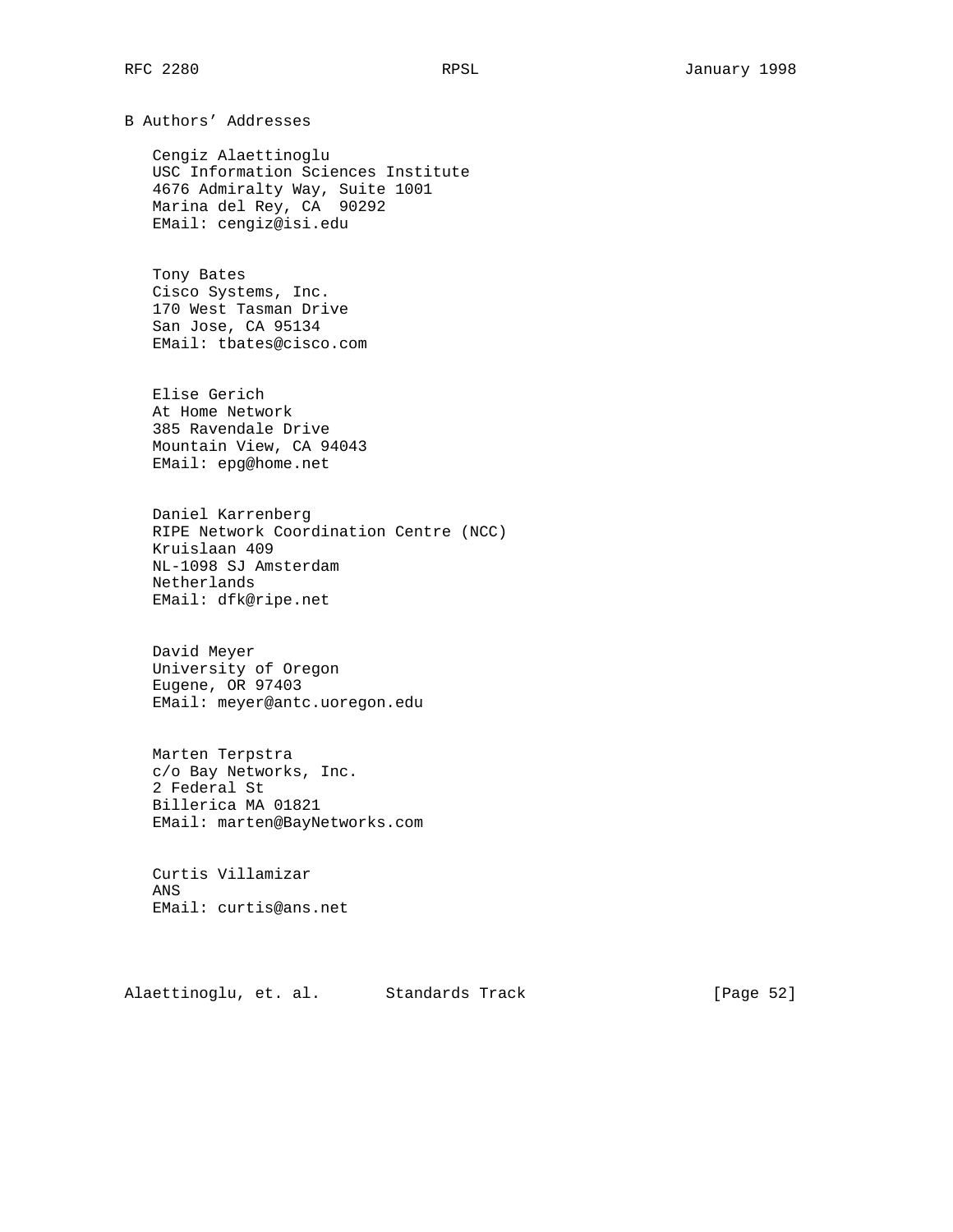# B Authors' Addresses

Cengiz Alaettinoglu
USC Information Sciences Institute
4676 Admiralty Way, Suite 1001
Marina del Rey, CA 90292
EMail: cengiz@isi.edu

Tony Bates
Cisco Systems, Inc.
170 West Tasman Drive
San Jose, CA 95134
EMail: tbates@cisco.com

Elise Gerich
At Home Network
385 Ravendale Drive
Mountain View, CA 94043
EMail: epg@home.net

Daniel Karrenberg
RIPE Network Coordination Centre (NCC)
Kruislaan 409
NL-1098 SJ Amsterdam
Netherlands
EMail: dfk@ripe.net

David Meyer
University of Oregon
Eugene, OR 97403
EMail: meyer@antc.uoregon.edu

Marten Terpstra
c/o Bay Networks, Inc.
2 Federal St
Billerica MA 01821
EMail: marten@BayNetworks.com

Curtis Villamizar
ANS
EMail: curtis@ans.net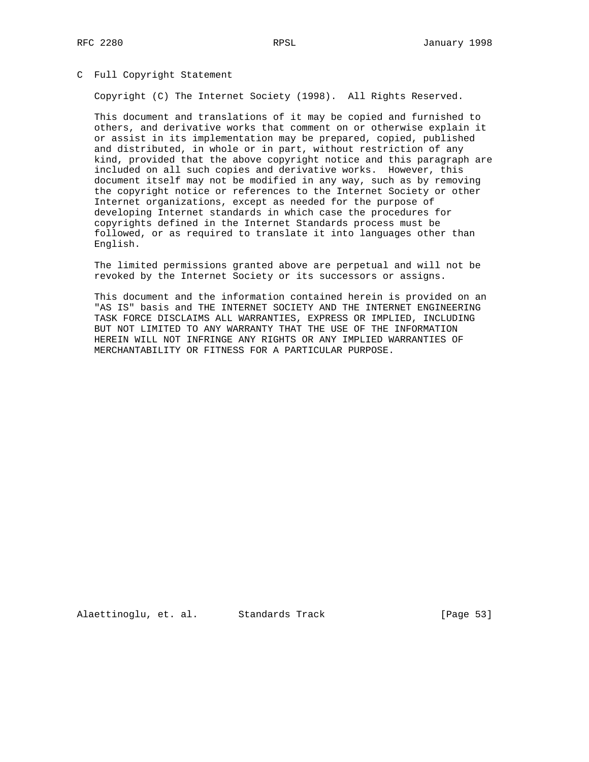## C Full Copyright Statement

Copyright (C) The Internet Society (1998). All Rights Reserved.

This document and translations of it may be copied and furnished to others, and derivative works that comment on or otherwise explain it or assist in its implementation may be prepared, copied, published and distributed, in whole or in part, without restriction of any kind, provided that the above copyright notice and this paragraph are included on all such copies and derivative works. However, this document itself may not be modified in any way, such as by removing the copyright notice or references to the Internet Society or other Internet organizations, except as needed for the purpose of developing Internet standards in which case the procedures for copyrights defined in the Internet Standards process must be followed, or as required to translate it into languages other than English.

The limited permissions granted above are perpetual and will not be revoked by the Internet Society or its successors or assigns.

This document and the information contained herein is provided on an "AS IS" basis and THE INTERNET SOCIETY AND THE INTERNET ENGINEERING TASK FORCE DISCLAIMS ALL WARRANTIES, EXPRESS OR IMPLIED, INCLUDING BUT NOT LIMITED TO ANY WARRANTY THAT THE USE OF THE INFORMATION HEREIN WILL NOT INFRINGE ANY RIGHTS OR ANY IMPLIED WARRANTIES OF MERCHANTABILITY OR FITNESS FOR A PARTICULAR PURPOSE.